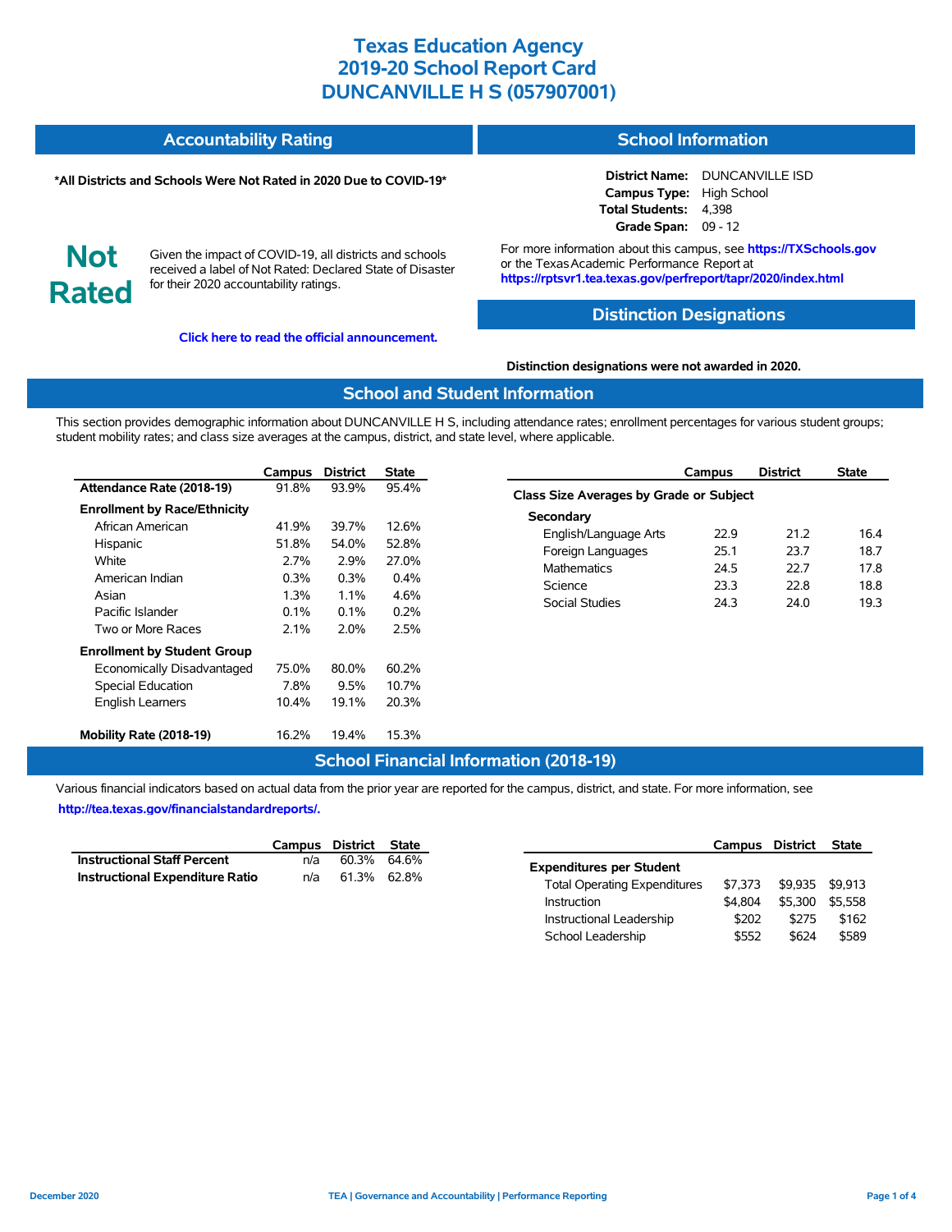# Texas Education Agency
# 2019-20 School Report Card
# DUNCANVILLE H S (057907001)

## Accountability Rating

**\*All Districts and Schools Were Not Rated in 2020 Due to COVID-19\***

**Not Rated**

Given the impact of COVID-19, all districts and schools received a label of Not Rated: Declared State of Disaster for their 2020 accountability ratings.

**Click here to read the official announcement.**

## School Information

**District Name:** DUNCANVILLE ISD
**Campus Type:** High School
**Total Students:** 4,398
**Grade Span:** 09 - 12

For more information about this campus, see **https://TXSchools.gov** or the Texas Academic Performance Report at **https://rptsvr1.tea.texas.gov/perfreport/tapr/2020/index.html**

## Distinction Designations

**Distinction designations were not awarded in 2020.**

## School and Student Information

This section provides demographic information about DUNCANVILLE H S, including attendance rates; enrollment percentages for various student groups; student mobility rates; and class size averages at the campus, district, and state level, where applicable.

| | Campus | District | State |
|---|---|---|---|
| **Attendance Rate (2018-19)** | 91.8% | 93.9% | 95.4% |
| **Enrollment by Race/Ethnicity** | | | |
| African American | 41.9% | 39.7% | 12.6% |
| Hispanic | 51.8% | 54.0% | 52.8% |
| White | 2.7% | 2.9% | 27.0% |
| American Indian | 0.3% | 0.3% | 0.4% |
| Asian | 1.3% | 1.1% | 4.6% |
| Pacific Islander | 0.1% | 0.1% | 0.2% |
| Two or More Races | 2.1% | 2.0% | 2.5% |
| **Enrollment by Student Group** | | | |
| Economically Disadvantaged | 75.0% | 80.0% | 60.2% |
| Special Education | 7.8% | 9.5% | 10.7% |
| English Learners | 10.4% | 19.1% | 20.3% |
| **Mobility Rate (2018-19)** | 16.2% | 19.4% | 15.3% |

| | Campus | District | State |
|---|---|---|---|
| **Class Size Averages by Grade or Subject** | | | |
| **Secondary** | | | |
| English/Language Arts | 22.9 | 21.2 | 16.4 |
| Foreign Languages | 25.1 | 23.7 | 18.7 |
| Mathematics | 24.5 | 22.7 | 17.8 |
| Science | 23.3 | 22.8 | 18.8 |
| Social Studies | 24.3 | 24.0 | 19.3 |

## School Financial Information (2018-19)

Various financial indicators based on actual data from the prior year are reported for the campus, district, and state. For more information, see **http://tea.texas.gov/financialstandardreports/.**

| | Campus | District | State |
|---|---|---|---|
| **Instructional Staff Percent** | n/a | 60.3% | 64.6% |
| **Instructional Expenditure Ratio** | n/a | 61.3% | 62.8% |

| | Campus | District | State |
|---|---|---|---|
| **Expenditures per Student** | | | |
| Total Operating Expenditures | $7,373 | $9,935 | $9,913 |
| Instruction | $4,804 | $5,300 | $5,558 |
| Instructional Leadership | $202 | $275 | $162 |
| School Leadership | $552 | $624 | $589 |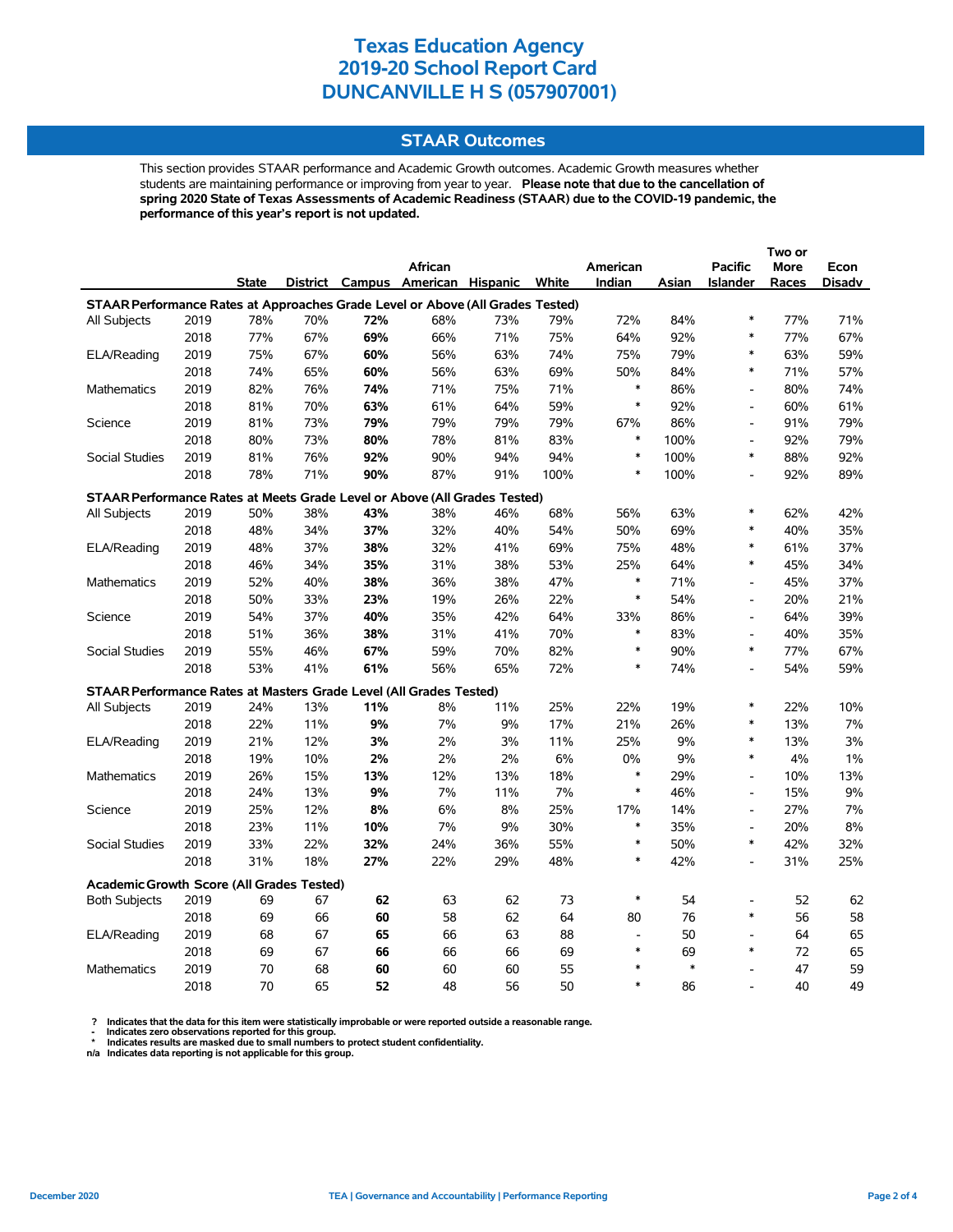# Texas Education Agency
# 2019-20 School Report Card
# DUNCANVILLE H S (057907001)

## STAAR Outcomes

This section provides STAAR performance and Academic Growth outcomes. Academic Growth measures whether students are maintaining performance or improving from year to year. **Please note that due to the cancellation of spring 2020 State of Texas Assessments of Academic Readiness (STAAR) due to the COVID-19 pandemic, the performance of this year's report is not updated.**

| | | State | District | Campus | African American | Hispanic | White | American Indian | Asian | Pacific Islander | Two or More Races | Econ Disadv |
|---|---|---|---|---|---|---|---|---|---|---|---|---|
| **STAAR Performance Rates at Approaches Grade Level or Above (All Grades Tested)** | | | | | | | | | | | | |
| All Subjects | 2019 | 78% | 70% | **72%** | 68% | 73% | 79% | 72% | 84% | * | 77% | 71% |
| | 2018 | 77% | 67% | **69%** | 66% | 71% | 75% | 64% | 92% | * | 77% | 67% |
| ELA/Reading | 2019 | 75% | 67% | **60%** | 56% | 63% | 74% | 75% | 79% | * | 63% | 59% |
| | 2018 | 74% | 65% | **60%** | 56% | 63% | 69% | 50% | 84% | * | 71% | 57% |
| Mathematics | 2019 | 82% | 76% | **74%** | 71% | 75% | 71% | * | 86% | - | 80% | 74% |
| | 2018 | 81% | 70% | **63%** | 61% | 64% | 59% | * | 92% | - | 60% | 61% |
| Science | 2019 | 81% | 73% | **79%** | 79% | 79% | 79% | 67% | 86% | - | 91% | 79% |
| | 2018 | 80% | 73% | **80%** | 78% | 81% | 83% | * | 100% | - | 92% | 79% |
| Social Studies | 2019 | 81% | 76% | **92%** | 90% | 94% | 94% | * | 100% | * | 88% | 92% |
| | 2018 | 78% | 71% | **90%** | 87% | 91% | 100% | * | 100% | - | 92% | 89% |
| **STAAR Performance Rates at Meets Grade Level or Above (All Grades Tested)** | | | | | | | | | | | | |
| All Subjects | 2019 | 50% | 38% | **43%** | 38% | 46% | 68% | 56% | 63% | * | 62% | 42% |
| | 2018 | 48% | 34% | **37%** | 32% | 40% | 54% | 50% | 69% | * | 40% | 35% |
| ELA/Reading | 2019 | 48% | 37% | **38%** | 32% | 41% | 69% | 75% | 48% | * | 61% | 37% |
| | 2018 | 46% | 34% | **35%** | 31% | 38% | 53% | 25% | 64% | * | 45% | 34% |
| Mathematics | 2019 | 52% | 40% | **38%** | 36% | 38% | 47% | * | 71% | - | 45% | 37% |
| | 2018 | 50% | 33% | **23%** | 19% | 26% | 22% | * | 54% | - | 20% | 21% |
| Science | 2019 | 54% | 37% | **40%** | 35% | 42% | 64% | 33% | 86% | - | 64% | 39% |
| | 2018 | 51% | 36% | **38%** | 31% | 41% | 70% | * | 83% | - | 40% | 35% |
| Social Studies | 2019 | 55% | 46% | **67%** | 59% | 70% | 82% | * | 90% | * | 77% | 67% |
| | 2018 | 53% | 41% | **61%** | 56% | 65% | 72% | * | 74% | - | 54% | 59% |
| **STAAR Performance Rates at Masters Grade Level (All Grades Tested)** | | | | | | | | | | | | |
| All Subjects | 2019 | 24% | 13% | **11%** | 8% | 11% | 25% | 22% | 19% | * | 22% | 10% |
| | 2018 | 22% | 11% | **9%** | 7% | 9% | 17% | 21% | 26% | * | 13% | 7% |
| ELA/Reading | 2019 | 21% | 12% | **3%** | 2% | 3% | 11% | 25% | 9% | * | 13% | 3% |
| | 2018 | 19% | 10% | **2%** | 2% | 2% | 6% | 0% | 9% | * | 4% | 1% |
| Mathematics | 2019 | 26% | 15% | **13%** | 12% | 13% | 18% | * | 29% | - | 10% | 13% |
| | 2018 | 24% | 13% | **9%** | 7% | 11% | 7% | * | 46% | - | 15% | 9% |
| Science | 2019 | 25% | 12% | **8%** | 6% | 8% | 25% | 17% | 14% | - | 27% | 7% |
| | 2018 | 23% | 11% | **10%** | 7% | 9% | 30% | * | 35% | - | 20% | 8% |
| Social Studies | 2019 | 33% | 22% | **32%** | 24% | 36% | 55% | * | 50% | * | 42% | 32% |
| | 2018 | 31% | 18% | **27%** | 22% | 29% | 48% | * | 42% | - | 31% | 25% |
| **Academic Growth Score (All Grades Tested)** | | | | | | | | | | | | |
| Both Subjects | 2019 | 69 | 67 | **62** | 63 | 62 | 73 | * | 54 | - | 52 | 62 |
| | 2018 | 69 | 66 | **60** | 58 | 62 | 64 | 80 | 76 | * | 56 | 58 |
| ELA/Reading | 2019 | 68 | 67 | **65** | 66 | 63 | 88 | - | 50 | - | 64 | 65 |
| | 2018 | 69 | 67 | **66** | 66 | 66 | 69 | * | 69 | * | 72 | 65 |
| Mathematics | 2019 | 70 | 68 | **60** | 60 | 60 | 55 | * | * | - | 47 | 59 |
| | 2018 | 70 | 65 | **52** | 48 | 56 | 50 | * | 86 | - | 40 | 49 |

? Indicates that the data for this item were statistically improbable or were reported outside a reasonable range.
- Indicates zero observations reported for this group.
* Indicates results are masked due to small numbers to protect student confidentiality.
n/a Indicates data reporting is not applicable for this group.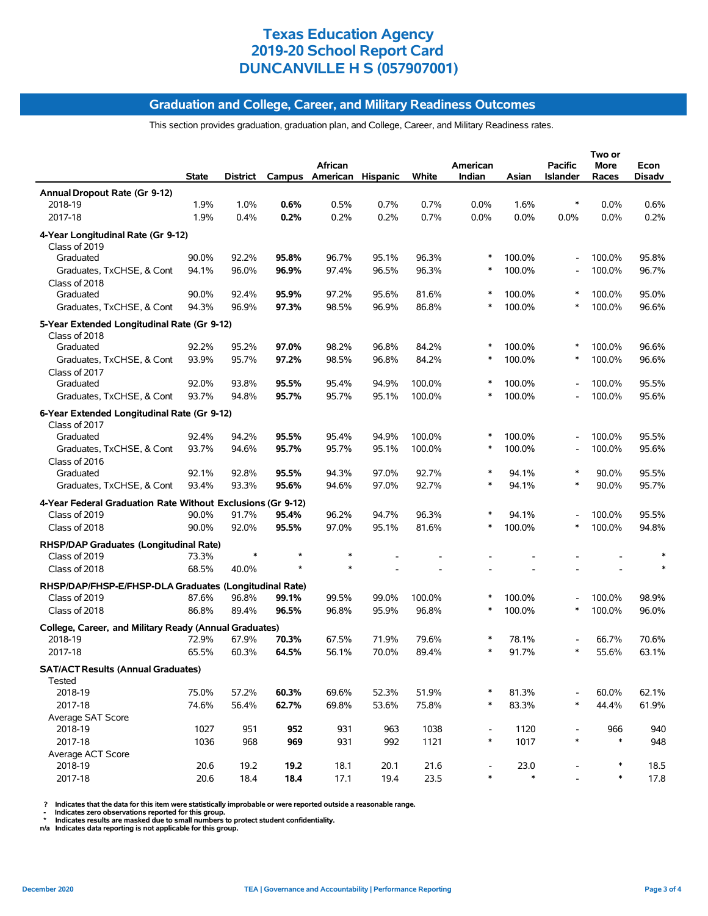# Texas Education Agency
# 2019-20 School Report Card
# DUNCANVILLE H S (057907001)

## Graduation and College, Career, and Military Readiness Outcomes

This section provides graduation, graduation plan, and College, Career, and Military Readiness rates.

| | State | District | Campus | African American | Hispanic | White | American Indian | Asian | Pacific Islander | Two or More Races | Econ Disadv |
|---|---|---|---|---|---|---|---|---|---|---|---|
| **Annual Dropout Rate (Gr 9-12)** | | | | | | | | | | | |
| 2018-19 | 1.9% | 1.0% | **0.6%** | 0.5% | 0.7% | 0.7% | 0.0% | 1.6% | * | 0.0% | 0.6% |
| 2017-18 | 1.9% | 0.4% | **0.2%** | 0.2% | 0.2% | 0.7% | 0.0% | 0.0% | 0.0% | 0.0% | 0.2% |
| **4-Year Longitudinal Rate (Gr 9-12)** | | | | | | | | | | | |
| Class of 2019 | | | | | | | | | | | |
| Graduated | 90.0% | 92.2% | **95.8%** | 96.7% | 95.1% | 96.3% | * | 100.0% | - | 100.0% | 95.8% |
| Graduates, TxCHSE, & Cont | 94.1% | 96.0% | **96.9%** | 97.4% | 96.5% | 96.3% | * | 100.0% | - | 100.0% | 96.7% |
| Class of 2018 | | | | | | | | | | | |
| Graduated | 90.0% | 92.4% | **95.9%** | 97.2% | 95.6% | 81.6% | * | 100.0% | * | 100.0% | 95.0% |
| Graduates, TxCHSE, & Cont | 94.3% | 96.9% | **97.3%** | 98.5% | 96.9% | 86.8% | * | 100.0% | * | 100.0% | 96.6% |
| **5-Year Extended Longitudinal Rate (Gr 9-12)** | | | | | | | | | | | |
| Class of 2018 | | | | | | | | | | | |
| Graduated | 92.2% | 95.2% | **97.0%** | 98.2% | 96.8% | 84.2% | * | 100.0% | * | 100.0% | 96.6% |
| Graduates, TxCHSE, & Cont | 93.9% | 95.7% | **97.2%** | 98.5% | 96.8% | 84.2% | * | 100.0% | * | 100.0% | 96.6% |
| Class of 2017 | | | | | | | | | | | |
| Graduated | 92.0% | 93.8% | **95.5%** | 95.4% | 94.9% | 100.0% | * | 100.0% | - | 100.0% | 95.5% |
| Graduates, TxCHSE, & Cont | 93.7% | 94.8% | **95.7%** | 95.7% | 95.1% | 100.0% | * | 100.0% | - | 100.0% | 95.6% |
| **6-Year Extended Longitudinal Rate (Gr 9-12)** | | | | | | | | | | | |
| Class of 2017 | | | | | | | | | | | |
| Graduated | 92.4% | 94.2% | **95.5%** | 95.4% | 94.9% | 100.0% | * | 100.0% | - | 100.0% | 95.5% |
| Graduates, TxCHSE, & Cont | 93.7% | 94.6% | **95.7%** | 95.7% | 95.1% | 100.0% | * | 100.0% | - | 100.0% | 95.6% |
| Class of 2016 | | | | | | | | | | | |
| Graduated | 92.1% | 92.8% | **95.5%** | 94.3% | 97.0% | 92.7% | * | 94.1% | * | 90.0% | 95.5% |
| Graduates, TxCHSE, & Cont | 93.4% | 93.3% | **95.6%** | 94.6% | 97.0% | 92.7% | * | 94.1% | * | 90.0% | 95.7% |
| **4-Year Federal Graduation Rate Without Exclusions (Gr 9-12)** | | | | | | | | | | | |
| Class of 2019 | 90.0% | 91.7% | **95.4%** | 96.2% | 94.7% | 96.3% | * | 94.1% | - | 100.0% | 95.5% |
| Class of 2018 | 90.0% | 92.0% | **95.5%** | 97.0% | 95.1% | 81.6% | * | 100.0% | * | 100.0% | 94.8% |
| **RHSP/DAP Graduates (Longitudinal Rate)** | | | | | | | | | | | |
| Class of 2019 | 73.3% | * | * | * | - | - | - | - | - | - | * |
| Class of 2018 | 68.5% | 40.0% | * | * | - | - | - | - | - | - | * |
| **RHSP/DAP/FHSP-E/FHSP-DLA Graduates (Longitudinal Rate)** | | | | | | | | | | | |
| Class of 2019 | 87.6% | 96.8% | **99.1%** | 99.5% | 99.0% | 100.0% | * | 100.0% | - | 100.0% | 98.9% |
| Class of 2018 | 86.8% | 89.4% | **96.5%** | 96.8% | 95.9% | 96.8% | * | 100.0% | * | 100.0% | 96.0% |
| **College, Career, and Military Ready (Annual Graduates)** | | | | | | | | | | | |
| 2018-19 | 72.9% | 67.9% | **70.3%** | 67.5% | 71.9% | 79.6% | * | 78.1% | - | 66.7% | 70.6% |
| 2017-18 | 65.5% | 60.3% | **64.5%** | 56.1% | 70.0% | 89.4% | * | 91.7% | * | 55.6% | 63.1% |
| **SAT/ACT Results (Annual Graduates)** | | | | | | | | | | | |
| Tested | | | | | | | | | | | |
| 2018-19 | 75.0% | 57.2% | **60.3%** | 69.6% | 52.3% | 51.9% | * | 81.3% | - | 60.0% | 62.1% |
| 2017-18 | 74.6% | 56.4% | **62.7%** | 69.8% | 53.6% | 75.8% | * | 83.3% | * | 44.4% | 61.9% |
| Average SAT Score | | | | | | | | | | | |
| 2018-19 | 1027 | 951 | **952** | 931 | 963 | 1038 | - | 1120 | - | 966 | 940 |
| 2017-18 | 1036 | 968 | **969** | 931 | 992 | 1121 | * | 1017 | * | * | 948 |
| Average ACT Score | | | | | | | | | | | |
| 2018-19 | 20.6 | 19.2 | **19.2** | 18.1 | 20.1 | 21.6 | - | 23.0 | - | * | 18.5 |
| 2017-18 | 20.6 | 18.4 | **18.4** | 17.1 | 19.4 | 23.5 | * | * | - | * | 17.8 |

? Indicates that the data for this item were statistically improbable or were reported outside a reasonable range.
- Indicates zero observations reported for this group.
* Indicates results are masked due to small numbers to protect student confidentiality.
n/a Indicates data reporting is not applicable for this group.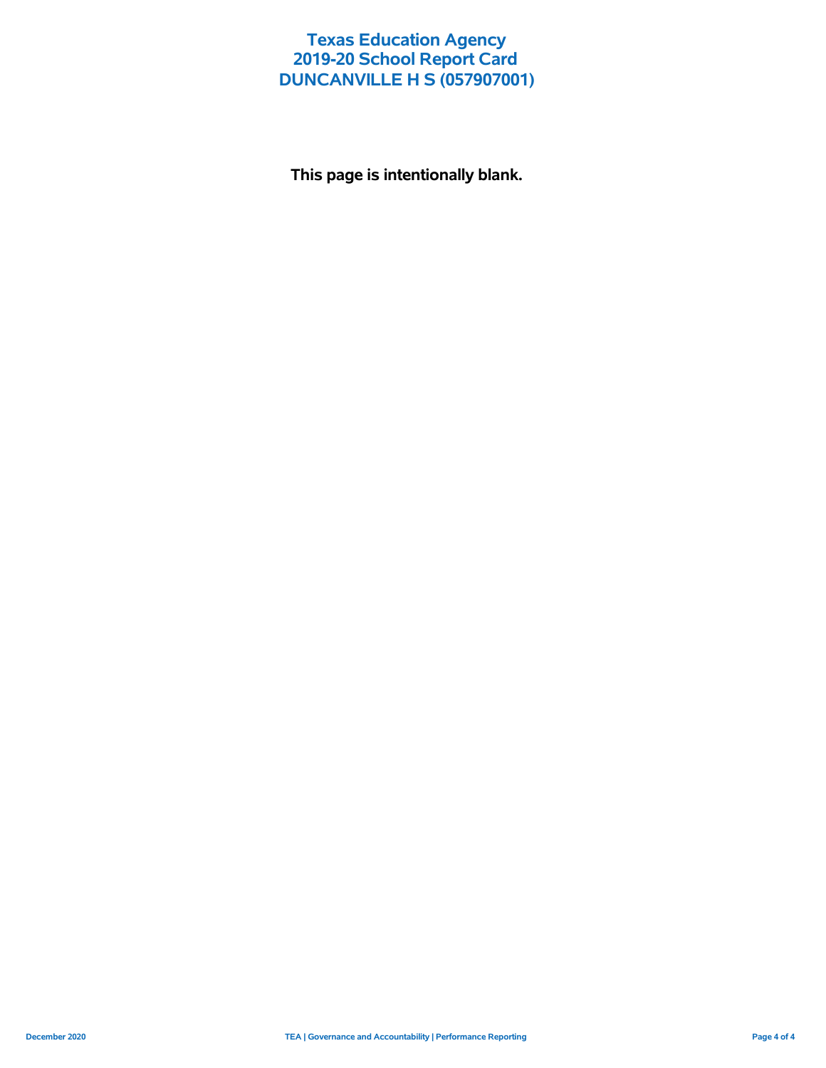# Texas Education Agency
# 2019-20 School Report Card
# DUNCANVILLE H S (057907001)

**This page is intentionally blank.**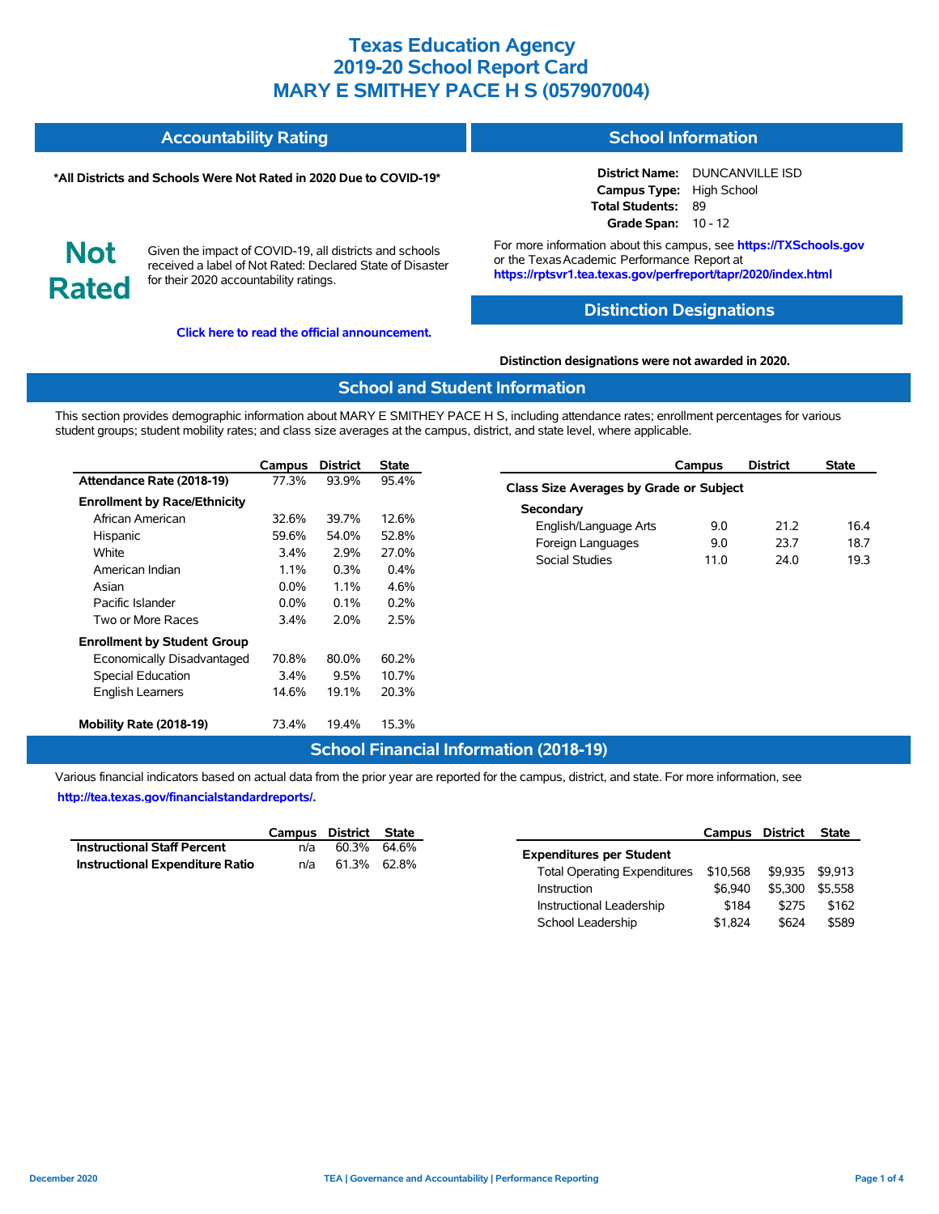# Texas Education Agency
# 2019-20 School Report Card
# MARY E SMITHEY PACE H S (057907004)

## Accountability Rating

**\*All Districts and Schools Were Not Rated in 2020 Due to COVID-19\***

**Not Rated**

Given the impact of COVID-19, all districts and schools received a label of Not Rated: Declared State of Disaster for their 2020 accountability ratings.

**Click here to read the official announcement.**

## School Information

**District Name:** DUNCANVILLE ISD
**Campus Type:** High School
**Total Students:** 89
**Grade Span:** 10 - 12

For more information about this campus, see **https://TXSchools.gov** or the Texas Academic Performance Report at **https://rptsvr1.tea.texas.gov/perfreport/tapr/2020/index.html**

## Distinction Designations

**Distinction designations were not awarded in 2020.**

## School and Student Information

This section provides demographic information about MARY E SMITHEY PACE H S, including attendance rates; enrollment percentages for various student groups; student mobility rates; and class size averages at the campus, district, and state level, where applicable.

| | Campus | District | State |
|---|---|---|---|
| **Attendance Rate (2018-19)** | 77.3% | 93.9% | 95.4% |
| **Enrollment by Race/Ethnicity** | | | |
| African American | 32.6% | 39.7% | 12.6% |
| Hispanic | 59.6% | 54.0% | 52.8% |
| White | 3.4% | 2.9% | 27.0% |
| American Indian | 1.1% | 0.3% | 0.4% |
| Asian | 0.0% | 1.1% | 4.6% |
| Pacific Islander | 0.0% | 0.1% | 0.2% |
| Two or More Races | 3.4% | 2.0% | 2.5% |
| **Enrollment by Student Group** | | | |
| Economically Disadvantaged | 70.8% | 80.0% | 60.2% |
| Special Education | 3.4% | 9.5% | 10.7% |
| English Learners | 14.6% | 19.1% | 20.3% |
| **Mobility Rate (2018-19)** | 73.4% | 19.4% | 15.3% |

| | Campus | District | State |
|---|---|---|---|
| **Class Size Averages by Grade or Subject** | | | |
| **Secondary** | | | |
| English/Language Arts | 9.0 | 21.2 | 16.4 |
| Foreign Languages | 9.0 | 23.7 | 18.7 |
| Social Studies | 11.0 | 24.0 | 19.3 |

## School Financial Information (2018-19)

Various financial indicators based on actual data from the prior year are reported for the campus, district, and state. For more information, see **http://tea.texas.gov/financialstandardreports/.**

| | Campus | District | State |
|---|---|---|---|
| **Instructional Staff Percent** | n/a | 60.3% | 64.6% |
| **Instructional Expenditure Ratio** | n/a | 61.3% | 62.8% |

| | Campus | District | State |
|---|---|---|---|
| **Expenditures per Student** | | | |
| Total Operating Expenditures | $10,568 | $9,935 | $9,913 |
| Instruction | $6,940 | $5,300 | $5,558 |
| Instructional Leadership | $184 | $275 | $162 |
| School Leadership | $1,824 | $624 | $589 |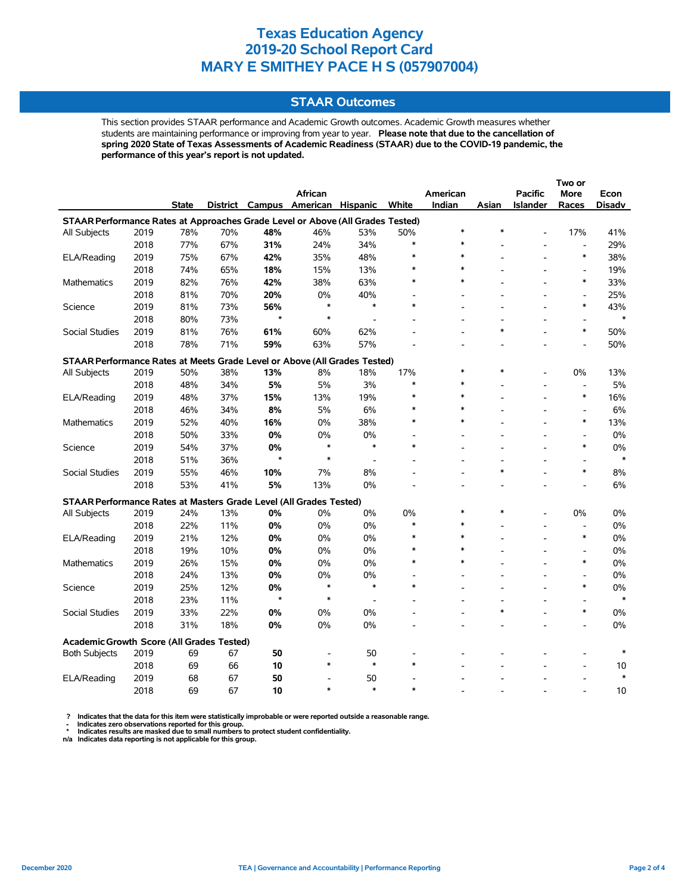# Texas Education Agency
# 2019-20 School Report Card
# MARY E SMITHEY PACE H S (057907004)

## STAAR Outcomes

This section provides STAAR performance and Academic Growth outcomes. Academic Growth measures whether students are maintaining performance or improving from year to year. **Please note that due to the cancellation of spring 2020 State of Texas Assessments of Academic Readiness (STAAR) due to the COVID-19 pandemic, the performance of this year's report is not updated.**

| | | State | District | Campus | African American | Hispanic | White | American Indian | Asian | Pacific Islander | Two or More Races | Econ Disadv |
|---|---|---|---|---|---|---|---|---|---|---|---|---|
| **STAAR Performance Rates at Approaches Grade Level or Above (All Grades Tested)** | | | | | | | | | | | | |
| All Subjects | 2019 | 78% | 70% | **48%** | 46% | 53% | 50% | * | * | - | 17% | 41% |
| | 2018 | 77% | 67% | **31%** | 24% | 34% | * | * | - | - | - | 29% |
| ELA/Reading | 2019 | 75% | 67% | **42%** | 35% | 48% | * | * | - | - | * | 38% |
| | 2018 | 74% | 65% | **18%** | 15% | 13% | * | * | - | - | - | 19% |
| Mathematics | 2019 | 82% | 76% | **42%** | 38% | 63% | * | * | - | - | * | 33% |
| | 2018 | 81% | 70% | **20%** | 0% | 40% | - | - | - | - | - | 25% |
| Science | 2019 | 81% | 73% | **56%** | * | * | * | - | - | - | * | 43% |
| | 2018 | 80% | 73% | * | * | - | - | - | - | - | - | * |
| Social Studies | 2019 | 81% | 76% | **61%** | 60% | 62% | - | - | * | - | * | 50% |
| | 2018 | 78% | 71% | **59%** | 63% | 57% | - | - | - | - | - | 50% |
| **STAAR Performance Rates at Meets Grade Level or Above (All Grades Tested)** | | | | | | | | | | | | |
| All Subjects | 2019 | 50% | 38% | **13%** | 8% | 18% | 17% | * | * | - | 0% | 13% |
| | 2018 | 48% | 34% | **5%** | 5% | 3% | * | * | - | - | - | 5% |
| ELA/Reading | 2019 | 48% | 37% | **15%** | 13% | 19% | * | * | - | - | * | 16% |
| | 2018 | 46% | 34% | **8%** | 5% | 6% | * | * | - | - | - | 6% |
| Mathematics | 2019 | 52% | 40% | **16%** | 0% | 38% | * | * | - | - | * | 13% |
| | 2018 | 50% | 33% | **0%** | 0% | 0% | - | - | - | - | - | 0% |
| Science | 2019 | 54% | 37% | **0%** | * | * | * | - | - | - | * | 0% |
| | 2018 | 51% | 36% | * | * | - | - | - | - | - | - | * |
| Social Studies | 2019 | 55% | 46% | **10%** | 7% | 8% | - | - | * | - | * | 8% |
| | 2018 | 53% | 41% | **5%** | 13% | 0% | - | - | - | - | - | 6% |
| **STAAR Performance Rates at Masters Grade Level (All Grades Tested)** | | | | | | | | | | | | |
| All Subjects | 2019 | 24% | 13% | **0%** | 0% | 0% | 0% | * | * | - | 0% | 0% |
| | 2018 | 22% | 11% | **0%** | 0% | 0% | * | * | - | - | - | 0% |
| ELA/Reading | 2019 | 21% | 12% | **0%** | 0% | 0% | * | * | - | - | * | 0% |
| | 2018 | 19% | 10% | **0%** | 0% | 0% | * | * | - | - | - | 0% |
| Mathematics | 2019 | 26% | 15% | **0%** | 0% | 0% | * | * | - | - | * | 0% |
| | 2018 | 24% | 13% | **0%** | 0% | 0% | - | - | - | - | - | 0% |
| Science | 2019 | 25% | 12% | **0%** | * | * | * | - | - | - | * | 0% |
| | 2018 | 23% | 11% | * | * | - | - | - | - | - | - | * |
| Social Studies | 2019 | 33% | 22% | **0%** | 0% | 0% | - | - | * | - | * | 0% |
| | 2018 | 31% | 18% | **0%** | 0% | 0% | - | - | - | - | - | 0% |
| **Academic Growth Score (All Grades Tested)** | | | | | | | | | | | | |
| Both Subjects | 2019 | 69 | 67 | **50** | - | 50 | - | - | - | - | - | * |
| | 2018 | 69 | 66 | **10** | * | * | * | - | - | - | - | 10 |
| ELA/Reading | 2019 | 68 | 67 | **50** | - | 50 | - | - | - | - | - | * |
| | 2018 | 69 | 67 | **10** | * | * | * | - | - | - | - | 10 |

**?** Indicates that the data for this item were statistically improbable or were reported outside a reasonable range.
**-** Indicates zero observations reported for this group.
**\*** Indicates results are masked due to small numbers to protect student confidentiality.
**n/a** Indicates data reporting is not applicable for this group.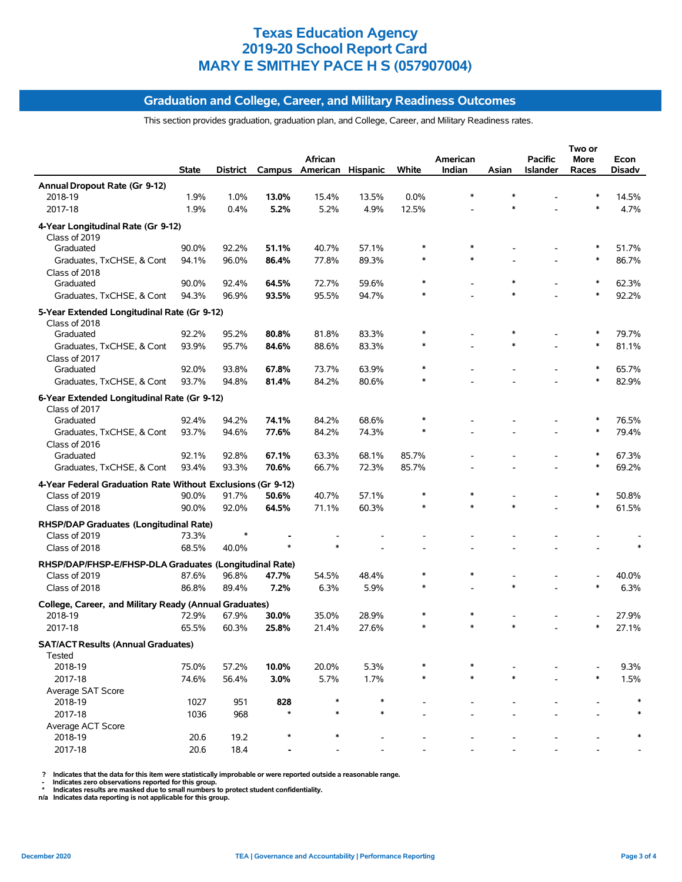# Texas Education Agency
# 2019-20 School Report Card
# MARY E SMITHEY PACE H S (057907004)

## Graduation and College, Career, and Military Readiness Outcomes

This section provides graduation, graduation plan, and College, Career, and Military Readiness rates.

| | State | District | Campus | African American | Hispanic | White | American Indian | Asian | Pacific Islander | Two or More Races | Econ Disadv |
|---|---|---|---|---|---|---|---|---|---|---|---|
| **Annual Dropout Rate (Gr 9-12)** | | | | | | | | | | | |
| 2018-19 | 1.9% | 1.0% | **13.0%** | 15.4% | 13.5% | 0.0% | * | * | - | * | 14.5% |
| 2017-18 | 1.9% | 0.4% | **5.2%** | 5.2% | 4.9% | 12.5% | - | * | - | * | 4.7% |
| **4-Year Longitudinal Rate (Gr 9-12)** | | | | | | | | | | | |
| Class of 2019 | | | | | | | | | | | |
| Graduated | 90.0% | 92.2% | **51.1%** | 40.7% | 57.1% | * | * | - | - | * | 51.7% |
| Graduates, TxCHSE, & Cont | 94.1% | 96.0% | **86.4%** | 77.8% | 89.3% | * | * | - | - | * | 86.7% |
| Class of 2018 | | | | | | | | | | | |
| Graduated | 90.0% | 92.4% | **64.5%** | 72.7% | 59.6% | * | - | * | - | * | 62.3% |
| Graduates, TxCHSE, & Cont | 94.3% | 96.9% | **93.5%** | 95.5% | 94.7% | * | - | * | - | * | 92.2% |
| **5-Year Extended Longitudinal Rate (Gr 9-12)** | | | | | | | | | | | |
| Class of 2018 | | | | | | | | | | | |
| Graduated | 92.2% | 95.2% | **80.8%** | 81.8% | 83.3% | * | - | * | - | * | 79.7% |
| Graduates, TxCHSE, & Cont | 93.9% | 95.7% | **84.6%** | 88.6% | 83.3% | * | - | * | - | * | 81.1% |
| Class of 2017 | | | | | | | | | | | |
| Graduated | 92.0% | 93.8% | **67.8%** | 73.7% | 63.9% | * | - | - | - | * | 65.7% |
| Graduates, TxCHSE, & Cont | 93.7% | 94.8% | **81.4%** | 84.2% | 80.6% | * | - | - | - | * | 82.9% |
| **6-Year Extended Longitudinal Rate (Gr 9-12)** | | | | | | | | | | | |
| Class of 2017 | | | | | | | | | | | |
| Graduated | 92.4% | 94.2% | **74.1%** | 84.2% | 68.6% | * | - | - | - | * | 76.5% |
| Graduates, TxCHSE, & Cont | 93.7% | 94.6% | **77.6%** | 84.2% | 74.3% | * | - | - | - | * | 79.4% |
| Class of 2016 | | | | | | | | | | | |
| Graduated | 92.1% | 92.8% | **67.1%** | 63.3% | 68.1% | 85.7% | - | - | - | * | 67.3% |
| Graduates, TxCHSE, & Cont | 93.4% | 93.3% | **70.6%** | 66.7% | 72.3% | 85.7% | - | - | - | * | 69.2% |
| **4-Year Federal Graduation Rate Without Exclusions (Gr 9-12)** | | | | | | | | | | | |
| Class of 2019 | 90.0% | 91.7% | **50.6%** | 40.7% | 57.1% | * | * | - | - | * | 50.8% |
| Class of 2018 | 90.0% | 92.0% | **64.5%** | 71.1% | 60.3% | * | * | * | - | * | 61.5% |
| **RHSP/DAP Graduates (Longitudinal Rate)** | | | | | | | | | | | |
| Class of 2019 | 73.3% | * | **-** | - | - | - | - | - | - | - | - |
| Class of 2018 | 68.5% | 40.0% | **\*** | * | - | - | - | - | - | - | * |
| **RHSP/DAP/FHSP-E/FHSP-DLA Graduates (Longitudinal Rate)** | | | | | | | | | | | |
| Class of 2019 | 87.6% | 96.8% | **47.7%** | 54.5% | 48.4% | * | * | - | - | - | 40.0% |
| Class of 2018 | 86.8% | 89.4% | **7.2%** | 6.3% | 5.9% | * | - | * | - | * | 6.3% |
| **College, Career, and Military Ready (Annual Graduates)** | | | | | | | | | | | |
| 2018-19 | 72.9% | 67.9% | **30.0%** | 35.0% | 28.9% | * | * | - | - | - | 27.9% |
| 2017-18 | 65.5% | 60.3% | **25.8%** | 21.4% | 27.6% | * | * | * | - | * | 27.1% |
| **SAT/ACT Results (Annual Graduates)** | | | | | | | | | | | |
| Tested | | | | | | | | | | | |
| 2018-19 | 75.0% | 57.2% | **10.0%** | 20.0% | 5.3% | * | * | - | - | - | 9.3% |
| 2017-18 | 74.6% | 56.4% | **3.0%** | 5.7% | 1.7% | * | * | * | - | * | 1.5% |
| Average SAT Score | | | | | | | | | | | |
| 2018-19 | 1027 | 951 | **828** | * | * | - | - | - | - | - | * |
| 2017-18 | 1036 | 968 | **\*** | * | * | - | - | - | - | - | * |
| Average ACT Score | | | | | | | | | | | |
| 2018-19 | 20.6 | 19.2 | **\*** | * | - | - | - | - | - | - | * |
| 2017-18 | 20.6 | 18.4 | **-** | - | - | - | - | - | - | - | - |

? Indicates that the data for this item were statistically improbable or were reported outside a reasonable range.
\- Indicates zero observations reported for this group.
\* Indicates results are masked due to small numbers to protect student confidentiality.
n/a Indicates data reporting is not applicable for this group.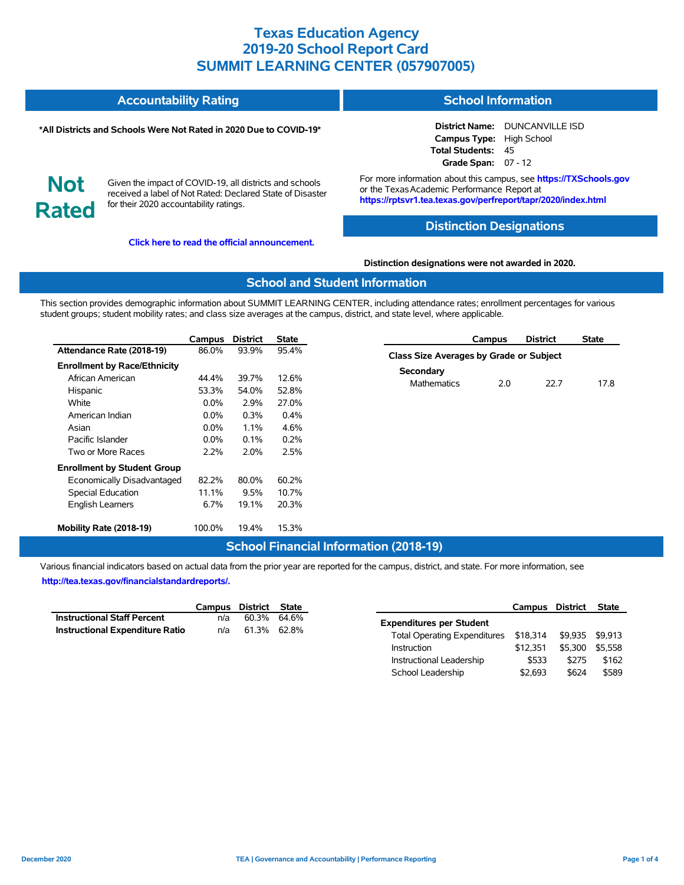# Texas Education Agency
# 2019-20 School Report Card
# SUMMIT LEARNING CENTER (057907005)

## Accountability Rating

**\*All Districts and Schools Were Not Rated in 2020 Due to COVID-19\***

**Not Rated**

Given the impact of COVID-19, all districts and schools received a label of Not Rated: Declared State of Disaster for their 2020 accountability ratings.

**Click here to read the official announcement.**

## School Information

**District Name:** DUNCANVILLE ISD
**Campus Type:** High School
**Total Students:** 45
**Grade Span:** 07 - 12

For more information about this campus, see **https://TXSchools.gov** or the Texas Academic Performance Report at **https://rptsvr1.tea.texas.gov/perfreport/tapr/2020/index.html**

## Distinction Designations

**Distinction designations were not awarded in 2020.**

## School and Student Information

This section provides demographic information about SUMMIT LEARNING CENTER, including attendance rates; enrollment percentages for various student groups; student mobility rates; and class size averages at the campus, district, and state level, where applicable.

| | Campus | District | State |
|---|---|---|---|
| **Attendance Rate (2018-19)** | 86.0% | 93.9% | 95.4% |
| **Enrollment by Race/Ethnicity** | | | |
| African American | 44.4% | 39.7% | 12.6% |
| Hispanic | 53.3% | 54.0% | 52.8% |
| White | 0.0% | 2.9% | 27.0% |
| American Indian | 0.0% | 0.3% | 0.4% |
| Asian | 0.0% | 1.1% | 4.6% |
| Pacific Islander | 0.0% | 0.1% | 0.2% |
| Two or More Races | 2.2% | 2.0% | 2.5% |
| **Enrollment by Student Group** | | | |
| Economically Disadvantaged | 82.2% | 80.0% | 60.2% |
| Special Education | 11.1% | 9.5% | 10.7% |
| English Learners | 6.7% | 19.1% | 20.3% |
| **Mobility Rate (2018-19)** | 100.0% | 19.4% | 15.3% |

| | Campus | District | State |
|---|---|---|---|
| **Class Size Averages by Grade or Subject** | | | |
| **Secondary** | | | |
| Mathematics | 2.0 | 22.7 | 17.8 |

## School Financial Information (2018-19)

Various financial indicators based on actual data from the prior year are reported for the campus, district, and state. For more information, see **http://tea.texas.gov/financialstandardreports/.**

| | Campus | District | State |
|---|---|---|---|
| **Instructional Staff Percent** | n/a | 60.3% | 64.6% |
| **Instructional Expenditure Ratio** | n/a | 61.3% | 62.8% |

| | Campus | District | State |
|---|---|---|---|
| **Expenditures per Student** | | | |
| Total Operating Expenditures | $18,314 | $9,935 | $9,913 |
| Instruction | $12,351 | $5,300 | $5,558 |
| Instructional Leadership | $533 | $275 | $162 |
| School Leadership | $2,693 | $624 | $589 |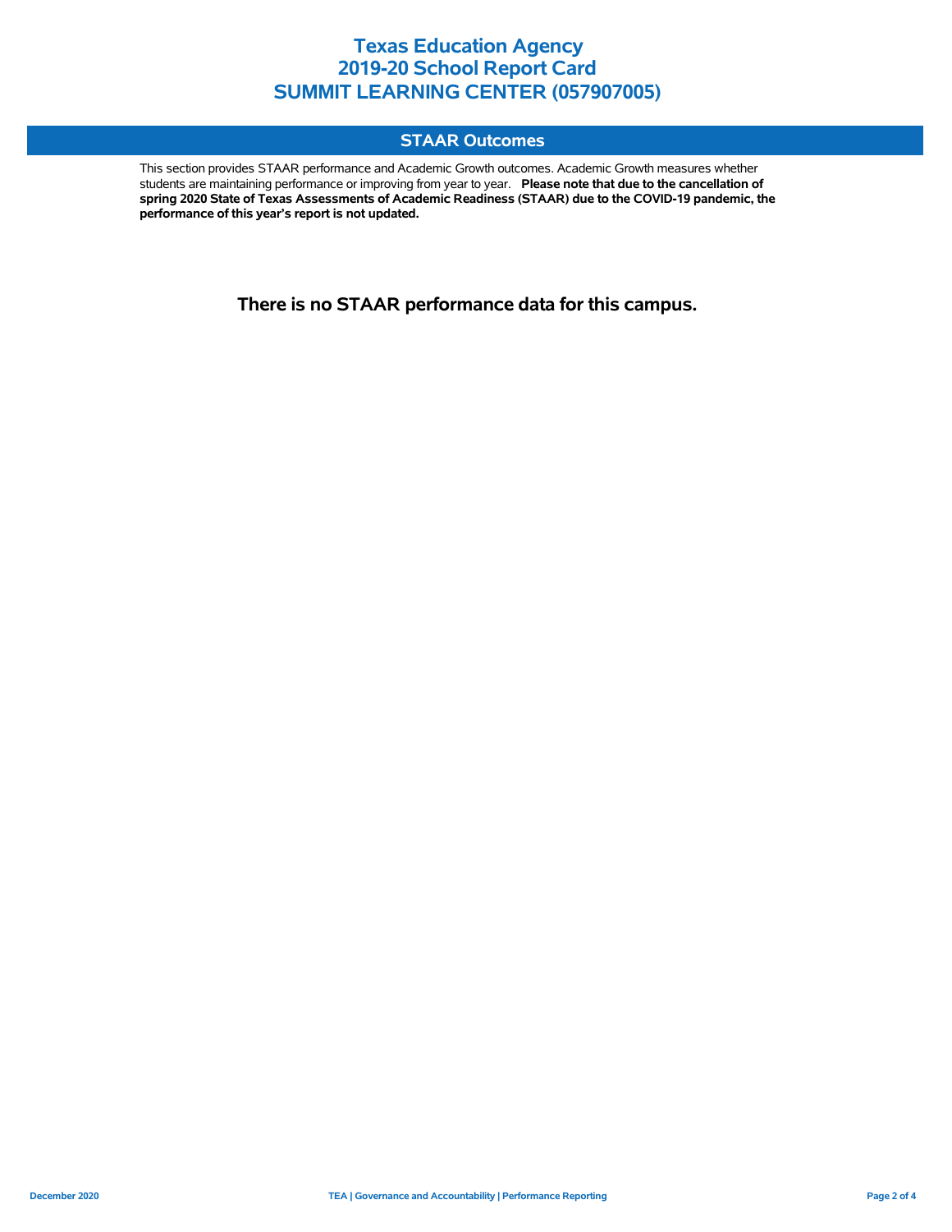# Texas Education Agency
# 2019-20 School Report Card
# SUMMIT LEARNING CENTER (057907005)

## STAAR Outcomes

This section provides STAAR performance and Academic Growth outcomes. Academic Growth measures whether students are maintaining performance or improving from year to year. **Please note that due to the cancellation of spring 2020 State of Texas Assessments of Academic Readiness (STAAR) due to the COVID-19 pandemic, the performance of this year's report is not updated.**

**There is no STAAR performance data for this campus.**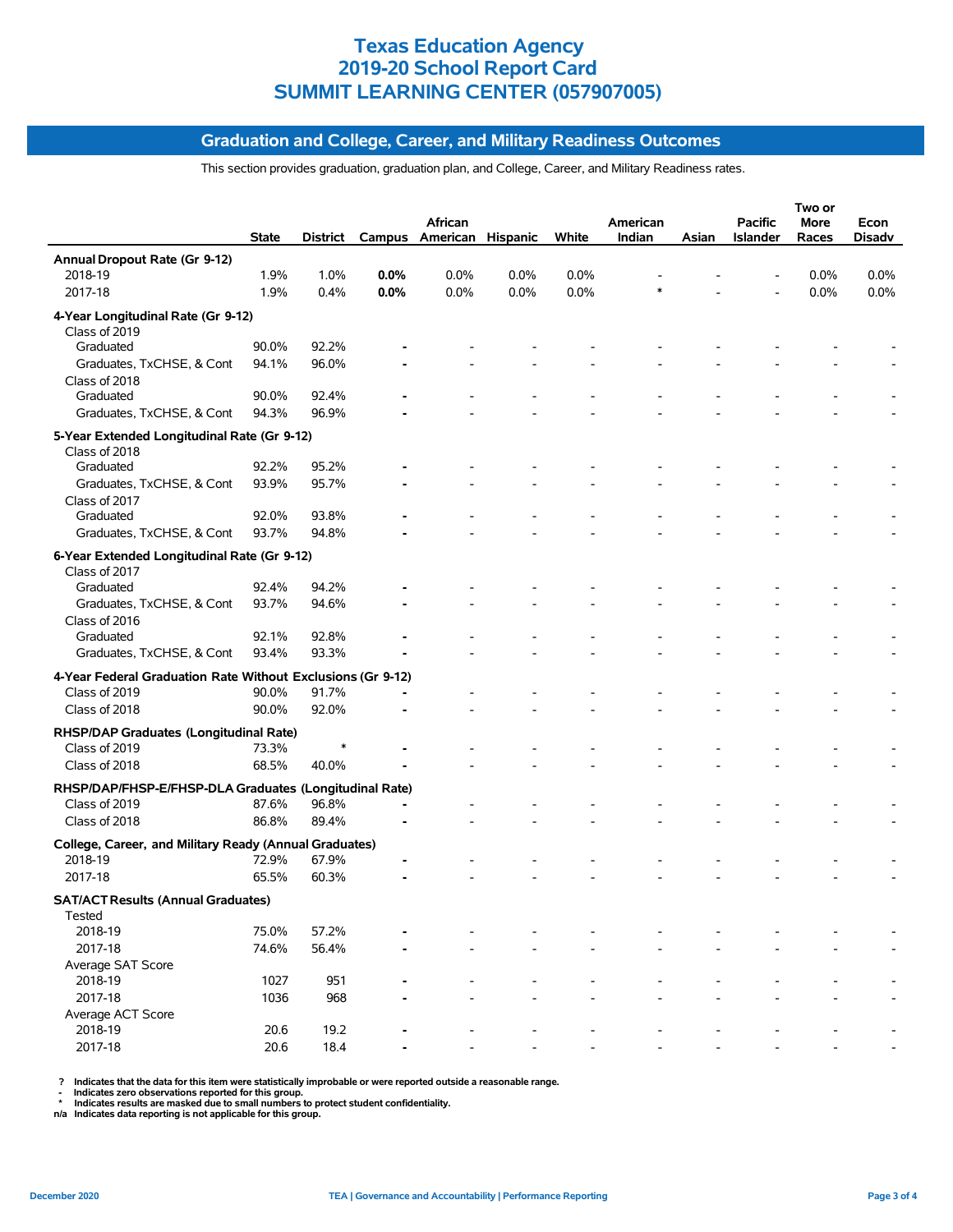# Texas Education Agency
# 2019-20 School Report Card
# SUMMIT LEARNING CENTER (057907005)

## Graduation and College, Career, and Military Readiness Outcomes

This section provides graduation, graduation plan, and College, Career, and Military Readiness rates.

| | State | District | Campus | African American | Hispanic | White | American Indian | Asian | Pacific Islander | Two or More Races | Econ Disadv |
|---|---|---|---|---|---|---|---|---|---|---|---|
| **Annual Dropout Rate (Gr 9-12)** | | | | | | | | | | | |
| 2018-19 | 1.9% | 1.0% | **0.0%** | 0.0% | 0.0% | 0.0% | - | - | - | 0.0% | 0.0% |
| 2017-18 | 1.9% | 0.4% | **0.0%** | 0.0% | 0.0% | 0.0% | * | - | - | 0.0% | 0.0% |
| **4-Year Longitudinal Rate (Gr 9-12)** | | | | | | | | | | | |
| Class of 2019 | | | | | | | | | | | |
| Graduated | 90.0% | 92.2% | **-** | - | - | - | - | - | - | - | - |
| Graduates, TxCHSE, & Cont | 94.1% | 96.0% | **-** | - | - | - | - | - | - | - | - |
| Class of 2018 | | | | | | | | | | | |
| Graduated | 90.0% | 92.4% | **-** | - | - | - | - | - | - | - | - |
| Graduates, TxCHSE, & Cont | 94.3% | 96.9% | **-** | - | - | - | - | - | - | - | - |
| **5-Year Extended Longitudinal Rate (Gr 9-12)** | | | | | | | | | | | |
| Class of 2018 | | | | | | | | | | | |
| Graduated | 92.2% | 95.2% | **-** | - | - | - | - | - | - | - | - |
| Graduates, TxCHSE, & Cont | 93.9% | 95.7% | **-** | - | - | - | - | - | - | - | - |
| Class of 2017 | | | | | | | | | | | |
| Graduated | 92.0% | 93.8% | **-** | - | - | - | - | - | - | - | - |
| Graduates, TxCHSE, & Cont | 93.7% | 94.8% | **-** | - | - | - | - | - | - | - | - |
| **6-Year Extended Longitudinal Rate (Gr 9-12)** | | | | | | | | | | | |
| Class of 2017 | | | | | | | | | | | |
| Graduated | 92.4% | 94.2% | **-** | - | - | - | - | - | - | - | - |
| Graduates, TxCHSE, & Cont | 93.7% | 94.6% | **-** | - | - | - | - | - | - | - | - |
| Class of 2016 | | | | | | | | | | | |
| Graduated | 92.1% | 92.8% | **-** | - | - | - | - | - | - | - | - |
| Graduates, TxCHSE, & Cont | 93.4% | 93.3% | **-** | - | - | - | - | - | - | - | - |
| **4-Year Federal Graduation Rate Without Exclusions (Gr 9-12)** | | | | | | | | | | | |
| Class of 2019 | 90.0% | 91.7% | **-** | - | - | - | - | - | - | - | - |
| Class of 2018 | 90.0% | 92.0% | **-** | - | - | - | - | - | - | - | - |
| **RHSP/DAP Graduates (Longitudinal Rate)** | | | | | | | | | | | |
| Class of 2019 | 73.3% | * | **-** | - | - | - | - | - | - | - | - |
| Class of 2018 | 68.5% | 40.0% | **-** | - | - | - | - | - | - | - | - |
| **RHSP/DAP/FHSP-E/FHSP-DLA Graduates (Longitudinal Rate)** | | | | | | | | | | | |
| Class of 2019 | 87.6% | 96.8% | **-** | - | - | - | - | - | - | - | - |
| Class of 2018 | 86.8% | 89.4% | **-** | - | - | - | - | - | - | - | - |
| **College, Career, and Military Ready (Annual Graduates)** | | | | | | | | | | | |
| 2018-19 | 72.9% | 67.9% | **-** | - | - | - | - | - | - | - | - |
| 2017-18 | 65.5% | 60.3% | **-** | - | - | - | - | - | - | - | - |
| **SAT/ACT Results (Annual Graduates)** | | | | | | | | | | | |
| Tested | | | | | | | | | | | |
| 2018-19 | 75.0% | 57.2% | **-** | - | - | - | - | - | - | - | - |
| 2017-18 | 74.6% | 56.4% | **-** | - | - | - | - | - | - | - | - |
| Average SAT Score | | | | | | | | | | | |
| 2018-19 | 1027 | 951 | **-** | - | - | - | - | - | - | - | - |
| 2017-18 | 1036 | 968 | **-** | - | - | - | - | - | - | - | - |
| Average ACT Score | | | | | | | | | | | |
| 2018-19 | 20.6 | 19.2 | **-** | - | - | - | - | - | - | - | - |
| 2017-18 | 20.6 | 18.4 | **-** | - | - | - | - | - | - | - | - |

**?** Indicates that the data for this item were statistically improbable or were reported outside a reasonable range.
**-** Indicates zero observations reported for this group.
**\*** Indicates results are masked due to small numbers to protect student confidentiality.
**n/a** Indicates data reporting is not applicable for this group.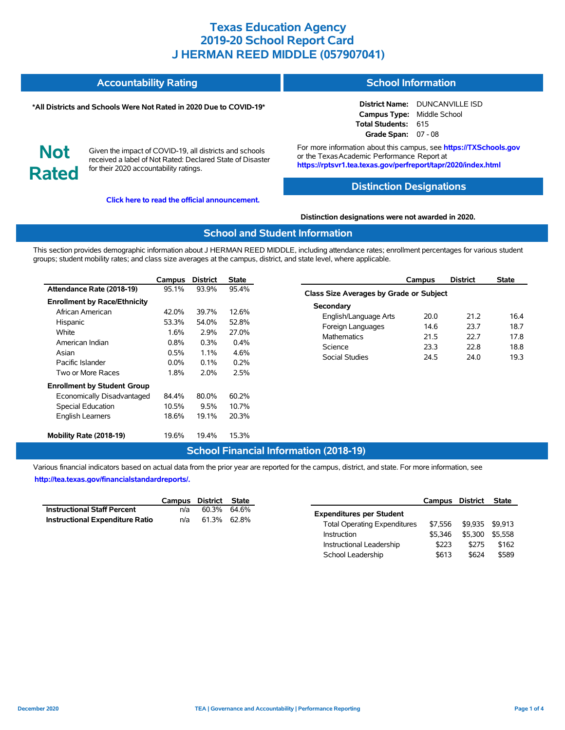# Texas Education Agency
# 2019-20 School Report Card
# J HERMAN REED MIDDLE (057907041)

## Accountability Rating

**\*All Districts and Schools Were Not Rated in 2020 Due to COVID-19\***

**Not Rated**

Given the impact of COVID-19, all districts and schools received a label of Not Rated: Declared State of Disaster for their 2020 accountability ratings.

**Click here to read the official announcement.**

## School Information

**District Name:** DUNCANVILLE ISD
**Campus Type:** Middle School
**Total Students:** 615
**Grade Span:** 07 - 08

For more information about this campus, see **https://TXSchools.gov** or the Texas Academic Performance Report at **https://rptsvr1.tea.texas.gov/perfreport/tapr/2020/index.html**

## Distinction Designations

**Distinction designations were not awarded in 2020.**

## School and Student Information

This section provides demographic information about J HERMAN REED MIDDLE, including attendance rates; enrollment percentages for various student groups; student mobility rates; and class size averages at the campus, district, and state level, where applicable.

| | Campus | District | State |
|---|---|---|---|
| **Attendance Rate (2018-19)** | 95.1% | 93.9% | 95.4% |
| **Enrollment by Race/Ethnicity** | | | |
| African American | 42.0% | 39.7% | 12.6% |
| Hispanic | 53.3% | 54.0% | 52.8% |
| White | 1.6% | 2.9% | 27.0% |
| American Indian | 0.8% | 0.3% | 0.4% |
| Asian | 0.5% | 1.1% | 4.6% |
| Pacific Islander | 0.0% | 0.1% | 0.2% |
| Two or More Races | 1.8% | 2.0% | 2.5% |
| **Enrollment by Student Group** | | | |
| Economically Disadvantaged | 84.4% | 80.0% | 60.2% |
| Special Education | 10.5% | 9.5% | 10.7% |
| English Learners | 18.6% | 19.1% | 20.3% |
| **Mobility Rate (2018-19)** | 19.6% | 19.4% | 15.3% |

| | Campus | District | State |
|---|---|---|---|
| **Class Size Averages by Grade or Subject** | | | |
| **Secondary** | | | |
| English/Language Arts | 20.0 | 21.2 | 16.4 |
| Foreign Languages | 14.6 | 23.7 | 18.7 |
| Mathematics | 21.5 | 22.7 | 17.8 |
| Science | 23.3 | 22.8 | 18.8 |
| Social Studies | 24.5 | 24.0 | 19.3 |

## School Financial Information (2018-19)

Various financial indicators based on actual data from the prior year are reported for the campus, district, and state. For more information, see **http://tea.texas.gov/financialstandardreports/.**

| | Campus | District | State |
|---|---|---|---|
| **Instructional Staff Percent** | n/a | 60.3% | 64.6% |
| **Instructional Expenditure Ratio** | n/a | 61.3% | 62.8% |

| | Campus | District | State |
|---|---|---|---|
| **Expenditures per Student** | | | |
| Total Operating Expenditures | $7,556 | $9,935 | $9,913 |
| Instruction | $5,346 | $5,300 | $5,558 |
| Instructional Leadership | $223 | $275 | $162 |
| School Leadership | $613 | $624 | $589 |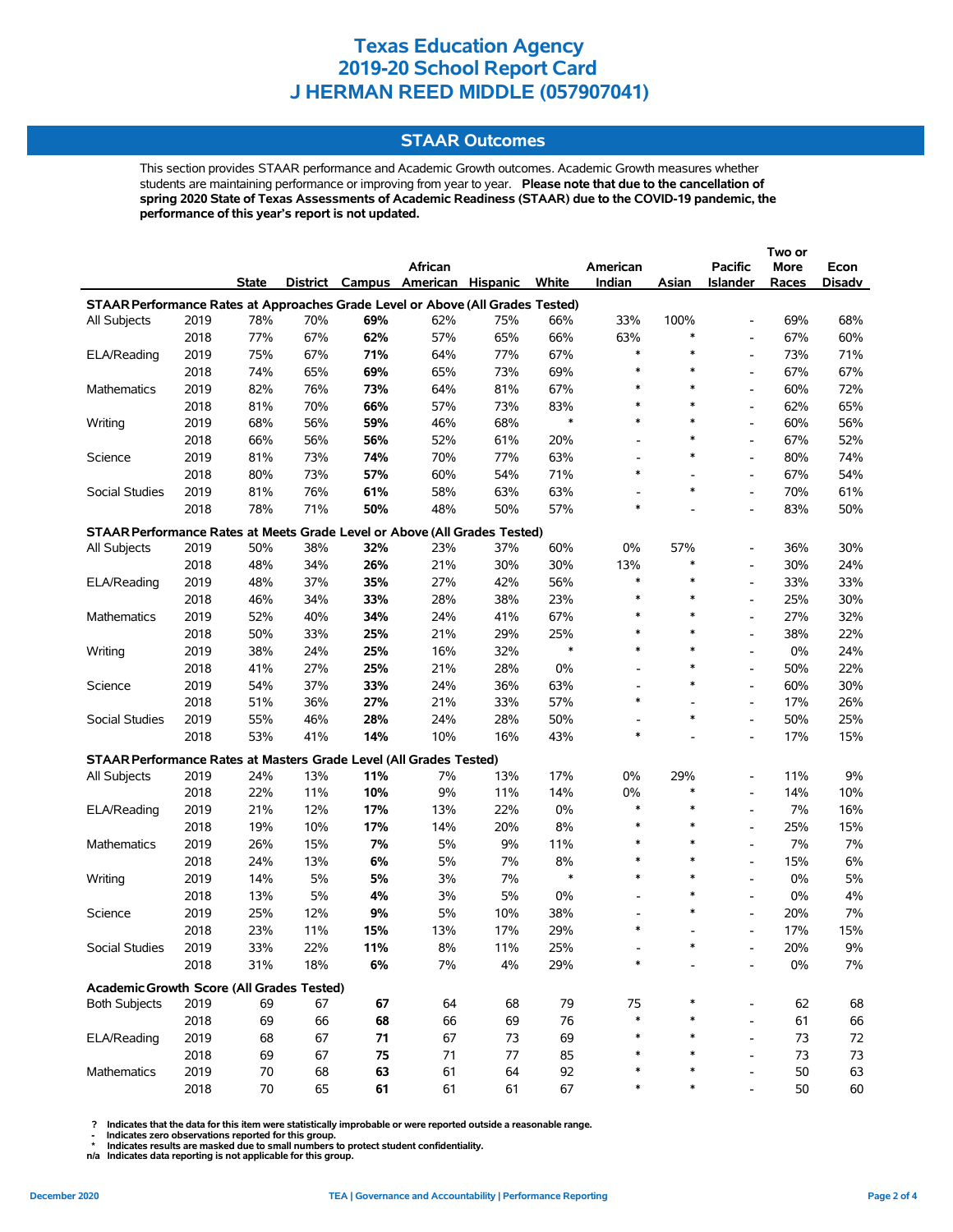# Texas Education Agency
# 2019-20 School Report Card
# J HERMAN REED MIDDLE (057907041)

## STAAR Outcomes

This section provides STAAR performance and Academic Growth outcomes. Academic Growth measures whether students are maintaining performance or improving from year to year. **Please note that due to the cancellation of spring 2020 State of Texas Assessments of Academic Readiness (STAAR) due to the COVID-19 pandemic, the performance of this year's report is not updated.**

| | | State | District | Campus | African American | Hispanic | White | American Indian | Asian | Pacific Islander | Two or More Races | Econ Disadv |
|---|---|---|---|---|---|---|---|---|---|---|---|---|
| **STAAR Performance Rates at Approaches Grade Level or Above (All Grades Tested)** | | | | | | | | | | | | |
| All Subjects | 2019 | 78% | 70% | **69%** | 62% | 75% | 66% | 33% | 100% | - | 69% | 68% |
| | 2018 | 77% | 67% | **62%** | 57% | 65% | 66% | 63% | * | - | 67% | 60% |
| ELA/Reading | 2019 | 75% | 67% | **71%** | 64% | 77% | 67% | * | * | - | 73% | 71% |
| | 2018 | 74% | 65% | **69%** | 65% | 73% | 69% | * | * | - | 67% | 67% |
| Mathematics | 2019 | 82% | 76% | **73%** | 64% | 81% | 67% | * | * | - | 60% | 72% |
| | 2018 | 81% | 70% | **66%** | 57% | 73% | 83% | * | * | - | 62% | 65% |
| Writing | 2019 | 68% | 56% | **59%** | 46% | 68% | * | * | * | - | 60% | 56% |
| | 2018 | 66% | 56% | **56%** | 52% | 61% | 20% | - | * | - | 67% | 52% |
| Science | 2019 | 81% | 73% | **74%** | 70% | 77% | 63% | - | * | - | 80% | 74% |
| | 2018 | 80% | 73% | **57%** | 60% | 54% | 71% | * | - | - | 67% | 54% |
| Social Studies | 2019 | 81% | 76% | **61%** | 58% | 63% | 63% | - | * | - | 70% | 61% |
| | 2018 | 78% | 71% | **50%** | 48% | 50% | 57% | * | - | - | 83% | 50% |
| **STAAR Performance Rates at Meets Grade Level or Above (All Grades Tested)** | | | | | | | | | | | | |
| All Subjects | 2019 | 50% | 38% | **32%** | 23% | 37% | 60% | 0% | 57% | - | 36% | 30% |
| | 2018 | 48% | 34% | **26%** | 21% | 30% | 30% | 13% | * | - | 30% | 24% |
| ELA/Reading | 2019 | 48% | 37% | **35%** | 27% | 42% | 56% | * | * | - | 33% | 33% |
| | 2018 | 46% | 34% | **33%** | 28% | 38% | 23% | * | * | - | 25% | 30% |
| Mathematics | 2019 | 52% | 40% | **34%** | 24% | 41% | 67% | * | * | - | 27% | 32% |
| | 2018 | 50% | 33% | **25%** | 21% | 29% | 25% | * | * | - | 38% | 22% |
| Writing | 2019 | 38% | 24% | **25%** | 16% | 32% | * | * | * | - | 0% | 24% |
| | 2018 | 41% | 27% | **25%** | 21% | 28% | 0% | - | * | - | 50% | 22% |
| Science | 2019 | 54% | 37% | **33%** | 24% | 36% | 63% | - | * | - | 60% | 30% |
| | 2018 | 51% | 36% | **27%** | 21% | 33% | 57% | * | - | - | 17% | 26% |
| Social Studies | 2019 | 55% | 46% | **28%** | 24% | 28% | 50% | - | * | - | 50% | 25% |
| | 2018 | 53% | 41% | **14%** | 10% | 16% | 43% | * | - | - | 17% | 15% |
| **STAAR Performance Rates at Masters Grade Level (All Grades Tested)** | | | | | | | | | | | | |
| All Subjects | 2019 | 24% | 13% | **11%** | 7% | 13% | 17% | 0% | 29% | - | 11% | 9% |
| | 2018 | 22% | 11% | **10%** | 9% | 11% | 14% | 0% | * | - | 14% | 10% |
| ELA/Reading | 2019 | 21% | 12% | **17%** | 13% | 22% | 0% | * | * | - | 7% | 16% |
| | 2018 | 19% | 10% | **17%** | 14% | 20% | 8% | * | * | - | 25% | 15% |
| Mathematics | 2019 | 26% | 15% | **7%** | 5% | 9% | 11% | * | * | - | 7% | 7% |
| | 2018 | 24% | 13% | **6%** | 5% | 7% | 8% | * | * | - | 15% | 6% |
| Writing | 2019 | 14% | 5% | **5%** | 3% | 7% | * | * | * | - | 0% | 5% |
| | 2018 | 13% | 5% | **4%** | 3% | 5% | 0% | - | * | - | 0% | 4% |
| Science | 2019 | 25% | 12% | **9%** | 5% | 10% | 38% | - | * | - | 20% | 7% |
| | 2018 | 23% | 11% | **15%** | 13% | 17% | 29% | * | - | - | 17% | 15% |
| Social Studies | 2019 | 33% | 22% | **11%** | 8% | 11% | 25% | - | * | - | 20% | 9% |
| | 2018 | 31% | 18% | **6%** | 7% | 4% | 29% | * | - | - | 0% | 7% |
| **Academic Growth Score (All Grades Tested)** | | | | | | | | | | | | |
| Both Subjects | 2019 | 69 | 67 | **67** | 64 | 68 | 79 | 75 | * | - | 62 | 68 |
| | 2018 | 69 | 66 | **68** | 66 | 69 | 76 | * | * | - | 61 | 66 |
| ELA/Reading | 2019 | 68 | 67 | **71** | 67 | 73 | 69 | * | * | - | 73 | 72 |
| | 2018 | 69 | 67 | **75** | 71 | 77 | 85 | * | * | - | 73 | 73 |
| Mathematics | 2019 | 70 | 68 | **63** | 61 | 64 | 92 | * | * | - | 50 | 63 |
| | 2018 | 70 | 65 | **61** | 61 | 61 | 67 | * | * | - | 50 | 60 |

? Indicates that the data for this item were statistically improbable or were reported outside a reasonable range.
- Indicates zero observations reported for this group.
* Indicates results are masked due to small numbers to protect student confidentiality.
n/a Indicates data reporting is not applicable for this group.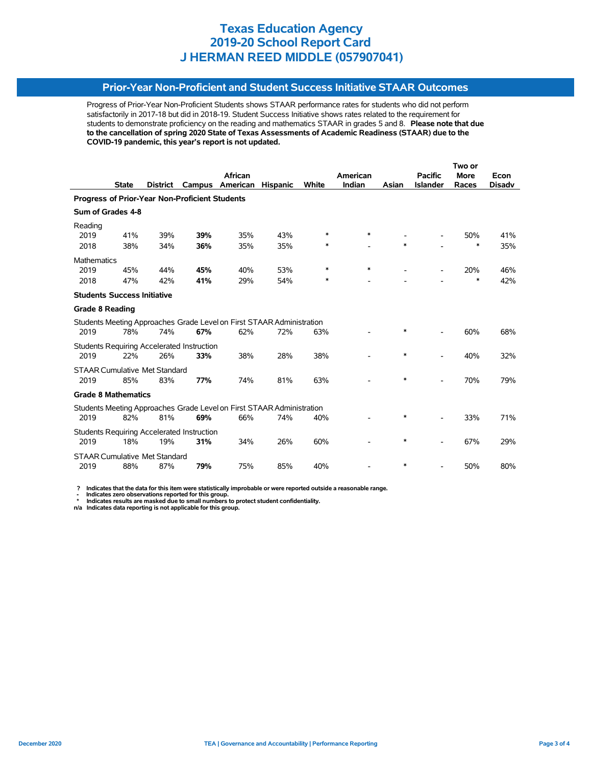# Texas Education Agency
# 2019-20 School Report Card
# J HERMAN REED MIDDLE (057907041)

## Prior-Year Non-Proficient and Student Success Initiative STAAR Outcomes

Progress of Prior-Year Non-Proficient Students shows STAAR performance rates for students who did not perform satisfactorily in 2017-18 but did in 2018-19. Student Success Initiative shows rates related to the requirement for students to demonstrate proficiency on the reading and mathematics STAAR in grades 5 and 8. **Please note that due to the cancellation of spring 2020 State of Texas Assessments of Academic Readiness (STAAR) due to the COVID-19 pandemic, this year's report is not updated.**

| | State | District | Campus | African American | Hispanic | White | American Indian | Asian | Pacific Islander | Two or More Races | Econ Disadv |
|---|---|---|---|---|---|---|---|---|---|---|---|
| **Progress of Prior-Year Non-Proficient Students** | | | | | | | | | | | |
| **Sum of Grades 4-8** | | | | | | | | | | | |
| Reading | | | | | | | | | | | |
| 2019 | 41% | 39% | **39%** | 35% | 43% | * | * | - | - | 50% | 41% |
| 2018 | 38% | 34% | **36%** | 35% | 35% | * | - | * | - | * | 35% |
| Mathematics | | | | | | | | | | | |
| 2019 | 45% | 44% | **45%** | 40% | 53% | * | * | - | - | 20% | 46% |
| 2018 | 47% | 42% | **41%** | 29% | 54% | * | - | - | - | * | 42% |
| **Students Success Initiative** | | | | | | | | | | | |
| **Grade 8 Reading** | | | | | | | | | | | |
| Students Meeting Approaches Grade Level on First STAAR Administration | | | | | | | | | | | |
| 2019 | 78% | 74% | **67%** | 62% | 72% | 63% | - | * | - | 60% | 68% |
| Students Requiring Accelerated Instruction | | | | | | | | | | | |
| 2019 | 22% | 26% | **33%** | 38% | 28% | 38% | - | * | - | 40% | 32% |
| STAAR Cumulative Met Standard | | | | | | | | | | | |
| 2019 | 85% | 83% | **77%** | 74% | 81% | 63% | - | * | - | 70% | 79% |
| **Grade 8 Mathematics** | | | | | | | | | | | |
| Students Meeting Approaches Grade Level on First STAAR Administration | | | | | | | | | | | |
| 2019 | 82% | 81% | **69%** | 66% | 74% | 40% | - | * | - | 33% | 71% |
| Students Requiring Accelerated Instruction | | | | | | | | | | | |
| 2019 | 18% | 19% | **31%** | 34% | 26% | 60% | - | * | - | 67% | 29% |
| STAAR Cumulative Met Standard | | | | | | | | | | | |
| 2019 | 88% | 87% | **79%** | 75% | 85% | 40% | - | * | - | 50% | 80% |

**? Indicates that the data for this item were statistically improbable or were reported outside a reasonable range.**
**- Indicates zero observations reported for this group.**
*** Indicates results are masked due to small numbers to protect student confidentiality.**
**n/a Indicates data reporting is not applicable for this group.**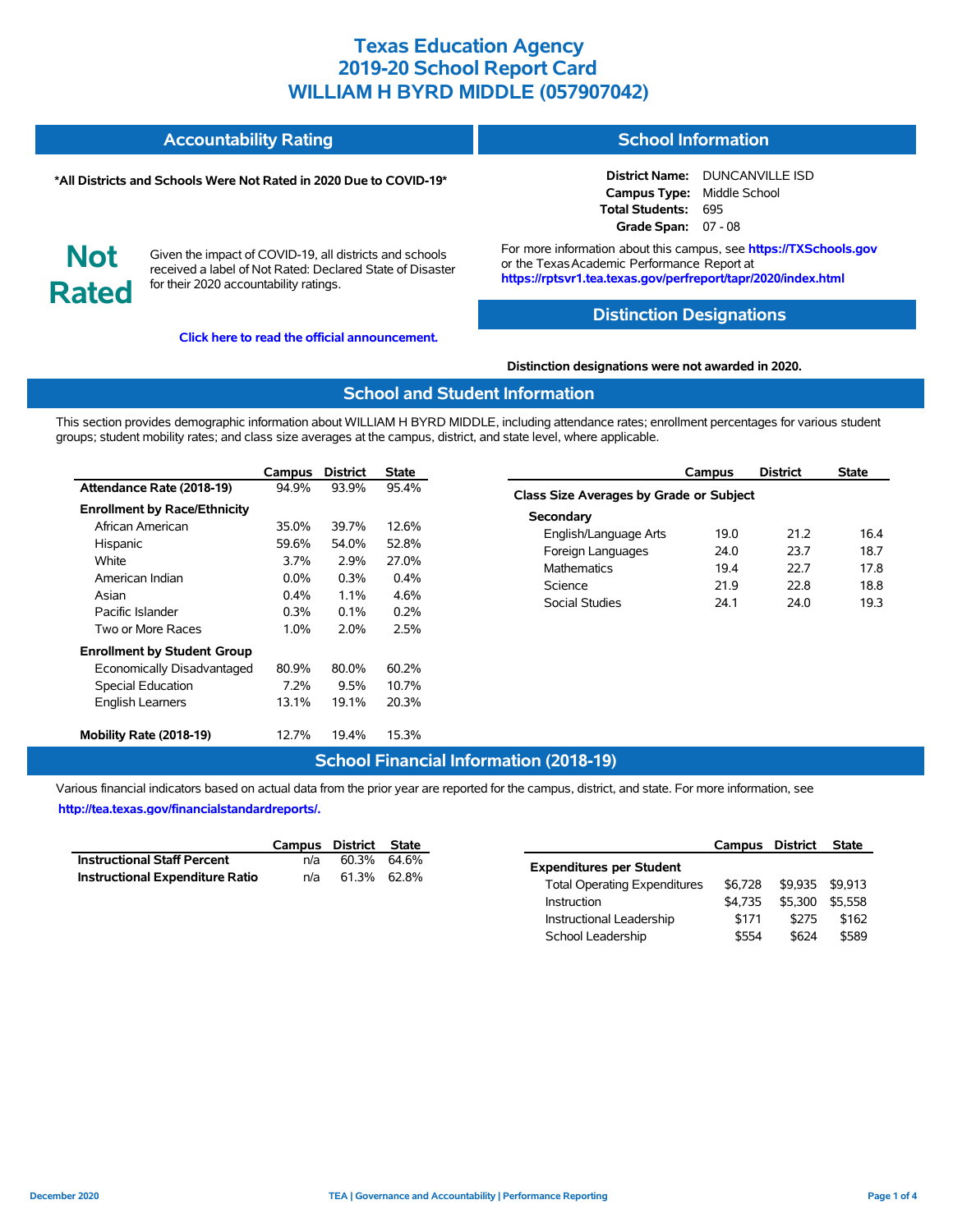# Texas Education Agency
# 2019-20 School Report Card
# WILLIAM H BYRD MIDDLE (057907042)

## Accountability Rating

**\*All Districts and Schools Were Not Rated in 2020 Due to COVID-19\***

**Not Rated**

Given the impact of COVID-19, all districts and schools received a label of Not Rated: Declared State of Disaster for their 2020 accountability ratings.

**Click here to read the official announcement.**

## School Information

**District Name:** DUNCANVILLE ISD
**Campus Type:** Middle School
**Total Students:** 695
**Grade Span:** 07 - 08

For more information about this campus, see **https://TXSchools.gov** or the Texas Academic Performance Report at **https://rptsvr1.tea.texas.gov/perfreport/tapr/2020/index.html**

## Distinction Designations

**Distinction designations were not awarded in 2020.**

## School and Student Information

This section provides demographic information about WILLIAM H BYRD MIDDLE, including attendance rates; enrollment percentages for various student groups; student mobility rates; and class size averages at the campus, district, and state level, where applicable.

| | Campus | District | State |
|---|---|---|---|
| **Attendance Rate (2018-19)** | 94.9% | 93.9% | 95.4% |
| **Enrollment by Race/Ethnicity** | | | |
| African American | 35.0% | 39.7% | 12.6% |
| Hispanic | 59.6% | 54.0% | 52.8% |
| White | 3.7% | 2.9% | 27.0% |
| American Indian | 0.0% | 0.3% | 0.4% |
| Asian | 0.4% | 1.1% | 4.6% |
| Pacific Islander | 0.3% | 0.1% | 0.2% |
| Two or More Races | 1.0% | 2.0% | 2.5% |
| **Enrollment by Student Group** | | | |
| Economically Disadvantaged | 80.9% | 80.0% | 60.2% |
| Special Education | 7.2% | 9.5% | 10.7% |
| English Learners | 13.1% | 19.1% | 20.3% |
| **Mobility Rate (2018-19)** | 12.7% | 19.4% | 15.3% |

| | Campus | District | State |
|---|---|---|---|
| **Class Size Averages by Grade or Subject** | | | |
| **Secondary** | | | |
| English/Language Arts | 19.0 | 21.2 | 16.4 |
| Foreign Languages | 24.0 | 23.7 | 18.7 |
| Mathematics | 19.4 | 22.7 | 17.8 |
| Science | 21.9 | 22.8 | 18.8 |
| Social Studies | 24.1 | 24.0 | 19.3 |

## School Financial Information (2018-19)

Various financial indicators based on actual data from the prior year are reported for the campus, district, and state. For more information, see **http://tea.texas.gov/financialstandardreports/.**

| | Campus | District | State |
|---|---|---|---|
| **Instructional Staff Percent** | n/a | 60.3% | 64.6% |
| **Instructional Expenditure Ratio** | n/a | 61.3% | 62.8% |

| | Campus | District | State |
|---|---|---|---|
| **Expenditures per Student** | | | |
| Total Operating Expenditures | $6,728 | $9,935 | $9,913 |
| Instruction | $4,735 | $5,300 | $5,558 |
| Instructional Leadership | $171 | $275 | $162 |
| School Leadership | $554 | $624 | $589 |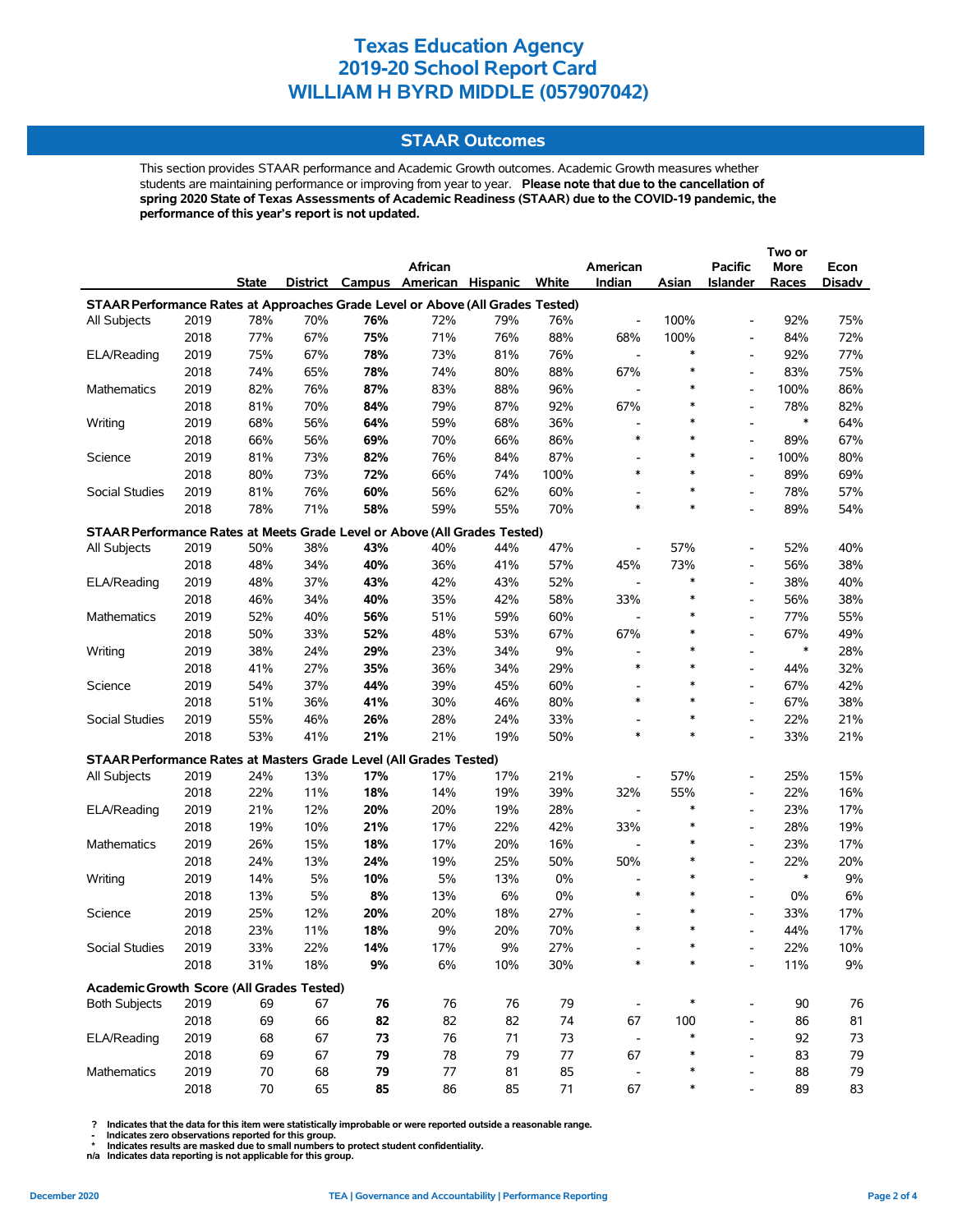# Texas Education Agency
# 2019-20 School Report Card
# WILLIAM H BYRD MIDDLE (057907042)

## STAAR Outcomes

This section provides STAAR performance and Academic Growth outcomes. Academic Growth measures whether students are maintaining performance or improving from year to year. **Please note that due to the cancellation of spring 2020 State of Texas Assessments of Academic Readiness (STAAR) due to the COVID-19 pandemic, the performance of this year's report is not updated.**

| | | State | District | Campus | African American | Hispanic | White | American Indian | Asian | Pacific Islander | Two or More Races | Econ Disadv |
|---|---|---|---|---|---|---|---|---|---|---|---|---|
| **STAAR Performance Rates at Approaches Grade Level or Above (All Grades Tested)** | | | | | | | | | | | | |
| All Subjects | 2019 | 78% | 70% | **76%** | 72% | 79% | 76% | - | 100% | - | 92% | 75% |
| | 2018 | 77% | 67% | **75%** | 71% | 76% | 88% | 68% | 100% | - | 84% | 72% |
| ELA/Reading | 2019 | 75% | 67% | **78%** | 73% | 81% | 76% | - | * | - | 92% | 77% |
| | 2018 | 74% | 65% | **78%** | 74% | 80% | 88% | 67% | * | - | 83% | 75% |
| Mathematics | 2019 | 82% | 76% | **87%** | 83% | 88% | 96% | - | * | - | 100% | 86% |
| | 2018 | 81% | 70% | **84%** | 79% | 87% | 92% | 67% | * | - | 78% | 82% |
| Writing | 2019 | 68% | 56% | **64%** | 59% | 68% | 36% | - | * | - | * | 64% |
| | 2018 | 66% | 56% | **69%** | 70% | 66% | 86% | * | * | - | 89% | 67% |
| Science | 2019 | 81% | 73% | **82%** | 76% | 84% | 87% | - | * | - | 100% | 80% |
| | 2018 | 80% | 73% | **72%** | 66% | 74% | 100% | * | * | - | 89% | 69% |
| Social Studies | 2019 | 81% | 76% | **60%** | 56% | 62% | 60% | - | * | - | 78% | 57% |
| | 2018 | 78% | 71% | **58%** | 59% | 55% | 70% | * | * | - | 89% | 54% |
| **STAAR Performance Rates at Meets Grade Level or Above (All Grades Tested)** | | | | | | | | | | | | |
| All Subjects | 2019 | 50% | 38% | **43%** | 40% | 44% | 47% | - | 57% | - | 52% | 40% |
| | 2018 | 48% | 34% | **40%** | 36% | 41% | 57% | 45% | 73% | - | 56% | 38% |
| ELA/Reading | 2019 | 48% | 37% | **43%** | 42% | 43% | 52% | - | * | - | 38% | 40% |
| | 2018 | 46% | 34% | **40%** | 35% | 42% | 58% | 33% | * | - | 56% | 38% |
| Mathematics | 2019 | 52% | 40% | **56%** | 51% | 59% | 60% | - | * | - | 77% | 55% |
| | 2018 | 50% | 33% | **52%** | 48% | 53% | 67% | 67% | * | - | 67% | 49% |
| Writing | 2019 | 38% | 24% | **29%** | 23% | 34% | 9% | - | * | - | * | 28% |
| | 2018 | 41% | 27% | **35%** | 36% | 34% | 29% | * | * | - | 44% | 32% |
| Science | 2019 | 54% | 37% | **44%** | 39% | 45% | 60% | - | * | - | 67% | 42% |
| | 2018 | 51% | 36% | **41%** | 30% | 46% | 80% | * | * | - | 67% | 38% |
| Social Studies | 2019 | 55% | 46% | **26%** | 28% | 24% | 33% | - | * | - | 22% | 21% |
| | 2018 | 53% | 41% | **21%** | 21% | 19% | 50% | * | * | - | 33% | 21% |
| **STAAR Performance Rates at Masters Grade Level (All Grades Tested)** | | | | | | | | | | | | |
| All Subjects | 2019 | 24% | 13% | **17%** | 17% | 17% | 21% | - | 57% | - | 25% | 15% |
| | 2018 | 22% | 11% | **18%** | 14% | 19% | 39% | 32% | 55% | - | 22% | 16% |
| ELA/Reading | 2019 | 21% | 12% | **20%** | 20% | 19% | 28% | - | * | - | 23% | 17% |
| | 2018 | 19% | 10% | **21%** | 17% | 22% | 42% | 33% | * | - | 28% | 19% |
| Mathematics | 2019 | 26% | 15% | **18%** | 17% | 20% | 16% | - | * | - | 23% | 17% |
| | 2018 | 24% | 13% | **24%** | 19% | 25% | 50% | 50% | * | - | 22% | 20% |
| Writing | 2019 | 14% | 5% | **10%** | 5% | 13% | 0% | - | * | - | * | 9% |
| | 2018 | 13% | 5% | **8%** | 13% | 6% | 0% | * | * | - | 0% | 6% |
| Science | 2019 | 25% | 12% | **20%** | 20% | 18% | 27% | - | * | - | 33% | 17% |
| | 2018 | 23% | 11% | **18%** | 9% | 20% | 70% | * | * | - | 44% | 17% |
| Social Studies | 2019 | 33% | 22% | **14%** | 17% | 9% | 27% | - | * | - | 22% | 10% |
| | 2018 | 31% | 18% | **9%** | 6% | 10% | 30% | * | * | - | 11% | 9% |
| **Academic Growth Score (All Grades Tested)** | | | | | | | | | | | | |
| Both Subjects | 2019 | 69 | 67 | **76** | 76 | 76 | 79 | - | * | - | 90 | 76 |
| | 2018 | 69 | 66 | **82** | 82 | 82 | 74 | 67 | 100 | - | 86 | 81 |
| ELA/Reading | 2019 | 68 | 67 | **73** | 76 | 71 | 73 | - | * | - | 92 | 73 |
| | 2018 | 69 | 67 | **79** | 78 | 79 | 77 | 67 | * | - | 83 | 79 |
| Mathematics | 2019 | 70 | 68 | **79** | 77 | 81 | 85 | - | * | - | 88 | 79 |
| | 2018 | 70 | 65 | **85** | 86 | 85 | 71 | 67 | * | - | 89 | 83 |

? Indicates that the data for this item were statistically improbable or were reported outside a reasonable range.
- Indicates zero observations reported for this group.
* Indicates results are masked due to small numbers to protect student confidentiality.
n/a Indicates data reporting is not applicable for this group.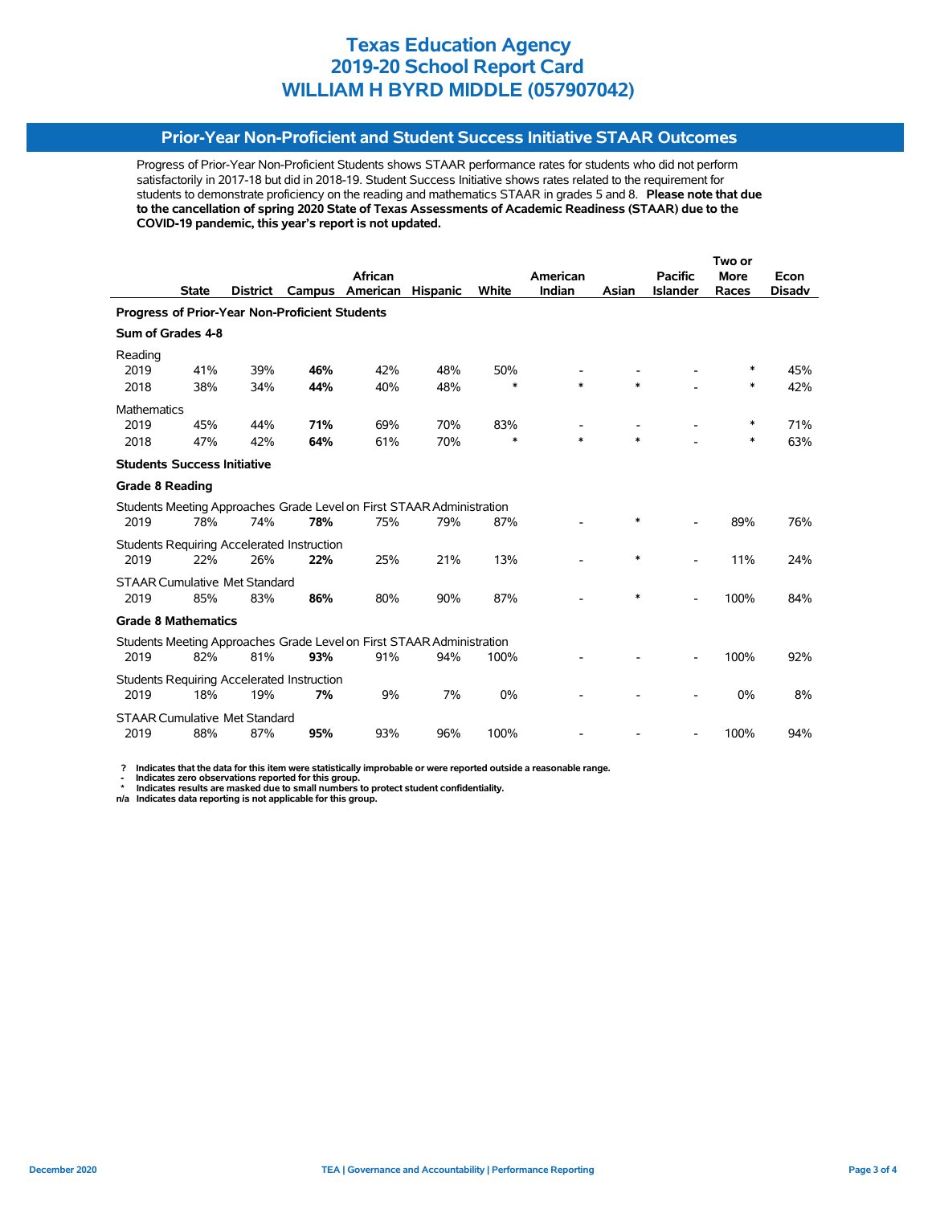# Texas Education Agency
# 2019-20 School Report Card
# WILLIAM H BYRD MIDDLE (057907042)

## Prior-Year Non-Proficient and Student Success Initiative STAAR Outcomes

Progress of Prior-Year Non-Proficient Students shows STAAR performance rates for students who did not perform satisfactorily in 2017-18 but did in 2018-19. Student Success Initiative shows rates related to the requirement for students to demonstrate proficiency on the reading and mathematics STAAR in grades 5 and 8. **Please note that due to the cancellation of spring 2020 State of Texas Assessments of Academic Readiness (STAAR) due to the COVID-19 pandemic, this year's report is not updated.**

| | State | District | Campus | African American | Hispanic | White | American Indian | Asian | Pacific Islander | Two or More Races | Econ Disadv |
|---|---|---|---|---|---|---|---|---|---|---|---|
| **Progress of Prior-Year Non-Proficient Students** | | | | | | | | | | | |
| **Sum of Grades 4-8** | | | | | | | | | | | |
| Reading | | | | | | | | | | | |
| 2019 | 41% | 39% | **46%** | 42% | 48% | 50% | - | - | - | * | 45% |
| 2018 | 38% | 34% | **44%** | 40% | 48% | * | * | * | - | * | 42% |
| Mathematics | | | | | | | | | | | |
| 2019 | 45% | 44% | **71%** | 69% | 70% | 83% | - | - | - | * | 71% |
| 2018 | 47% | 42% | **64%** | 61% | 70% | * | * | * | - | * | 63% |
| **Students Success Initiative** | | | | | | | | | | | |
| **Grade 8 Reading** | | | | | | | | | | | |
| Students Meeting Approaches Grade Level on First STAAR Administration | | | | | | | | | | | |
| 2019 | 78% | 74% | **78%** | 75% | 79% | 87% | - | * | - | 89% | 76% |
| Students Requiring Accelerated Instruction | | | | | | | | | | | |
| 2019 | 22% | 26% | **22%** | 25% | 21% | 13% | - | * | - | 11% | 24% |
| STAAR Cumulative Met Standard | | | | | | | | | | | |
| 2019 | 85% | 83% | **86%** | 80% | 90% | 87% | - | * | - | 100% | 84% |
| **Grade 8 Mathematics** | | | | | | | | | | | |
| Students Meeting Approaches Grade Level on First STAAR Administration | | | | | | | | | | | |
| 2019 | 82% | 81% | **93%** | 91% | 94% | 100% | - | - | - | 100% | 92% |
| Students Requiring Accelerated Instruction | | | | | | | | | | | |
| 2019 | 18% | 19% | **7%** | 9% | 7% | 0% | - | - | - | 0% | 8% |
| STAAR Cumulative Met Standard | | | | | | | | | | | |
| 2019 | 88% | 87% | **95%** | 93% | 96% | 100% | - | - | - | 100% | 94% |

**?** Indicates that the data for this item were statistically improbable or were reported outside a reasonable range.
**-** Indicates zero observations reported for this group.
**\*** Indicates results are masked due to small numbers to protect student confidentiality.
**n/a** Indicates data reporting is not applicable for this group.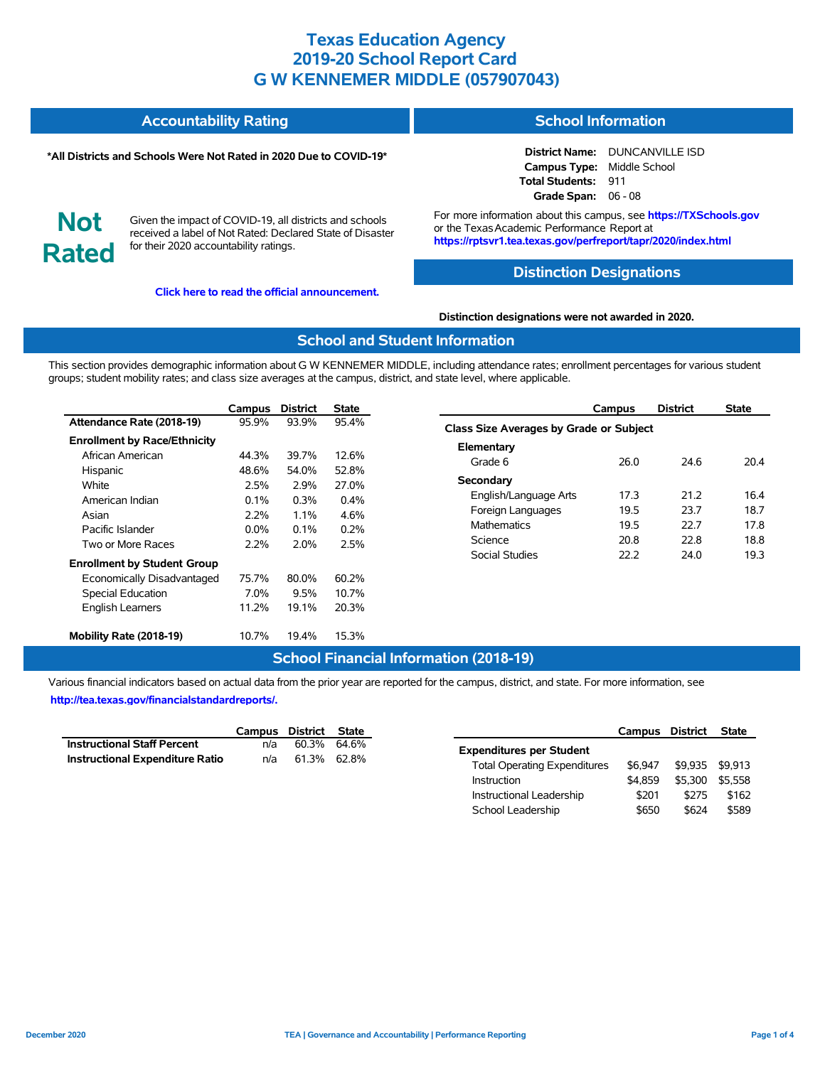# Texas Education Agency
# 2019-20 School Report Card
# G W KENNEMER MIDDLE (057907043)

## Accountability Rating

**\*All Districts and Schools Were Not Rated in 2020 Due to COVID-19\***

**Not Rated**

Given the impact of COVID-19, all districts and schools received a label of Not Rated: Declared State of Disaster for their 2020 accountability ratings.

**Click here to read the official announcement.**

## School Information

**District Name:** DUNCANVILLE ISD
**Campus Type:** Middle School
**Total Students:** 911
**Grade Span:** 06 - 08

For more information about this campus, see **https://TXSchools.gov** or the Texas Academic Performance Report at **https://rptsvr1.tea.texas.gov/perfreport/tapr/2020/index.html**

## Distinction Designations

**Distinction designations were not awarded in 2020.**

## School and Student Information

This section provides demographic information about G W KENNEMER MIDDLE, including attendance rates; enrollment percentages for various student groups; student mobility rates; and class size averages at the campus, district, and state level, where applicable.

| | Campus | District | State |
|---|---|---|---|
| **Attendance Rate (2018-19)** | 95.9% | 93.9% | 95.4% |
| **Enrollment by Race/Ethnicity** | | | |
| African American | 44.3% | 39.7% | 12.6% |
| Hispanic | 48.6% | 54.0% | 52.8% |
| White | 2.5% | 2.9% | 27.0% |
| American Indian | 0.1% | 0.3% | 0.4% |
| Asian | 2.2% | 1.1% | 4.6% |
| Pacific Islander | 0.0% | 0.1% | 0.2% |
| Two or More Races | 2.2% | 2.0% | 2.5% |
| **Enrollment by Student Group** | | | |
| Economically Disadvantaged | 75.7% | 80.0% | 60.2% |
| Special Education | 7.0% | 9.5% | 10.7% |
| English Learners | 11.2% | 19.1% | 20.3% |
| **Mobility Rate (2018-19)** | 10.7% | 19.4% | 15.3% |

| | Campus | District | State |
|---|---|---|---|
| **Class Size Averages by Grade or Subject** | | | |
| **Elementary** | | | |
| Grade 6 | 26.0 | 24.6 | 20.4 |
| **Secondary** | | | |
| English/Language Arts | 17.3 | 21.2 | 16.4 |
| Foreign Languages | 19.5 | 23.7 | 18.7 |
| Mathematics | 19.5 | 22.7 | 17.8 |
| Science | 20.8 | 22.8 | 18.8 |
| Social Studies | 22.2 | 24.0 | 19.3 |

## School Financial Information (2018-19)

Various financial indicators based on actual data from the prior year are reported for the campus, district, and state. For more information, see **http://tea.texas.gov/financialstandardreports/.**

| | Campus | District | State |
|---|---|---|---|
| **Instructional Staff Percent** | n/a | 60.3% | 64.6% |
| **Instructional Expenditure Ratio** | n/a | 61.3% | 62.8% |

| | Campus | District | State |
|---|---|---|---|
| **Expenditures per Student** | | | |
| Total Operating Expenditures | $6,947 | $9,935 | $9,913 |
| Instruction | $4,859 | $5,300 | $5,558 |
| Instructional Leadership | $201 | $275 | $162 |
| School Leadership | $650 | $624 | $589 |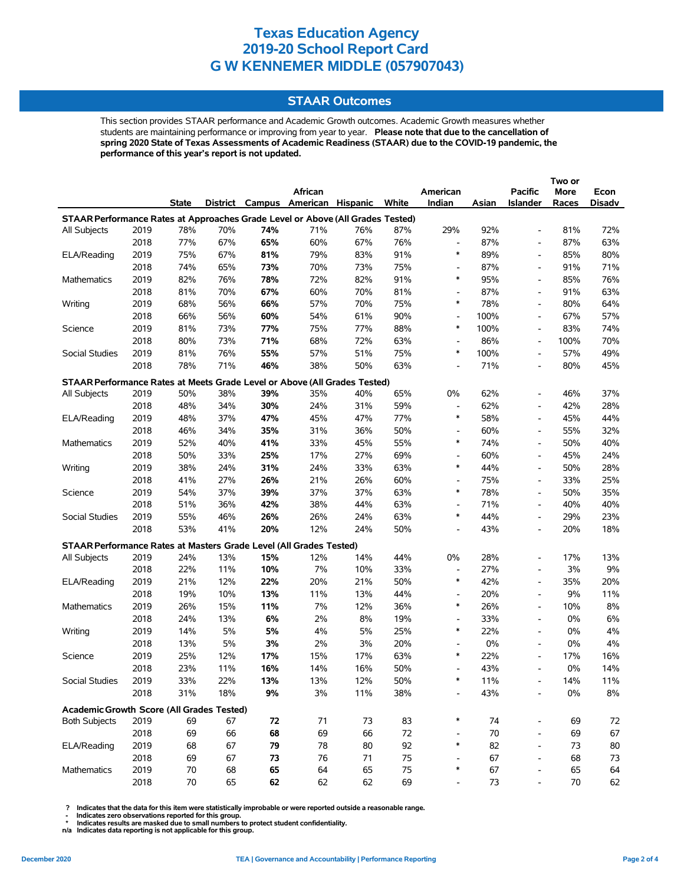# Texas Education Agency
# 2019-20 School Report Card
# G W KENNEMER MIDDLE (057907043)

## STAAR Outcomes

This section provides STAAR performance and Academic Growth outcomes. Academic Growth measures whether students are maintaining performance or improving from year to year. **Please note that due to the cancellation of spring 2020 State of Texas Assessments of Academic Readiness (STAAR) due to the COVID-19 pandemic, the performance of this year's report is not updated.**

| | | State | District | Campus | African American | Hispanic | White | American Indian | Asian | Pacific Islander | Two or More Races | Econ Disadv |
|---|---|---|---|---|---|---|---|---|---|---|---|---|
| **STAAR Performance Rates at Approaches Grade Level or Above (All Grades Tested)** | | | | | | | | | | | | |
| All Subjects | 2019 | 78% | 70% | **74%** | 71% | 76% | 87% | 29% | 92% | - | 81% | 72% |
| | 2018 | 77% | 67% | **65%** | 60% | 67% | 76% | - | 87% | - | 87% | 63% |
| ELA/Reading | 2019 | 75% | 67% | **81%** | 79% | 83% | 91% | * | 89% | - | 85% | 80% |
| | 2018 | 74% | 65% | **73%** | 70% | 73% | 75% | - | 87% | - | 91% | 71% |
| Mathematics | 2019 | 82% | 76% | **78%** | 72% | 82% | 91% | * | 95% | - | 85% | 76% |
| | 2018 | 81% | 70% | **67%** | 60% | 70% | 81% | - | 87% | - | 91% | 63% |
| Writing | 2019 | 68% | 56% | **66%** | 57% | 70% | 75% | * | 78% | - | 80% | 64% |
| | 2018 | 66% | 56% | **60%** | 54% | 61% | 90% | - | 100% | - | 67% | 57% |
| Science | 2019 | 81% | 73% | **77%** | 75% | 77% | 88% | * | 100% | - | 83% | 74% |
| | 2018 | 80% | 73% | **71%** | 68% | 72% | 63% | - | 86% | - | 100% | 70% |
| Social Studies | 2019 | 81% | 76% | **55%** | 57% | 51% | 75% | * | 100% | - | 57% | 49% |
| | 2018 | 78% | 71% | **46%** | 38% | 50% | 63% | - | 71% | - | 80% | 45% |
| **STAAR Performance Rates at Meets Grade Level or Above (All Grades Tested)** | | | | | | | | | | | | |
| All Subjects | 2019 | 50% | 38% | **39%** | 35% | 40% | 65% | 0% | 62% | - | 46% | 37% |
| | 2018 | 48% | 34% | **30%** | 24% | 31% | 59% | - | 62% | - | 42% | 28% |
| ELA/Reading | 2019 | 48% | 37% | **47%** | 45% | 47% | 77% | * | 58% | - | 45% | 44% |
| | 2018 | 46% | 34% | **35%** | 31% | 36% | 50% | - | 60% | - | 55% | 32% |
| Mathematics | 2019 | 52% | 40% | **41%** | 33% | 45% | 55% | * | 74% | - | 50% | 40% |
| | 2018 | 50% | 33% | **25%** | 17% | 27% | 69% | - | 60% | - | 45% | 24% |
| Writing | 2019 | 38% | 24% | **31%** | 24% | 33% | 63% | * | 44% | - | 50% | 28% |
| | 2018 | 41% | 27% | **26%** | 21% | 26% | 60% | - | 75% | - | 33% | 25% |
| Science | 2019 | 54% | 37% | **39%** | 37% | 37% | 63% | * | 78% | - | 50% | 35% |
| | 2018 | 51% | 36% | **42%** | 38% | 44% | 63% | - | 71% | - | 40% | 40% |
| Social Studies | 2019 | 55% | 46% | **26%** | 26% | 24% | 63% | * | 44% | - | 29% | 23% |
| | 2018 | 53% | 41% | **20%** | 12% | 24% | 50% | - | 43% | - | 20% | 18% |
| **STAAR Performance Rates at Masters Grade Level (All Grades Tested)** | | | | | | | | | | | | |
| All Subjects | 2019 | 24% | 13% | **15%** | 12% | 14% | 44% | 0% | 28% | - | 17% | 13% |
| | 2018 | 22% | 11% | **10%** | 7% | 10% | 33% | - | 27% | - | 3% | 9% |
| ELA/Reading | 2019 | 21% | 12% | **22%** | 20% | 21% | 50% | * | 42% | - | 35% | 20% |
| | 2018 | 19% | 10% | **13%** | 11% | 13% | 44% | - | 20% | - | 9% | 11% |
| Mathematics | 2019 | 26% | 15% | **11%** | 7% | 12% | 36% | * | 26% | - | 10% | 8% |
| | 2018 | 24% | 13% | **6%** | 2% | 8% | 19% | - | 33% | - | 0% | 6% |
| Writing | 2019 | 14% | 5% | **5%** | 4% | 5% | 25% | * | 22% | - | 0% | 4% |
| | 2018 | 13% | 5% | **3%** | 2% | 3% | 20% | - | 0% | - | 0% | 4% |
| Science | 2019 | 25% | 12% | **17%** | 15% | 17% | 63% | * | 22% | - | 17% | 16% |
| | 2018 | 23% | 11% | **16%** | 14% | 16% | 50% | - | 43% | - | 0% | 14% |
| Social Studies | 2019 | 33% | 22% | **13%** | 13% | 12% | 50% | * | 11% | - | 14% | 11% |
| | 2018 | 31% | 18% | **9%** | 3% | 11% | 38% | - | 43% | - | 0% | 8% |
| **Academic Growth Score (All Grades Tested)** | | | | | | | | | | | | |
| Both Subjects | 2019 | 69 | 67 | **72** | 71 | 73 | 83 | * | 74 | - | 69 | 72 |
| | 2018 | 69 | 66 | **68** | 69 | 66 | 72 | - | 70 | - | 69 | 67 |
| ELA/Reading | 2019 | 68 | 67 | **79** | 78 | 80 | 92 | * | 82 | - | 73 | 80 |
| | 2018 | 69 | 67 | **73** | 76 | 71 | 75 | - | 67 | - | 68 | 73 |
| Mathematics | 2019 | 70 | 68 | **65** | 64 | 65 | 75 | * | 67 | - | 65 | 64 |
| | 2018 | 70 | 65 | **62** | 62 | 62 | 69 | - | 73 | - | 70 | 62 |

? Indicates that the data for this item were statistically improbable or were reported outside a reasonable range.
- Indicates zero observations reported for this group.
* Indicates results are masked due to small numbers to protect student confidentiality.
n/a Indicates data reporting is not applicable for this group.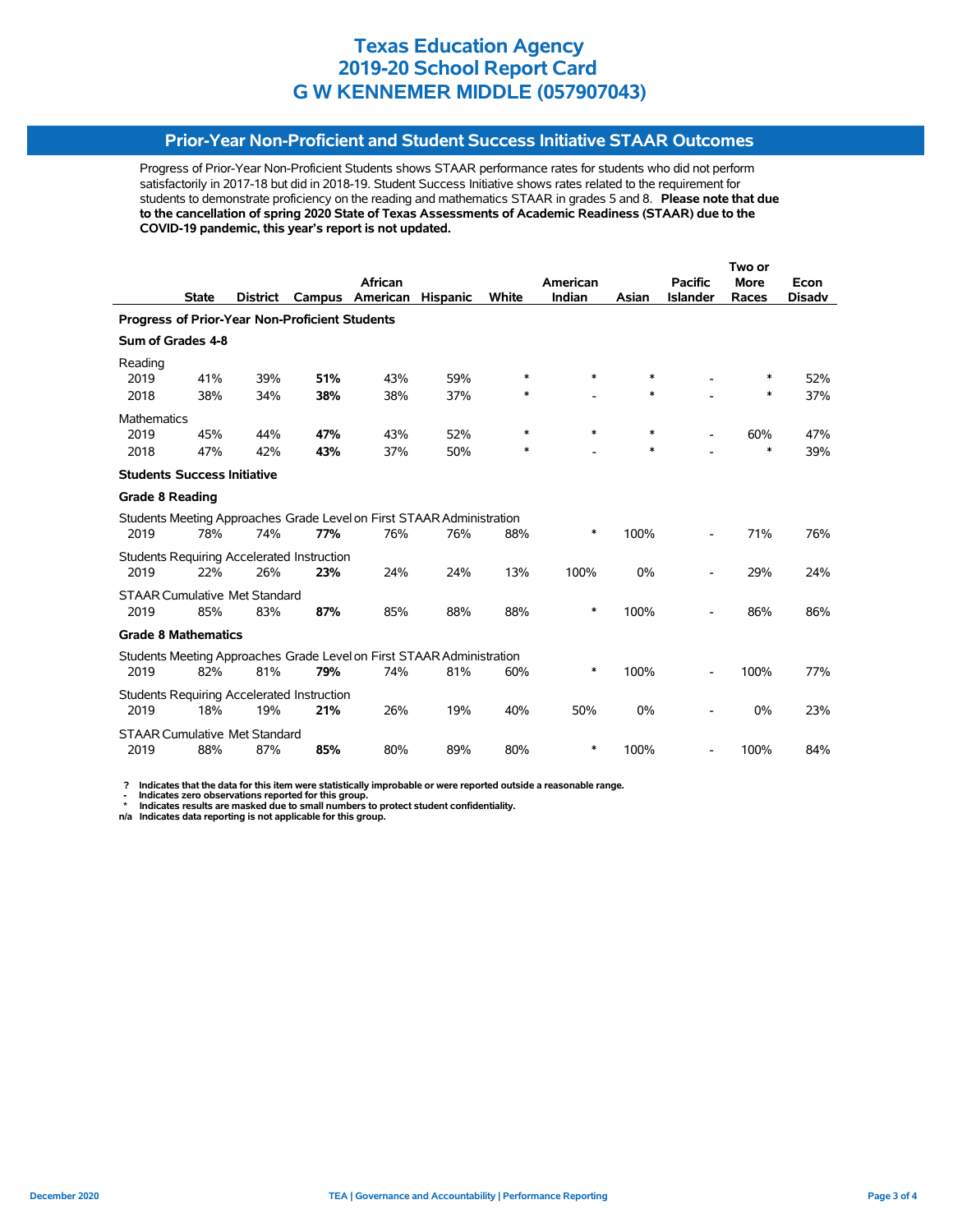# Texas Education Agency
# 2019-20 School Report Card
# G W KENNEMER MIDDLE (057907043)

## Prior-Year Non-Proficient and Student Success Initiative STAAR Outcomes

Progress of Prior-Year Non-Proficient Students shows STAAR performance rates for students who did not perform satisfactorily in 2017-18 but did in 2018-19. Student Success Initiative shows rates related to the requirement for students to demonstrate proficiency on the reading and mathematics STAAR in grades 5 and 8. **Please note that due to the cancellation of spring 2020 State of Texas Assessments of Academic Readiness (STAAR) due to the COVID-19 pandemic, this year's report is not updated.**

| | State | District | Campus | African American | Hispanic | White | American Indian | Asian | Pacific Islander | Two or More Races | Econ Disadv |
|---|---|---|---|---|---|---|---|---|---|---|---|
| **Progress of Prior-Year Non-Proficient Students** | | | | | | | | | | | |
| **Sum of Grades 4-8** | | | | | | | | | | | |
| Reading | | | | | | | | | | | |
| 2019 | 41% | 39% | **51%** | 43% | 59% | * | * | * | - | * | 52% |
| 2018 | 38% | 34% | **38%** | 38% | 37% | * | - | * | - | * | 37% |
| Mathematics | | | | | | | | | | | |
| 2019 | 45% | 44% | **47%** | 43% | 52% | * | * | * | - | 60% | 47% |
| 2018 | 47% | 42% | **43%** | 37% | 50% | * | - | * | - | * | 39% |
| **Students Success Initiative** | | | | | | | | | | | |
| **Grade 8 Reading** | | | | | | | | | | | |
| Students Meeting Approaches Grade Level on First STAAR Administration | | | | | | | | | | | |
| 2019 | 78% | 74% | **77%** | 76% | 76% | 88% | * | 100% | - | 71% | 76% |
| Students Requiring Accelerated Instruction | | | | | | | | | | | |
| 2019 | 22% | 26% | **23%** | 24% | 24% | 13% | 100% | 0% | - | 29% | 24% |
| STAAR Cumulative Met Standard | | | | | | | | | | | |
| 2019 | 85% | 83% | **87%** | 85% | 88% | 88% | * | 100% | - | 86% | 86% |
| **Grade 8 Mathematics** | | | | | | | | | | | |
| Students Meeting Approaches Grade Level on First STAAR Administration | | | | | | | | | | | |
| 2019 | 82% | 81% | **79%** | 74% | 81% | 60% | * | 100% | - | 100% | 77% |
| Students Requiring Accelerated Instruction | | | | | | | | | | | |
| 2019 | 18% | 19% | **21%** | 26% | 19% | 40% | 50% | 0% | - | 0% | 23% |
| STAAR Cumulative Met Standard | | | | | | | | | | | |
| 2019 | 88% | 87% | **85%** | 80% | 89% | 80% | * | 100% | - | 100% | 84% |

**?** Indicates that the data for this item were statistically improbable or were reported outside a reasonable range.
**-** Indicates zero observations reported for this group.
**\*** Indicates results are masked due to small numbers to protect student confidentiality.
**n/a** Indicates data reporting is not applicable for this group.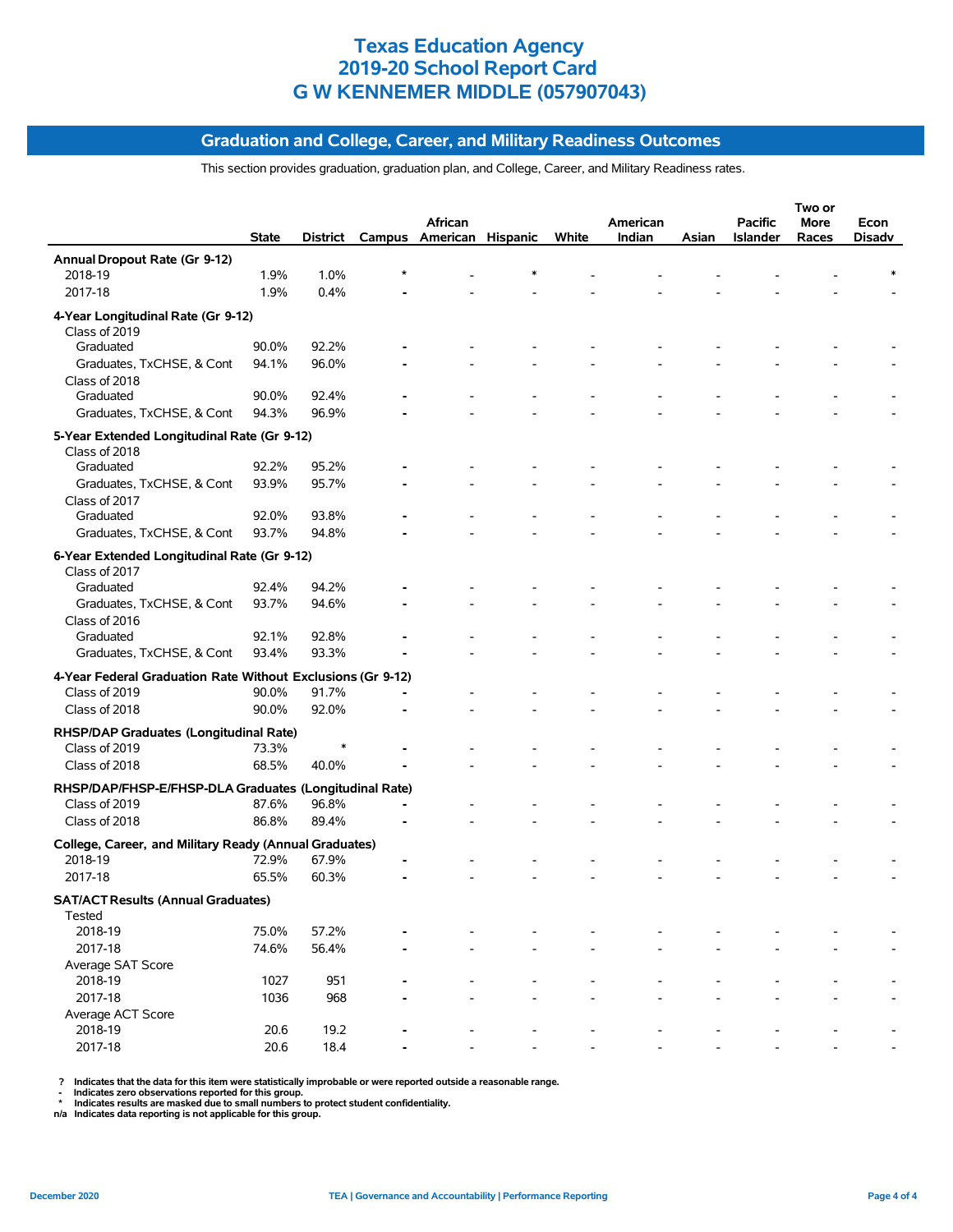# Texas Education Agency
# 2019-20 School Report Card
# G W KENNEMER MIDDLE (057907043)

## Graduation and College, Career, and Military Readiness Outcomes

This section provides graduation, graduation plan, and College, Career, and Military Readiness rates.

| | State | District | Campus | African American | Hispanic | White | American Indian | Asian | Pacific Islander | Two or More Races | Econ Disadv |
|---|---|---|---|---|---|---|---|---|---|---|---|
| **Annual Dropout Rate (Gr 9-12)** | | | | | | | | | | | |
| 2018-19 | 1.9% | 1.0% | * | - | * | - | - | - | - | - | * |
| 2017-18 | 1.9% | 0.4% | - | - | - | - | - | - | - | - | - |
| **4-Year Longitudinal Rate (Gr 9-12)** | | | | | | | | | | | |
| Class of 2019 | | | | | | | | | | | |
| Graduated | 90.0% | 92.2% | - | - | - | - | - | - | - | - | - |
| Graduates, TxCHSE, & Cont | 94.1% | 96.0% | - | - | - | - | - | - | - | - | - |
| Class of 2018 | | | | | | | | | | | |
| Graduated | 90.0% | 92.4% | - | - | - | - | - | - | - | - | - |
| Graduates, TxCHSE, & Cont | 94.3% | 96.9% | - | - | - | - | - | - | - | - | - |
| **5-Year Extended Longitudinal Rate (Gr 9-12)** | | | | | | | | | | | |
| Class of 2018 | | | | | | | | | | | |
| Graduated | 92.2% | 95.2% | - | - | - | - | - | - | - | - | - |
| Graduates, TxCHSE, & Cont | 93.9% | 95.7% | - | - | - | - | - | - | - | - | - |
| Class of 2017 | | | | | | | | | | | |
| Graduated | 92.0% | 93.8% | - | - | - | - | - | - | - | - | - |
| Graduates, TxCHSE, & Cont | 93.7% | 94.8% | - | - | - | - | - | - | - | - | - |
| **6-Year Extended Longitudinal Rate (Gr 9-12)** | | | | | | | | | | | |
| Class of 2017 | | | | | | | | | | | |
| Graduated | 92.4% | 94.2% | - | - | - | - | - | - | - | - | - |
| Graduates, TxCHSE, & Cont | 93.7% | 94.6% | - | - | - | - | - | - | - | - | - |
| Class of 2016 | | | | | | | | | | | |
| Graduated | 92.1% | 92.8% | - | - | - | - | - | - | - | - | - |
| Graduates, TxCHSE, & Cont | 93.4% | 93.3% | - | - | - | - | - | - | - | - | - |
| **4-Year Federal Graduation Rate Without Exclusions (Gr 9-12)** | | | | | | | | | | | |
| Class of 2019 | 90.0% | 91.7% | - | - | - | - | - | - | - | - | - |
| Class of 2018 | 90.0% | 92.0% | - | - | - | - | - | - | - | - | - |
| **RHSP/DAP Graduates (Longitudinal Rate)** | | | | | | | | | | | |
| Class of 2019 | 73.3% | * | - | - | - | - | - | - | - | - | - |
| Class of 2018 | 68.5% | 40.0% | - | - | - | - | - | - | - | - | - |
| **RHSP/DAP/FHSP-E/FHSP-DLA Graduates (Longitudinal Rate)** | | | | | | | | | | | |
| Class of 2019 | 87.6% | 96.8% | - | - | - | - | - | - | - | - | - |
| Class of 2018 | 86.8% | 89.4% | - | - | - | - | - | - | - | - | - |
| **College, Career, and Military Ready (Annual Graduates)** | | | | | | | | | | | |
| 2018-19 | 72.9% | 67.9% | - | - | - | - | - | - | - | - | - |
| 2017-18 | 65.5% | 60.3% | - | - | - | - | - | - | - | - | - |
| **SAT/ACT Results (Annual Graduates)** | | | | | | | | | | | |
| Tested | | | | | | | | | | | |
| 2018-19 | 75.0% | 57.2% | - | - | - | - | - | - | - | - | - |
| 2017-18 | 74.6% | 56.4% | - | - | - | - | - | - | - | - | - |
| Average SAT Score | | | | | | | | | | | |
| 2018-19 | 1027 | 951 | - | - | - | - | - | - | - | - | - |
| 2017-18 | 1036 | 968 | - | - | - | - | - | - | - | - | - |
| Average ACT Score | | | | | | | | | | | |
| 2018-19 | 20.6 | 19.2 | - | - | - | - | - | - | - | - | - |
| 2017-18 | 20.6 | 18.4 | - | - | - | - | - | - | - | - | - |

? Indicates that the data for this item were statistically improbable or were reported outside a reasonable range.
- Indicates zero observations reported for this group.
* Indicates results are masked due to small numbers to protect student confidentiality.
n/a Indicates data reporting is not applicable for this group.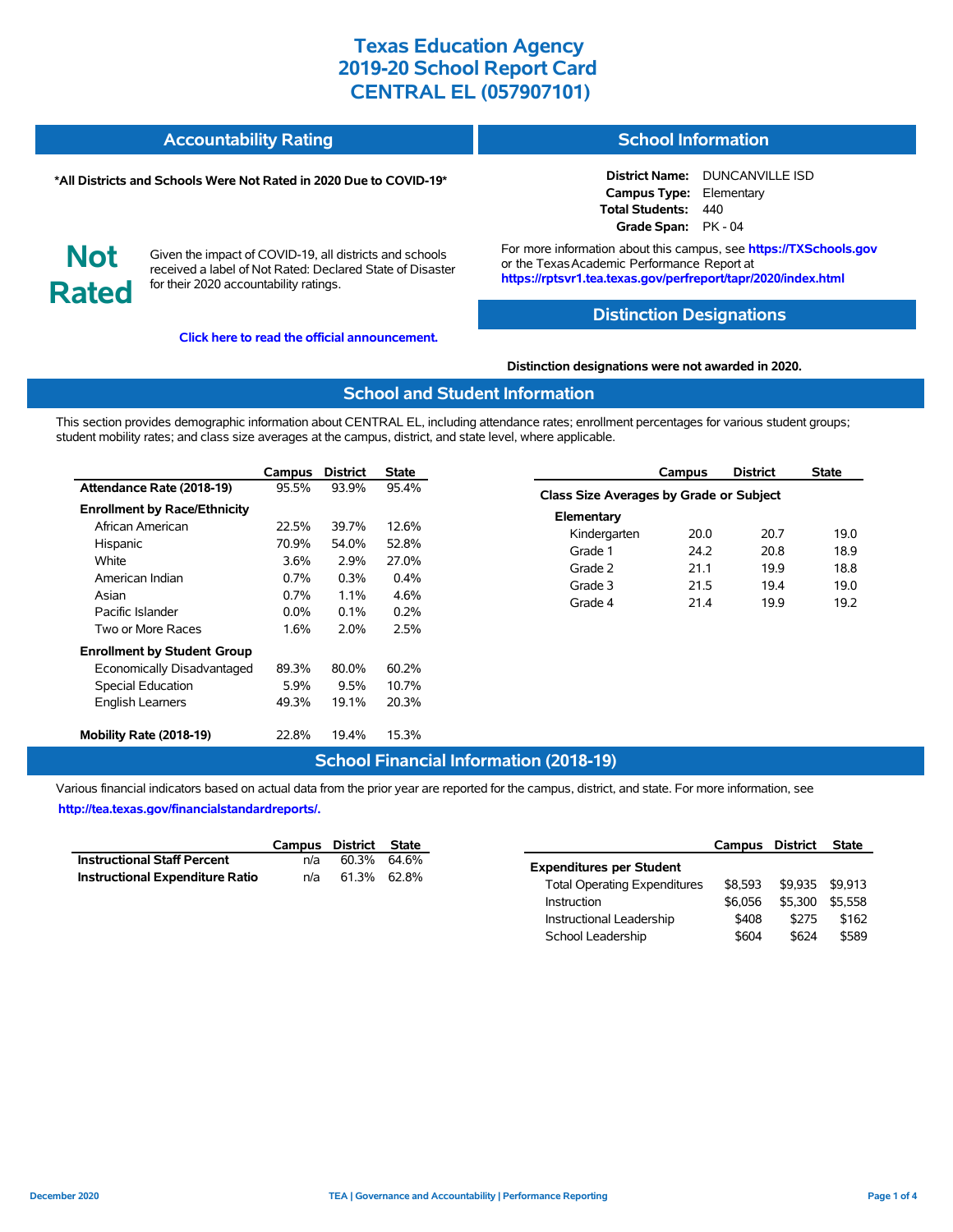# Texas Education Agency
# 2019-20 School Report Card
# CENTRAL EL (057907101)

## Accountability Rating

***All Districts and Schools Were Not Rated in 2020 Due to COVID-19***

**Not Rated**

Given the impact of COVID-19, all districts and schools received a label of Not Rated: Declared State of Disaster for their 2020 accountability ratings.

**Click here to read the official announcement.**

## School Information

**District Name:** DUNCANVILLE ISD
**Campus Type:** Elementary
**Total Students:** 440
**Grade Span:** PK - 04

For more information about this campus, see **https://TXSchools.gov** or the Texas Academic Performance Report at **https://rptsvr1.tea.texas.gov/perfreport/tapr/2020/index.html**

## Distinction Designations

**Distinction designations were not awarded in 2020.**

## School and Student Information

This section provides demographic information about CENTRAL EL, including attendance rates; enrollment percentages for various student groups; student mobility rates; and class size averages at the campus, district, and state level, where applicable.

| | Campus | District | State |
|---|---|---|---|
| **Attendance Rate (2018-19)** | 95.5% | 93.9% | 95.4% |
| **Enrollment by Race/Ethnicity** | | | |
| African American | 22.5% | 39.7% | 12.6% |
| Hispanic | 70.9% | 54.0% | 52.8% |
| White | 3.6% | 2.9% | 27.0% |
| American Indian | 0.7% | 0.3% | 0.4% |
| Asian | 0.7% | 1.1% | 4.6% |
| Pacific Islander | 0.0% | 0.1% | 0.2% |
| Two or More Races | 1.6% | 2.0% | 2.5% |
| **Enrollment by Student Group** | | | |
| Economically Disadvantaged | 89.3% | 80.0% | 60.2% |
| Special Education | 5.9% | 9.5% | 10.7% |
| English Learners | 49.3% | 19.1% | 20.3% |
| **Mobility Rate (2018-19)** | 22.8% | 19.4% | 15.3% |

| | Campus | District | State |
|---|---|---|---|
| **Class Size Averages by Grade or Subject** | | | |
| **Elementary** | | | |
| Kindergarten | 20.0 | 20.7 | 19.0 |
| Grade 1 | 24.2 | 20.8 | 18.9 |
| Grade 2 | 21.1 | 19.9 | 18.8 |
| Grade 3 | 21.5 | 19.4 | 19.0 |
| Grade 4 | 21.4 | 19.9 | 19.2 |

## School Financial Information (2018-19)

Various financial indicators based on actual data from the prior year are reported for the campus, district, and state. For more information, see **http://tea.texas.gov/financialstandardreports/.**

| | Campus | District | State |
|---|---|---|---|
| **Instructional Staff Percent** | n/a | 60.3% | 64.6% |
| **Instructional Expenditure Ratio** | n/a | 61.3% | 62.8% |

| | Campus | District | State |
|---|---|---|---|
| **Expenditures per Student** | | | |
| Total Operating Expenditures | $8,593 | $9,935 | $9,913 |
| Instruction | $6,056 | $5,300 | $5,558 |
| Instructional Leadership | $408 | $275 | $162 |
| School Leadership | $604 | $624 | $589 |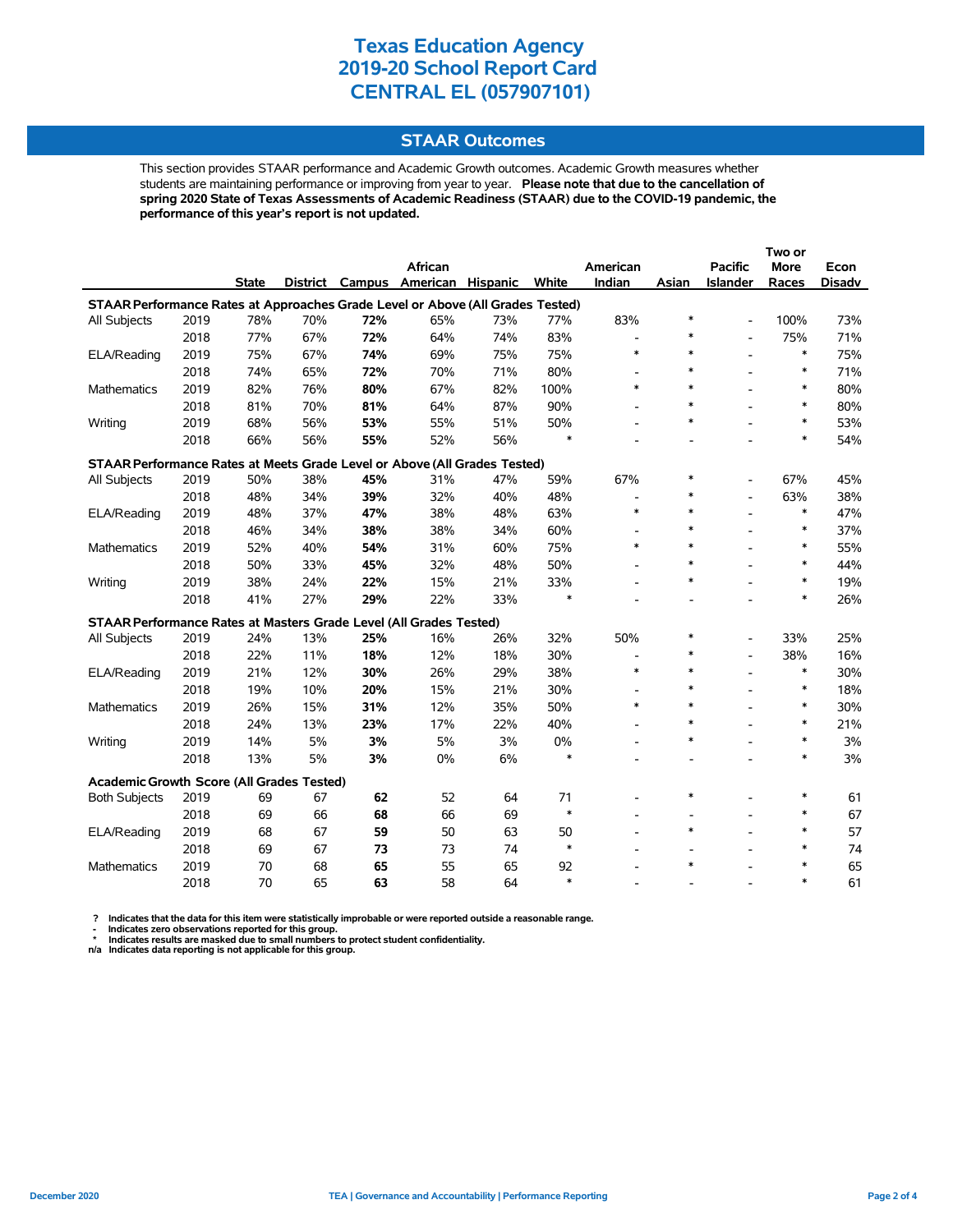# Texas Education Agency
# 2019-20 School Report Card
# CENTRAL EL (057907101)

## STAAR Outcomes

This section provides STAAR performance and Academic Growth outcomes. Academic Growth measures whether students are maintaining performance or improving from year to year. **Please note that due to the cancellation of spring 2020 State of Texas Assessments of Academic Readiness (STAAR) due to the COVID-19 pandemic, the performance of this year's report is not updated.**

| | | State | District | Campus | African American | Hispanic | White | American Indian | Asian | Pacific Islander | Two or More Races | Econ Disadv |
|---|---|---|---|---|---|---|---|---|---|---|---|---|
| **STAAR Performance Rates at Approaches Grade Level or Above (All Grades Tested)** | | | | | | | | | | | | |
| All Subjects | 2019 | 78% | 70% | **72%** | 65% | 73% | 77% | 83% | * | - | 100% | 73% |
| | 2018 | 77% | 67% | **72%** | 64% | 74% | 83% | - | * | - | 75% | 71% |
| ELA/Reading | 2019 | 75% | 67% | **74%** | 69% | 75% | 75% | * | * | - | * | 75% |
| | 2018 | 74% | 65% | **72%** | 70% | 71% | 80% | - | * | - | * | 71% |
| Mathematics | 2019 | 82% | 76% | **80%** | 67% | 82% | 100% | * | * | - | * | 80% |
| | 2018 | 81% | 70% | **81%** | 64% | 87% | 90% | - | * | - | * | 80% |
| Writing | 2019 | 68% | 56% | **53%** | 55% | 51% | 50% | - | * | - | * | 53% |
| | 2018 | 66% | 56% | **55%** | 52% | 56% | * | - | - | - | * | 54% |
| **STAAR Performance Rates at Meets Grade Level or Above (All Grades Tested)** | | | | | | | | | | | | |
| All Subjects | 2019 | 50% | 38% | **45%** | 31% | 47% | 59% | 67% | * | - | 67% | 45% |
| | 2018 | 48% | 34% | **39%** | 32% | 40% | 48% | - | * | - | 63% | 38% |
| ELA/Reading | 2019 | 48% | 37% | **47%** | 38% | 48% | 63% | * | * | - | * | 47% |
| | 2018 | 46% | 34% | **38%** | 38% | 34% | 60% | - | * | - | * | 37% |
| Mathematics | 2019 | 52% | 40% | **54%** | 31% | 60% | 75% | * | * | - | * | 55% |
| | 2018 | 50% | 33% | **45%** | 32% | 48% | 50% | - | * | - | * | 44% |
| Writing | 2019 | 38% | 24% | **22%** | 15% | 21% | 33% | - | * | - | * | 19% |
| | 2018 | 41% | 27% | **29%** | 22% | 33% | * | - | - | - | * | 26% |
| **STAAR Performance Rates at Masters Grade Level (All Grades Tested)** | | | | | | | | | | | | |
| All Subjects | 2019 | 24% | 13% | **25%** | 16% | 26% | 32% | 50% | * | - | 33% | 25% |
| | 2018 | 22% | 11% | **18%** | 12% | 18% | 30% | - | * | - | 38% | 16% |
| ELA/Reading | 2019 | 21% | 12% | **30%** | 26% | 29% | 38% | * | * | - | * | 30% |
| | 2018 | 19% | 10% | **20%** | 15% | 21% | 30% | - | * | - | * | 18% |
| Mathematics | 2019 | 26% | 15% | **31%** | 12% | 35% | 50% | * | * | - | * | 30% |
| | 2018 | 24% | 13% | **23%** | 17% | 22% | 40% | - | * | - | * | 21% |
| Writing | 2019 | 14% | 5% | **3%** | 5% | 3% | 0% | - | * | - | * | 3% |
| | 2018 | 13% | 5% | **3%** | 0% | 6% | * | - | - | - | * | 3% |
| **Academic Growth Score (All Grades Tested)** | | | | | | | | | | | | |
| Both Subjects | 2019 | 69 | 67 | **62** | 52 | 64 | 71 | - | * | - | * | 61 |
| | 2018 | 69 | 66 | **68** | 66 | 69 | * | - | - | - | * | 67 |
| ELA/Reading | 2019 | 68 | 67 | **59** | 50 | 63 | 50 | - | * | - | * | 57 |
| | 2018 | 69 | 67 | **73** | 73 | 74 | * | - | - | - | * | 74 |
| Mathematics | 2019 | 70 | 68 | **65** | 55 | 65 | 92 | - | * | - | * | 65 |
| | 2018 | 70 | 65 | **63** | 58 | 64 | * | - | - | - | * | 61 |

**?** Indicates that the data for this item were statistically improbable or were reported outside a reasonable range.
**-** Indicates zero observations reported for this group.
**\*** Indicates results are masked due to small numbers to protect student confidentiality.
**n/a** Indicates data reporting is not applicable for this group.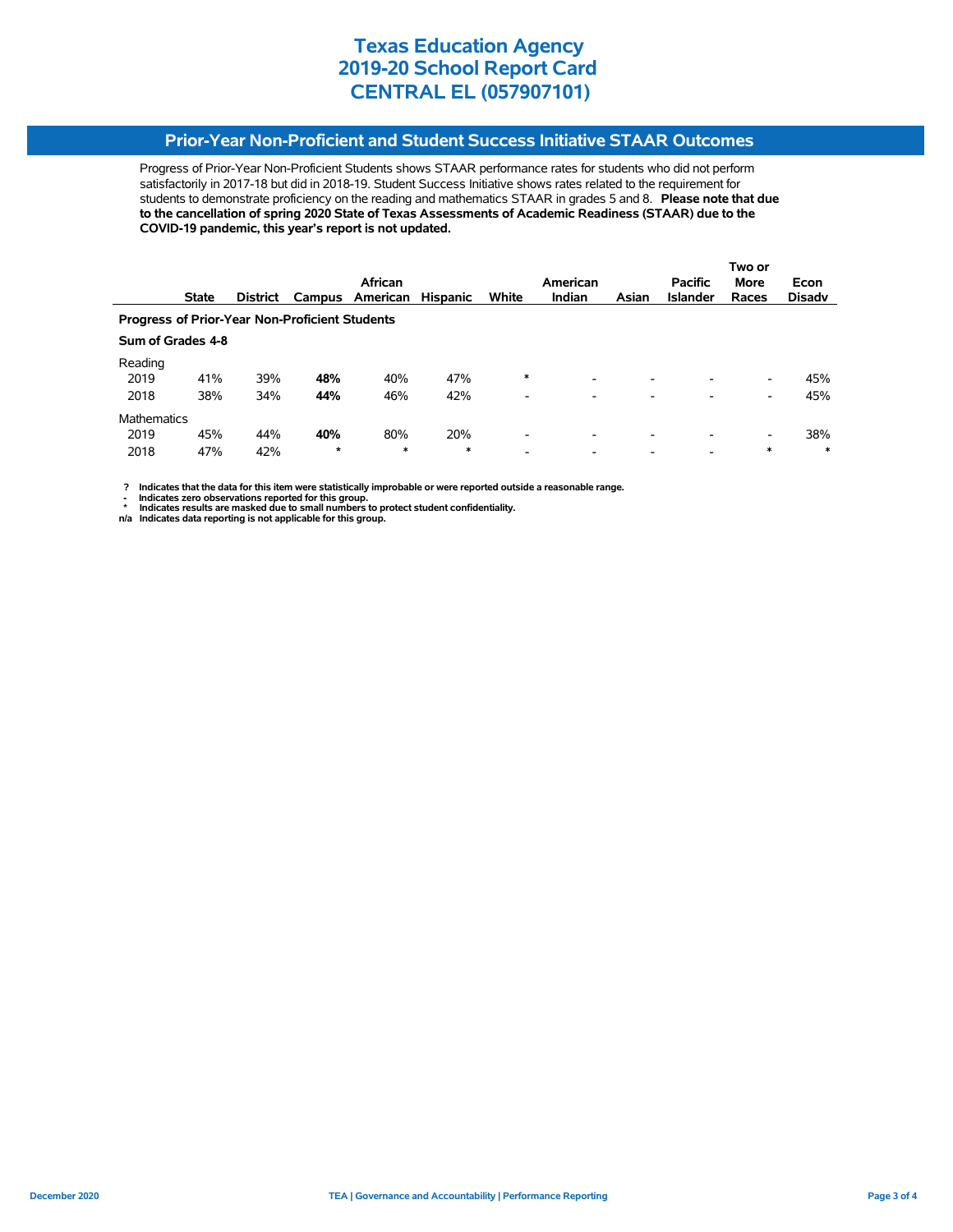# Texas Education Agency
# 2019-20 School Report Card
# CENTRAL EL (057907101)

## Prior-Year Non-Proficient and Student Success Initiative STAAR Outcomes

Progress of Prior-Year Non-Proficient Students shows STAAR performance rates for students who did not perform satisfactorily in 2017-18 but did in 2018-19. Student Success Initiative shows rates related to the requirement for students to demonstrate proficiency on the reading and mathematics STAAR in grades 5 and 8. **Please note that due to the cancellation of spring 2020 State of Texas Assessments of Academic Readiness (STAAR) due to the COVID-19 pandemic, this year's report is not updated.**

| | State | District | Campus | African American | Hispanic | White | American Indian | Asian | Pacific Islander | Two or More Races | Econ Disadv |
|---|---|---|---|---|---|---|---|---|---|---|---|
| **Progress of Prior-Year Non-Proficient Students** | | | | | | | | | | | |
| **Sum of Grades 4-8** | | | | | | | | | | | |
| Reading | | | | | | | | | | | |
| 2019 | 41% | 39% | **48%** | 40% | 47% | * | - | - | - | - | 45% |
| 2018 | 38% | 34% | **44%** | 46% | 42% | - | - | - | - | - | 45% |
| Mathematics | | | | | | | | | | | |
| 2019 | 45% | 44% | **40%** | 80% | 20% | - | - | - | - | - | 38% |
| 2018 | 47% | 42% | * | * | * | - | - | - | - | * | * |

**? Indicates that the data for this item were statistically improbable or were reported outside a reasonable range.**
**- Indicates zero observations reported for this group.**
**\* Indicates results are masked due to small numbers to protect student confidentiality.**
**n/a Indicates data reporting is not applicable for this group.**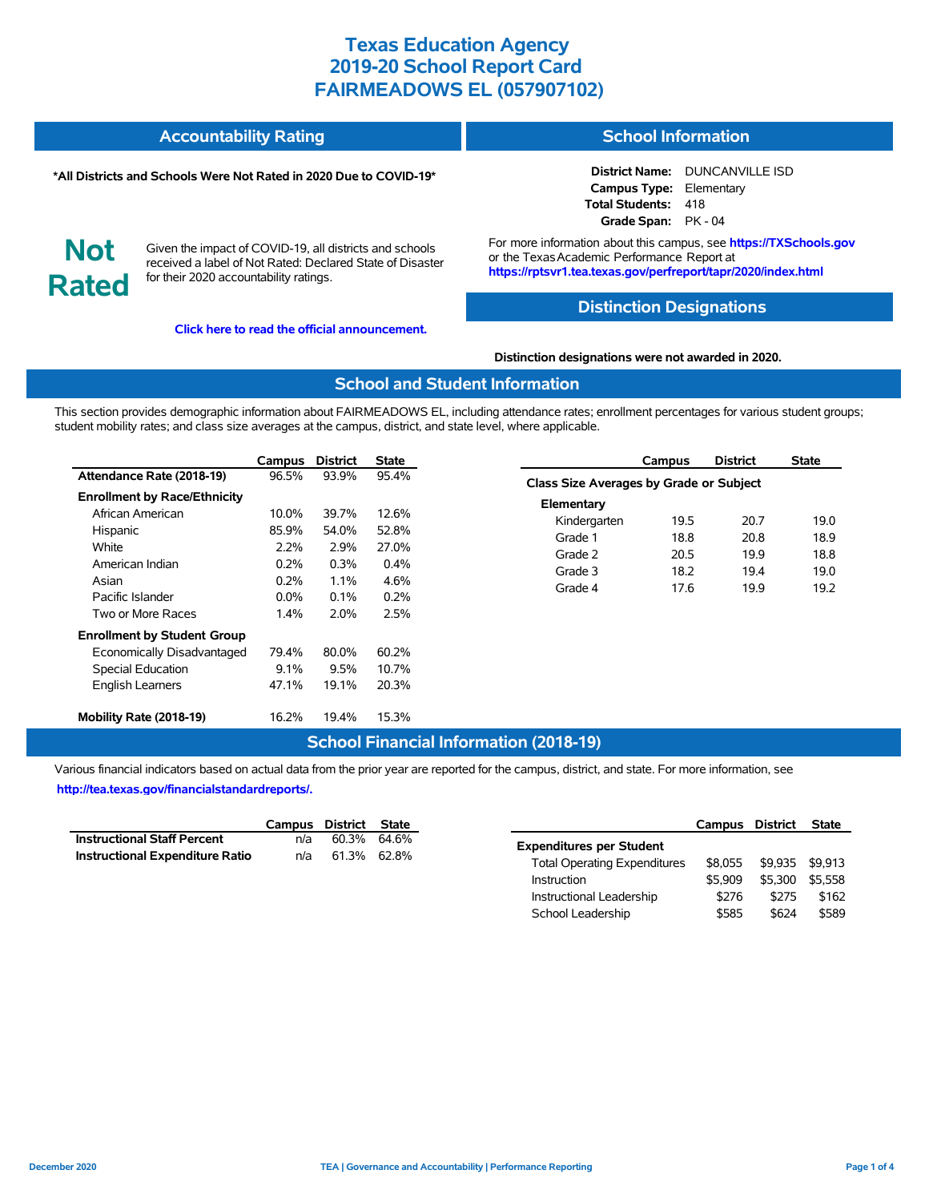# Texas Education Agency
# 2019-20 School Report Card
# FAIRMEADOWS EL (057907102)

## Accountability Rating

**\*All Districts and Schools Were Not Rated in 2020 Due to COVID-19\***

**Not Rated**

Given the impact of COVID-19, all districts and schools received a label of Not Rated: Declared State of Disaster for their 2020 accountability ratings.

**Click here to read the official announcement.**

## School Information

**District Name:** DUNCANVILLE ISD
**Campus Type:** Elementary
**Total Students:** 418
**Grade Span:** PK - 04

For more information about this campus, see **https://TXSchools.gov** or the Texas Academic Performance Report at **https://rptsvr1.tea.texas.gov/perfreport/tapr/2020/index.html**

## Distinction Designations

**Distinction designations were not awarded in 2020.**

## School and Student Information

This section provides demographic information about FAIRMEADOWS EL, including attendance rates; enrollment percentages for various student groups; student mobility rates; and class size averages at the campus, district, and state level, where applicable.

| | Campus | District | State |
|---|---|---|---|
| **Attendance Rate (2018-19)** | 96.5% | 93.9% | 95.4% |
| **Enrollment by Race/Ethnicity** | | | |
| African American | 10.0% | 39.7% | 12.6% |
| Hispanic | 85.9% | 54.0% | 52.8% |
| White | 2.2% | 2.9% | 27.0% |
| American Indian | 0.2% | 0.3% | 0.4% |
| Asian | 0.2% | 1.1% | 4.6% |
| Pacific Islander | 0.0% | 0.1% | 0.2% |
| Two or More Races | 1.4% | 2.0% | 2.5% |
| **Enrollment by Student Group** | | | |
| Economically Disadvantaged | 79.4% | 80.0% | 60.2% |
| Special Education | 9.1% | 9.5% | 10.7% |
| English Learners | 47.1% | 19.1% | 20.3% |
| **Mobility Rate (2018-19)** | 16.2% | 19.4% | 15.3% |

| | Campus | District | State |
|---|---|---|---|
| **Class Size Averages by Grade or Subject** | | | |
| **Elementary** | | | |
| Kindergarten | 19.5 | 20.7 | 19.0 |
| Grade 1 | 18.8 | 20.8 | 18.9 |
| Grade 2 | 20.5 | 19.9 | 18.8 |
| Grade 3 | 18.2 | 19.4 | 19.0 |
| Grade 4 | 17.6 | 19.9 | 19.2 |

## School Financial Information (2018-19)

Various financial indicators based on actual data from the prior year are reported for the campus, district, and state. For more information, see **http://tea.texas.gov/financialstandardreports/.**

| | Campus | District | State |
|---|---|---|---|
| **Instructional Staff Percent** | n/a | 60.3% | 64.6% |
| **Instructional Expenditure Ratio** | n/a | 61.3% | 62.8% |

| | Campus | District | State |
|---|---|---|---|
| **Expenditures per Student** | | | |
| Total Operating Expenditures | $8,055 | $9,935 | $9,913 |
| Instruction | $5,909 | $5,300 | $5,558 |
| Instructional Leadership | $276 | $275 | $162 |
| School Leadership | $585 | $624 | $589 |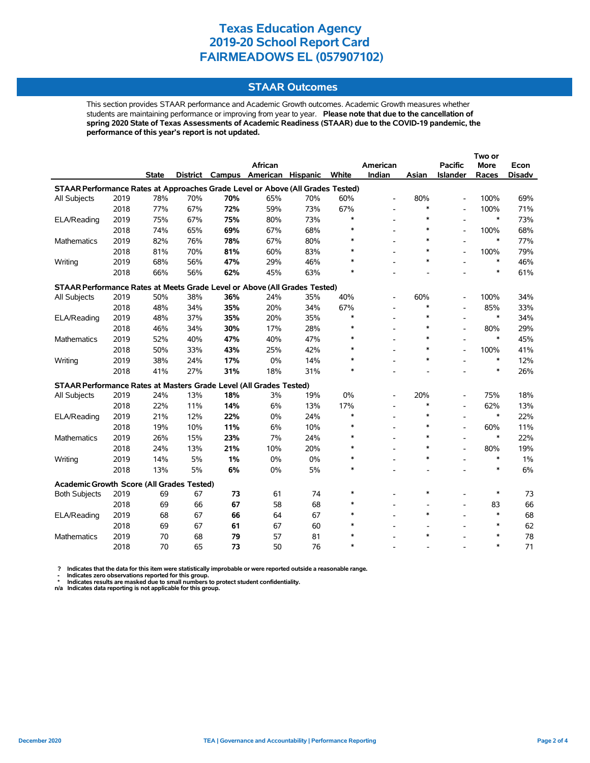# Texas Education Agency
# 2019-20 School Report Card
# FAIRMEADOWS EL (057907102)

## STAAR Outcomes

This section provides STAAR performance and Academic Growth outcomes. Academic Growth measures whether students are maintaining performance or improving from year to year. **Please note that due to the cancellation of spring 2020 State of Texas Assessments of Academic Readiness (STAAR) due to the COVID-19 pandemic, the performance of this year's report is not updated.**

| | | State | District | Campus | African American | Hispanic | White | American Indian | Asian | Pacific Islander | Two or More Races | Econ Disadv |
|---|---|---|---|---|---|---|---|---|---|---|---|---|
| **STAAR Performance Rates at Approaches Grade Level or Above (All Grades Tested)** | | | | | | | | | | | | |
| All Subjects | 2019 | 78% | 70% | **70%** | 65% | 70% | 60% | - | 80% | - | 100% | 69% |
| | 2018 | 77% | 67% | **72%** | 59% | 73% | 67% | - | * | - | 100% | 71% |
| ELA/Reading | 2019 | 75% | 67% | **75%** | 80% | 73% | * | - | * | - | * | 73% |
| | 2018 | 74% | 65% | **69%** | 67% | 68% | * | - | * | - | 100% | 68% |
| Mathematics | 2019 | 82% | 76% | **78%** | 67% | 80% | * | - | * | - | * | 77% |
| | 2018 | 81% | 70% | **81%** | 60% | 83% | * | - | * | - | 100% | 79% |
| Writing | 2019 | 68% | 56% | **47%** | 29% | 46% | * | - | * | - | * | 46% |
| | 2018 | 66% | 56% | **62%** | 45% | 63% | * | - | - | - | * | 61% |
| **STAAR Performance Rates at Meets Grade Level or Above (All Grades Tested)** | | | | | | | | | | | | |
| All Subjects | 2019 | 50% | 38% | **36%** | 24% | 35% | 40% | - | 60% | - | 100% | 34% |
| | 2018 | 48% | 34% | **35%** | 20% | 34% | 67% | - | * | - | 85% | 33% |
| ELA/Reading | 2019 | 48% | 37% | **35%** | 20% | 35% | * | - | * | - | * | 34% |
| | 2018 | 46% | 34% | **30%** | 17% | 28% | * | - | * | - | 80% | 29% |
| Mathematics | 2019 | 52% | 40% | **47%** | 40% | 47% | * | - | * | - | * | 45% |
| | 2018 | 50% | 33% | **43%** | 25% | 42% | * | - | * | - | 100% | 41% |
| Writing | 2019 | 38% | 24% | **17%** | 0% | 14% | * | - | * | - | * | 12% |
| | 2018 | 41% | 27% | **31%** | 18% | 31% | * | - | - | - | * | 26% |
| **STAAR Performance Rates at Masters Grade Level (All Grades Tested)** | | | | | | | | | | | | |
| All Subjects | 2019 | 24% | 13% | **18%** | 3% | 19% | 0% | - | 20% | - | 75% | 18% |
| | 2018 | 22% | 11% | **14%** | 6% | 13% | 17% | - | * | - | 62% | 13% |
| ELA/Reading | 2019 | 21% | 12% | **22%** | 0% | 24% | * | - | * | - | * | 22% |
| | 2018 | 19% | 10% | **11%** | 6% | 10% | * | - | * | - | 60% | 11% |
| Mathematics | 2019 | 26% | 15% | **23%** | 7% | 24% | * | - | * | - | * | 22% |
| | 2018 | 24% | 13% | **21%** | 10% | 20% | * | - | * | - | 80% | 19% |
| Writing | 2019 | 14% | 5% | **1%** | 0% | 0% | * | - | * | - | * | 1% |
| | 2018 | 13% | 5% | **6%** | 0% | 5% | * | - | - | - | * | 6% |
| **Academic Growth Score (All Grades Tested)** | | | | | | | | | | | | |
| Both Subjects | 2019 | 69 | 67 | **73** | 61 | 74 | * | - | * | - | * | 73 |
| | 2018 | 69 | 66 | **67** | 58 | 68 | * | - | - | - | 83 | 66 |
| ELA/Reading | 2019 | 68 | 67 | **66** | 64 | 67 | * | - | * | - | * | 68 |
| | 2018 | 69 | 67 | **61** | 67 | 60 | * | - | - | - | * | 62 |
| Mathematics | 2019 | 70 | 68 | **79** | 57 | 81 | * | - | * | - | * | 78 |
| | 2018 | 70 | 65 | **73** | 50 | 76 | * | - | - | - | * | 71 |

**?** Indicates that the data for this item were statistically improbable or were reported outside a reasonable range.
**-** Indicates zero observations reported for this group.
**\*** Indicates results are masked due to small numbers to protect student confidentiality.
**n/a** Indicates data reporting is not applicable for this group.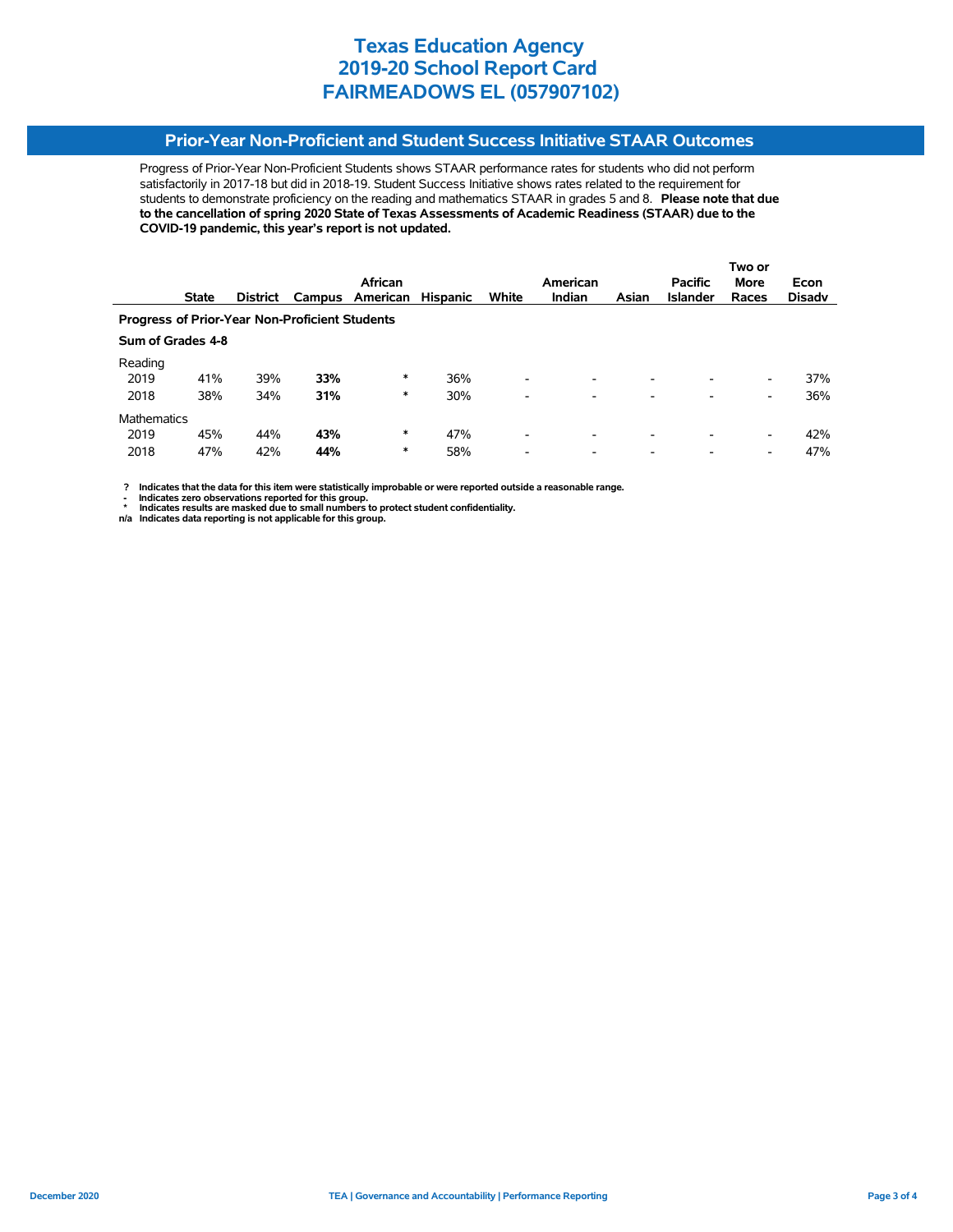# Texas Education Agency
# 2019-20 School Report Card
# FAIRMEADOWS EL (057907102)

## Prior-Year Non-Proficient and Student Success Initiative STAAR Outcomes

Progress of Prior-Year Non-Proficient Students shows STAAR performance rates for students who did not perform satisfactorily in 2017-18 but did in 2018-19. Student Success Initiative shows rates related to the requirement for students to demonstrate proficiency on the reading and mathematics STAAR in grades 5 and 8. **Please note that due to the cancellation of spring 2020 State of Texas Assessments of Academic Readiness (STAAR) due to the COVID-19 pandemic, this year's report is not updated.**

| | State | District | Campus | African American | Hispanic | White | American Indian | Asian | Pacific Islander | Two or More Races | Econ Disadv |
|---|---|---|---|---|---|---|---|---|---|---|---|
| **Progress of Prior-Year Non-Proficient Students** | | | | | | | | | | | |
| **Sum of Grades 4-8** | | | | | | | | | | | |
| Reading | | | | | | | | | | | |
| 2019 | 41% | 39% | **33%** | * | 36% | - | - | - | - | - | 37% |
| 2018 | 38% | 34% | **31%** | * | 30% | - | - | - | - | - | 36% |
| Mathematics | | | | | | | | | | | |
| 2019 | 45% | 44% | **43%** | * | 47% | - | - | - | - | - | 42% |
| 2018 | 47% | 42% | **44%** | * | 58% | - | - | - | - | - | 47% |

**? Indicates that the data for this item were statistically improbable or were reported outside a reasonable range.**
**- Indicates zero observations reported for this group.**
*** Indicates results are masked due to small numbers to protect student confidentiality.**
**n/a Indicates data reporting is not applicable for this group.**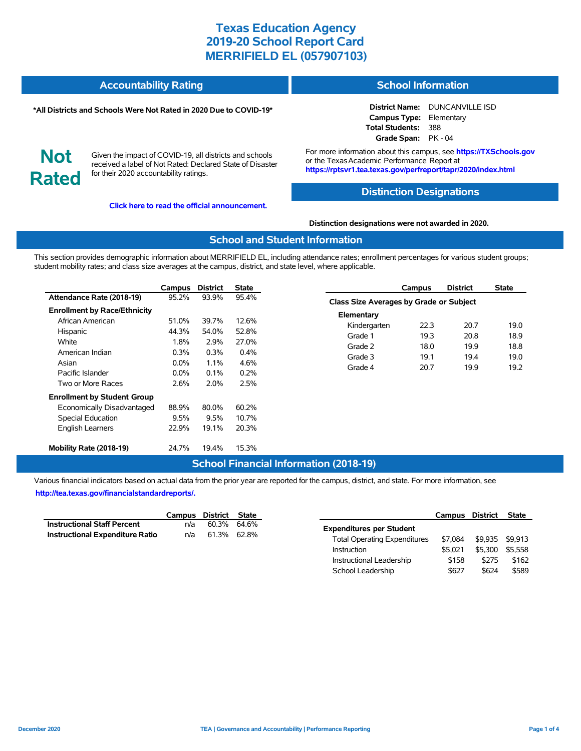# Texas Education Agency
# 2019-20 School Report Card
# MERRIFIELD EL (057907103)

## Accountability Rating

**\*All Districts and Schools Were Not Rated in 2020 Due to COVID-19\***

**Not Rated**

Given the impact of COVID-19, all districts and schools received a label of Not Rated: Declared State of Disaster for their 2020 accountability ratings.

**Click here to read the official announcement.**

## School Information

**District Name:** DUNCANVILLE ISD
**Campus Type:** Elementary
**Total Students:** 388
**Grade Span:** PK - 04

For more information about this campus, see **https://TXSchools.gov** or the Texas Academic Performance Report at **https://rptsvr1.tea.texas.gov/perfreport/tapr/2020/index.html**

## Distinction Designations

**Distinction designations were not awarded in 2020.**

## School and Student Information

This section provides demographic information about MERRIFIELD EL, including attendance rates; enrollment percentages for various student groups; student mobility rates; and class size averages at the campus, district, and state level, where applicable.

| | Campus | District | State |
|---|---|---|---|
| **Attendance Rate (2018-19)** | 95.2% | 93.9% | 95.4% |
| **Enrollment by Race/Ethnicity** | | | |
| African American | 51.0% | 39.7% | 12.6% |
| Hispanic | 44.3% | 54.0% | 52.8% |
| White | 1.8% | 2.9% | 27.0% |
| American Indian | 0.3% | 0.3% | 0.4% |
| Asian | 0.0% | 1.1% | 4.6% |
| Pacific Islander | 0.0% | 0.1% | 0.2% |
| Two or More Races | 2.6% | 2.0% | 2.5% |
| **Enrollment by Student Group** | | | |
| Economically Disadvantaged | 88.9% | 80.0% | 60.2% |
| Special Education | 9.5% | 9.5% | 10.7% |
| English Learners | 22.9% | 19.1% | 20.3% |
| **Mobility Rate (2018-19)** | 24.7% | 19.4% | 15.3% |

| | Campus | District | State |
|---|---|---|---|
| **Class Size Averages by Grade or Subject** | | | |
| **Elementary** | | | |
| Kindergarten | 22.3 | 20.7 | 19.0 |
| Grade 1 | 19.3 | 20.8 | 18.9 |
| Grade 2 | 18.0 | 19.9 | 18.8 |
| Grade 3 | 19.1 | 19.4 | 19.0 |
| Grade 4 | 20.7 | 19.9 | 19.2 |

## School Financial Information (2018-19)

Various financial indicators based on actual data from the prior year are reported for the campus, district, and state. For more information, see **http://tea.texas.gov/financialstandardreports/.**

| | Campus | District | State |
|---|---|---|---|
| **Instructional Staff Percent** | n/a | 60.3% | 64.6% |
| **Instructional Expenditure Ratio** | n/a | 61.3% | 62.8% |

| | Campus | District | State |
|---|---|---|---|
| **Expenditures per Student** | | | |
| Total Operating Expenditures | $7,084 | $9,935 | $9,913 |
| Instruction | $5,021 | $5,300 | $5,558 |
| Instructional Leadership | $158 | $275 | $162 |
| School Leadership | $627 | $624 | $589 |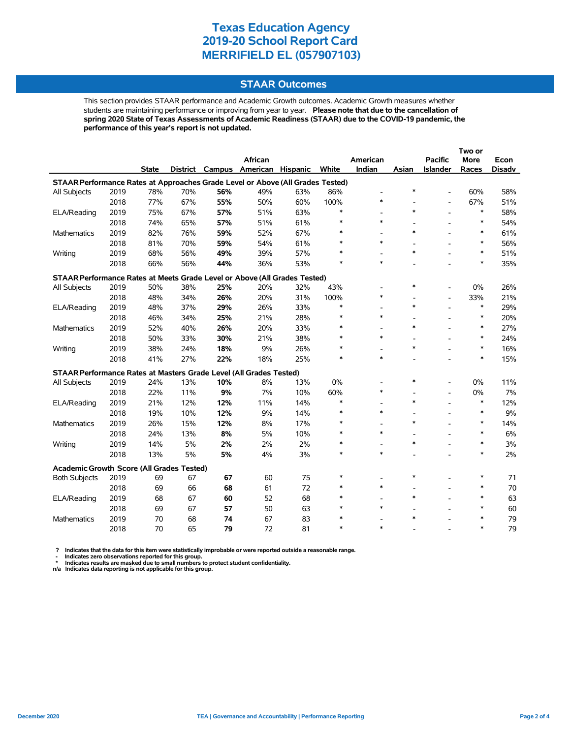# Texas Education Agency
# 2019-20 School Report Card
# MERRIFIELD EL (057907103)

## STAAR Outcomes

This section provides STAAR performance and Academic Growth outcomes. Academic Growth measures whether students are maintaining performance or improving from year to year. **Please note that due to the cancellation of spring 2020 State of Texas Assessments of Academic Readiness (STAAR) due to the COVID-19 pandemic, the performance of this year's report is not updated.**

| | | State | District | Campus | African American | Hispanic | White | American Indian | Asian | Pacific Islander | Two or More Races | Econ Disadv |
|---|---|---|---|---|---|---|---|---|---|---|---|---|
| **STAAR Performance Rates at Approaches Grade Level or Above (All Grades Tested)** | | | | | | | | | | | | |
| All Subjects | 2019 | 78% | 70% | **56%** | 49% | 63% | 86% | - | * | - | 60% | 58% |
| | 2018 | 77% | 67% | **55%** | 50% | 60% | 100% | * | - | - | 67% | 51% |
| ELA/Reading | 2019 | 75% | 67% | **57%** | 51% | 63% | * | - | * | - | * | 58% |
| | 2018 | 74% | 65% | **57%** | 51% | 61% | * | * | - | - | * | 54% |
| Mathematics | 2019 | 82% | 76% | **59%** | 52% | 67% | * | - | * | - | * | 61% |
| | 2018 | 81% | 70% | **59%** | 54% | 61% | * | * | - | - | * | 56% |
| Writing | 2019 | 68% | 56% | **49%** | 39% | 57% | * | - | * | - | * | 51% |
| | 2018 | 66% | 56% | **44%** | 36% | 53% | * | * | - | - | * | 35% |
| **STAAR Performance Rates at Meets Grade Level or Above (All Grades Tested)** | | | | | | | | | | | | |
| All Subjects | 2019 | 50% | 38% | **25%** | 20% | 32% | 43% | - | * | - | 0% | 26% |
| | 2018 | 48% | 34% | **26%** | 20% | 31% | 100% | * | - | - | 33% | 21% |
| ELA/Reading | 2019 | 48% | 37% | **29%** | 26% | 33% | * | - | * | - | * | 29% |
| | 2018 | 46% | 34% | **25%** | 21% | 28% | * | * | - | - | * | 20% |
| Mathematics | 2019 | 52% | 40% | **26%** | 20% | 33% | * | - | * | - | * | 27% |
| | 2018 | 50% | 33% | **30%** | 21% | 38% | * | * | - | - | * | 24% |
| Writing | 2019 | 38% | 24% | **18%** | 9% | 26% | * | - | * | - | * | 16% |
| | 2018 | 41% | 27% | **22%** | 18% | 25% | * | * | - | - | * | 15% |
| **STAAR Performance Rates at Masters Grade Level (All Grades Tested)** | | | | | | | | | | | | |
| All Subjects | 2019 | 24% | 13% | **10%** | 8% | 13% | 0% | - | * | - | 0% | 11% |
| | 2018 | 22% | 11% | **9%** | 7% | 10% | 60% | * | - | - | 0% | 7% |
| ELA/Reading | 2019 | 21% | 12% | **12%** | 11% | 14% | * | - | * | - | * | 12% |
| | 2018 | 19% | 10% | **12%** | 9% | 14% | * | * | - | - | * | 9% |
| Mathematics | 2019 | 26% | 15% | **12%** | 8% | 17% | * | - | * | - | * | 14% |
| | 2018 | 24% | 13% | **8%** | 5% | 10% | * | * | - | - | * | 6% |
| Writing | 2019 | 14% | 5% | **2%** | 2% | 2% | * | - | * | - | * | 3% |
| | 2018 | 13% | 5% | **5%** | 4% | 3% | * | * | - | - | * | 2% |
| **Academic Growth Score (All Grades Tested)** | | | | | | | | | | | | |
| Both Subjects | 2019 | 69 | 67 | **67** | 60 | 75 | * | - | * | - | * | 71 |
| | 2018 | 69 | 66 | **68** | 61 | 72 | * | * | - | - | * | 70 |
| ELA/Reading | 2019 | 68 | 67 | **60** | 52 | 68 | * | - | * | - | * | 63 |
| | 2018 | 69 | 67 | **57** | 50 | 63 | * | * | - | - | * | 60 |
| Mathematics | 2019 | 70 | 68 | **74** | 67 | 83 | * | - | * | - | * | 79 |
| | 2018 | 70 | 65 | **79** | 72 | 81 | * | * | - | - | * | 79 |

**? Indicates that the data for this item were statistically improbable or were reported outside a reasonable range.**
**- Indicates zero observations reported for this group.**
*** Indicates results are masked due to small numbers to protect student confidentiality.**
**n/a Indicates data reporting is not applicable for this group.**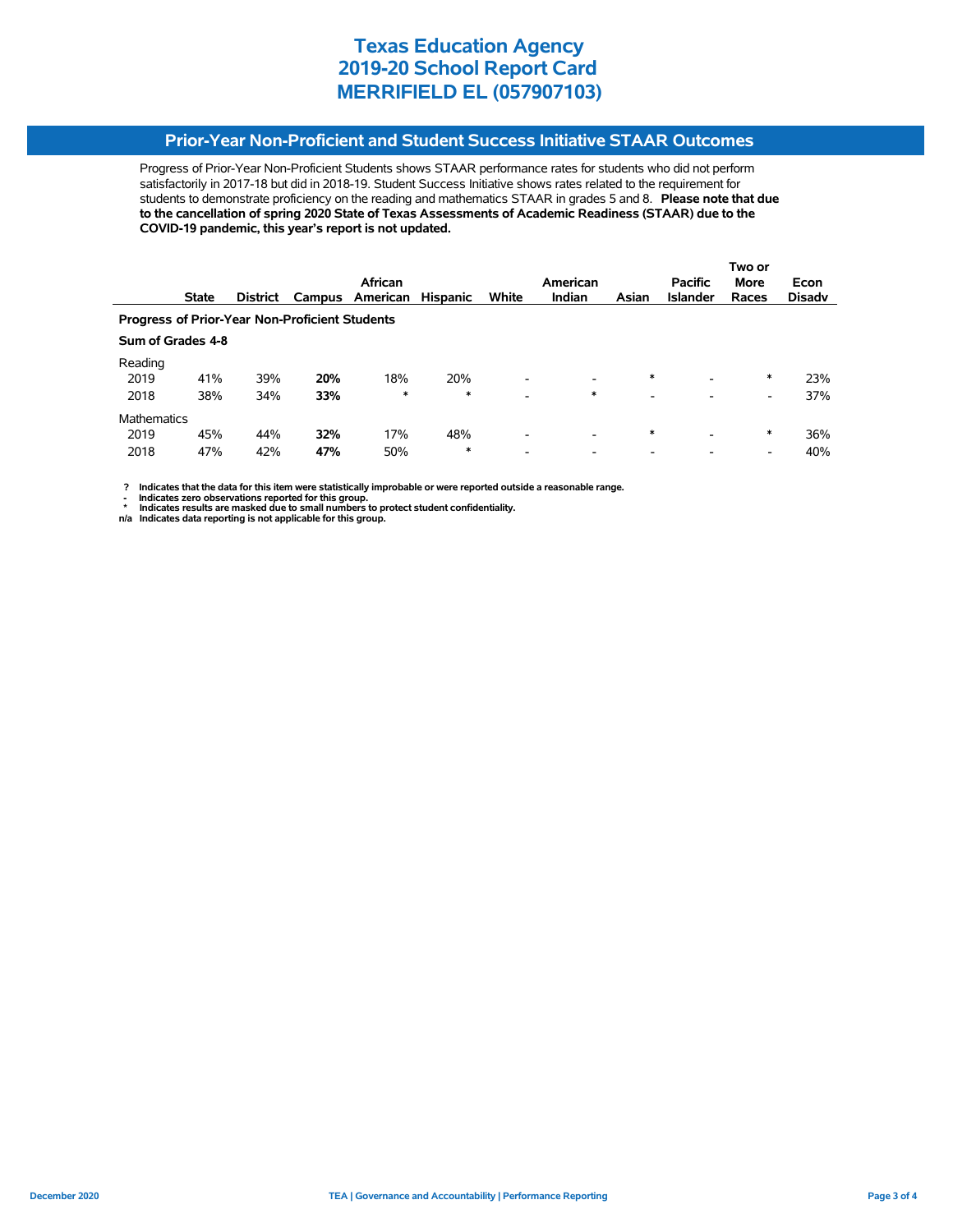# Texas Education Agency
# 2019-20 School Report Card
# MERRIFIELD EL (057907103)

## Prior-Year Non-Proficient and Student Success Initiative STAAR Outcomes

Progress of Prior-Year Non-Proficient Students shows STAAR performance rates for students who did not perform satisfactorily in 2017-18 but did in 2018-19. Student Success Initiative shows rates related to the requirement for students to demonstrate proficiency on the reading and mathematics STAAR in grades 5 and 8. **Please note that due to the cancellation of spring 2020 State of Texas Assessments of Academic Readiness (STAAR) due to the COVID-19 pandemic, this year's report is not updated.**

| | State | District | Campus | African American | Hispanic | White | American Indian | Asian | Pacific Islander | Two or More Races | Econ Disadv |
|---|---|---|---|---|---|---|---|---|---|---|---|
| **Progress of Prior-Year Non-Proficient Students** | | | | | | | | | | | |
| **Sum of Grades 4-8** | | | | | | | | | | | |
| Reading | | | | | | | | | | | |
| 2019 | 41% | 39% | **20%** | 18% | 20% | - | - | * | - | * | 23% |
| 2018 | 38% | 34% | **33%** | * | * | - | * | - | - | - | 37% |
| Mathematics | | | | | | | | | | | |
| 2019 | 45% | 44% | **32%** | 17% | 48% | - | - | * | - | * | 36% |
| 2018 | 47% | 42% | **47%** | 50% | * | - | - | - | - | - | 40% |

**? Indicates that the data for this item were statistically improbable or were reported outside a reasonable range.**
**- Indicates zero observations reported for this group.**
**\* Indicates results are masked due to small numbers to protect student confidentiality.**
**n/a Indicates data reporting is not applicable for this group.**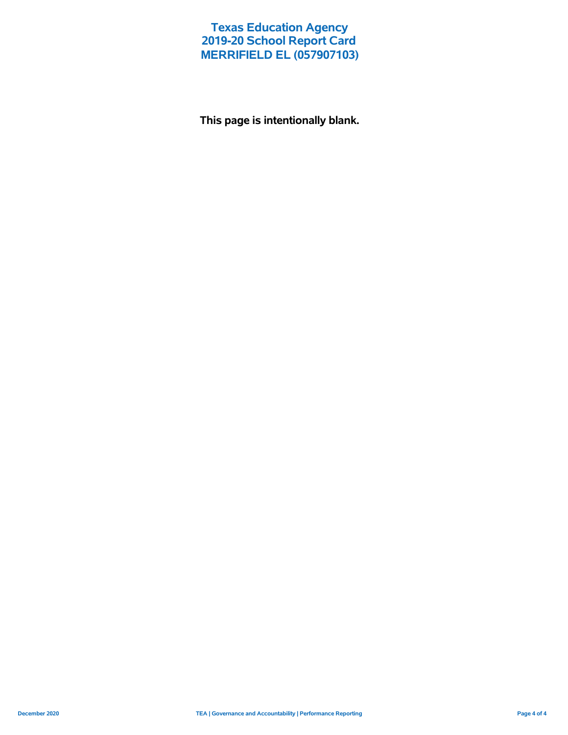# Texas Education Agency
# 2019-20 School Report Card
# MERRIFIELD EL (057907103)

**This page is intentionally blank.**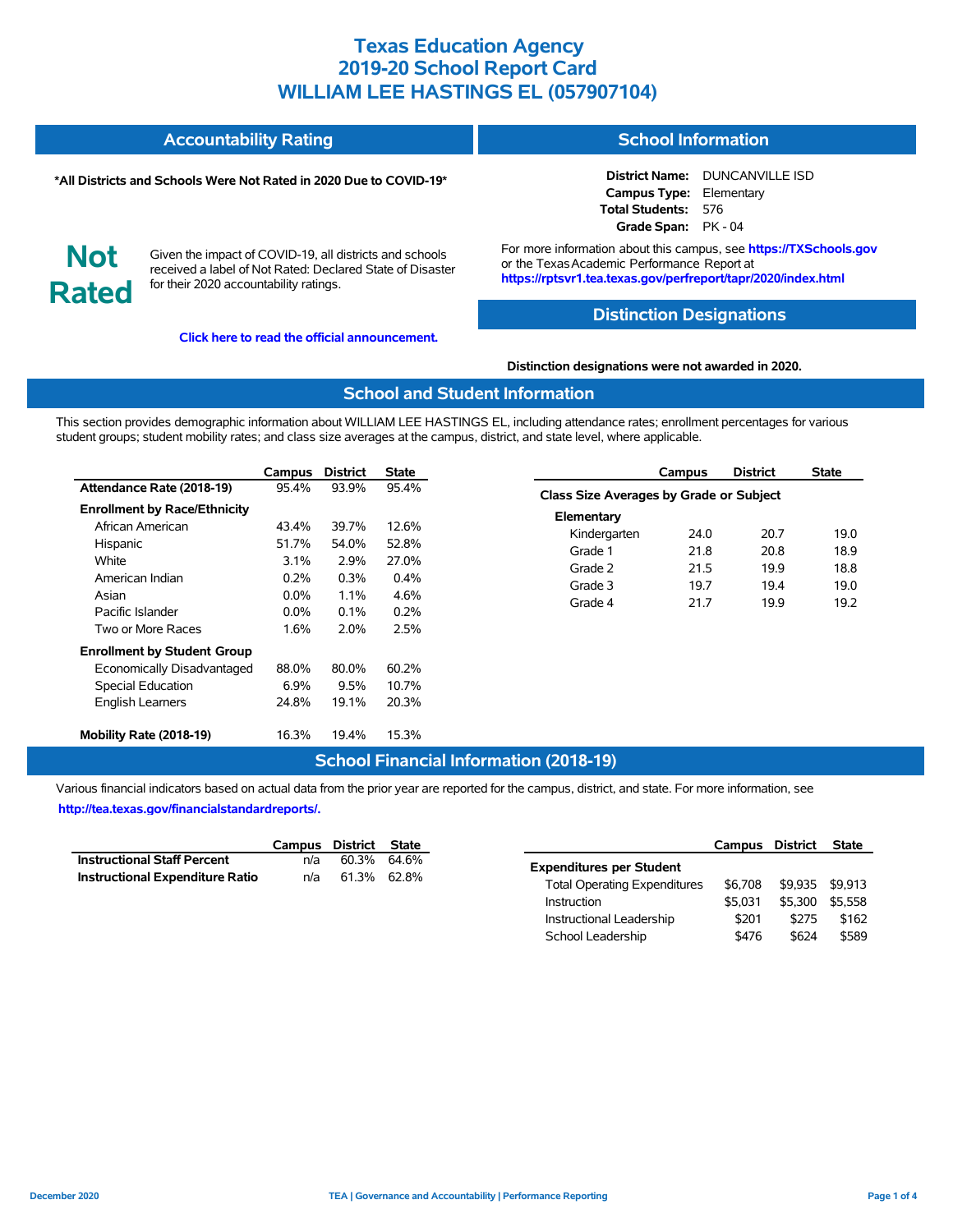# Texas Education Agency
# 2019-20 School Report Card
# WILLIAM LEE HASTINGS EL (057907104)

## Accountability Rating

**\*All Districts and Schools Were Not Rated in 2020 Due to COVID-19\***

**Not Rated**

Given the impact of COVID-19, all districts and schools received a label of Not Rated: Declared State of Disaster for their 2020 accountability ratings.

**Click here to read the official announcement.**

## School Information

**District Name:** DUNCANVILLE ISD
**Campus Type:** Elementary
**Total Students:** 576
**Grade Span:** PK - 04

For more information about this campus, see **https://TXSchools.gov** or the Texas Academic Performance Report at **https://rptsvr1.tea.texas.gov/perfreport/tapr/2020/index.html**

## Distinction Designations

**Distinction designations were not awarded in 2020.**

## School and Student Information

This section provides demographic information about WILLIAM LEE HASTINGS EL, including attendance rates; enrollment percentages for various student groups; student mobility rates; and class size averages at the campus, district, and state level, where applicable.

| | Campus | District | State |
|---|---|---|---|
| **Attendance Rate (2018-19)** | 95.4% | 93.9% | 95.4% |
| **Enrollment by Race/Ethnicity** | | | |
| African American | 43.4% | 39.7% | 12.6% |
| Hispanic | 51.7% | 54.0% | 52.8% |
| White | 3.1% | 2.9% | 27.0% |
| American Indian | 0.2% | 0.3% | 0.4% |
| Asian | 0.0% | 1.1% | 4.6% |
| Pacific Islander | 0.0% | 0.1% | 0.2% |
| Two or More Races | 1.6% | 2.0% | 2.5% |
| **Enrollment by Student Group** | | | |
| Economically Disadvantaged | 88.0% | 80.0% | 60.2% |
| Special Education | 6.9% | 9.5% | 10.7% |
| English Learners | 24.8% | 19.1% | 20.3% |
| **Mobility Rate (2018-19)** | 16.3% | 19.4% | 15.3% |

| | Campus | District | State |
|---|---|---|---|
| **Class Size Averages by Grade or Subject** | | | |
| **Elementary** | | | |
| Kindergarten | 24.0 | 20.7 | 19.0 |
| Grade 1 | 21.8 | 20.8 | 18.9 |
| Grade 2 | 21.5 | 19.9 | 18.8 |
| Grade 3 | 19.7 | 19.4 | 19.0 |
| Grade 4 | 21.7 | 19.9 | 19.2 |

## School Financial Information (2018-19)

Various financial indicators based on actual data from the prior year are reported for the campus, district, and state. For more information, see **http://tea.texas.gov/financialstandardreports/.**

| | Campus | District | State |
|---|---|---|---|
| **Instructional Staff Percent** | n/a | 60.3% | 64.6% |
| **Instructional Expenditure Ratio** | n/a | 61.3% | 62.8% |

| | Campus | District | State |
|---|---|---|---|
| **Expenditures per Student** | | | |
| Total Operating Expenditures | $6,708 | $9,935 | $9,913 |
| Instruction | $5,031 | $5,300 | $5,558 |
| Instructional Leadership | $201 | $275 | $162 |
| School Leadership | $476 | $624 | $589 |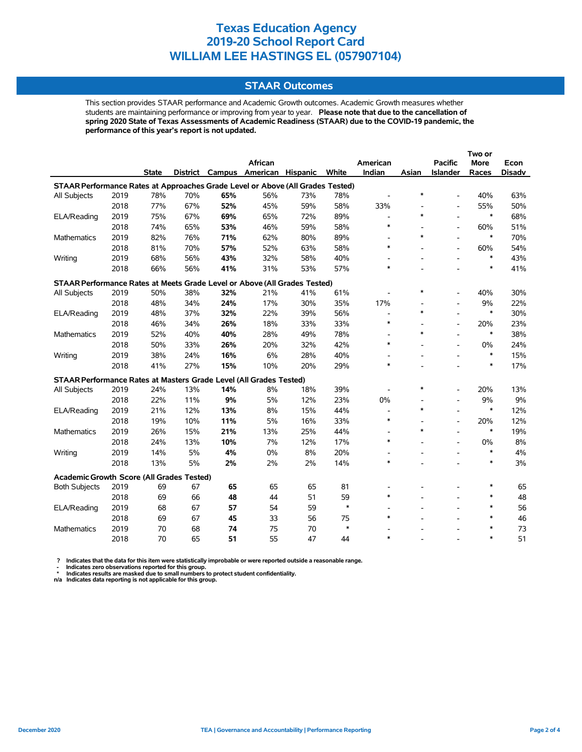# Texas Education Agency
# 2019-20 School Report Card
# WILLIAM LEE HASTINGS EL (057907104)

## STAAR Outcomes

This section provides STAAR performance and Academic Growth outcomes. Academic Growth measures whether students are maintaining performance or improving from year to year. **Please note that due to the cancellation of spring 2020 State of Texas Assessments of Academic Readiness (STAAR) due to the COVID-19 pandemic, the performance of this year's report is not updated.**

| | | State | District | Campus | African American | Hispanic | White | American Indian | Asian | Pacific Islander | Two or More Races | Econ Disadv |
|---|---|---|---|---|---|---|---|---|---|---|---|---|
| **STAAR Performance Rates at Approaches Grade Level or Above (All Grades Tested)** | | | | | | | | | | | | |
| All Subjects | 2019 | 78% | 70% | **65%** | 56% | 73% | 78% | - | * | - | 40% | 63% |
| | 2018 | 77% | 67% | **52%** | 45% | 59% | 58% | 33% | - | - | 55% | 50% |
| ELA/Reading | 2019 | 75% | 67% | **69%** | 65% | 72% | 89% | - | * | - | * | 68% |
| | 2018 | 74% | 65% | **53%** | 46% | 59% | 58% | * | - | - | 60% | 51% |
| Mathematics | 2019 | 82% | 76% | **71%** | 62% | 80% | 89% | - | * | - | * | 70% |
| | 2018 | 81% | 70% | **57%** | 52% | 63% | 58% | * | - | - | 60% | 54% |
| Writing | 2019 | 68% | 56% | **43%** | 32% | 58% | 40% | - | - | - | * | 43% |
| | 2018 | 66% | 56% | **41%** | 31% | 53% | 57% | * | - | - | * | 41% |
| **STAAR Performance Rates at Meets Grade Level or Above (All Grades Tested)** | | | | | | | | | | | | |
| All Subjects | 2019 | 50% | 38% | **32%** | 21% | 41% | 61% | - | * | - | 40% | 30% |
| | 2018 | 48% | 34% | **24%** | 17% | 30% | 35% | 17% | - | - | 9% | 22% |
| ELA/Reading | 2019 | 48% | 37% | **32%** | 22% | 39% | 56% | - | * | - | * | 30% |
| | 2018 | 46% | 34% | **26%** | 18% | 33% | 33% | * | - | - | 20% | 23% |
| Mathematics | 2019 | 52% | 40% | **40%** | 28% | 49% | 78% | - | * | - | * | 38% |
| | 2018 | 50% | 33% | **26%** | 20% | 32% | 42% | * | - | - | 0% | 24% |
| Writing | 2019 | 38% | 24% | **16%** | 6% | 28% | 40% | - | - | - | * | 15% |
| | 2018 | 41% | 27% | **15%** | 10% | 20% | 29% | * | - | - | * | 17% |
| **STAAR Performance Rates at Masters Grade Level (All Grades Tested)** | | | | | | | | | | | | |
| All Subjects | 2019 | 24% | 13% | **14%** | 8% | 18% | 39% | - | * | - | 20% | 13% |
| | 2018 | 22% | 11% | **9%** | 5% | 12% | 23% | 0% | - | - | 9% | 9% |
| ELA/Reading | 2019 | 21% | 12% | **13%** | 8% | 15% | 44% | - | * | - | * | 12% |
| | 2018 | 19% | 10% | **11%** | 5% | 16% | 33% | * | - | - | 20% | 12% |
| Mathematics | 2019 | 26% | 15% | **21%** | 13% | 25% | 44% | - | * | - | * | 19% |
| | 2018 | 24% | 13% | **10%** | 7% | 12% | 17% | * | - | - | 0% | 8% |
| Writing | 2019 | 14% | 5% | **4%** | 0% | 8% | 20% | - | - | - | * | 4% |
| | 2018 | 13% | 5% | **2%** | 2% | 2% | 14% | * | - | - | * | 3% |
| **Academic Growth Score (All Grades Tested)** | | | | | | | | | | | | |
| Both Subjects | 2019 | 69 | 67 | **65** | 65 | 65 | 81 | - | - | - | * | 65 |
| | 2018 | 69 | 66 | **48** | 44 | 51 | 59 | * | - | - | * | 48 |
| ELA/Reading | 2019 | 68 | 67 | **57** | 54 | 59 | * | - | - | - | * | 56 |
| | 2018 | 69 | 67 | **45** | 33 | 56 | 75 | * | - | - | * | 46 |
| Mathematics | 2019 | 70 | 68 | **74** | 75 | 70 | * | - | - | - | * | 73 |
| | 2018 | 70 | 65 | **51** | 55 | 47 | 44 | * | - | - | * | 51 |

**?** Indicates that the data for this item were statistically improbable or were reported outside a reasonable range.
**-** Indicates zero observations reported for this group.
**\*** Indicates results are masked due to small numbers to protect student confidentiality.
**n/a** Indicates data reporting is not applicable for this group.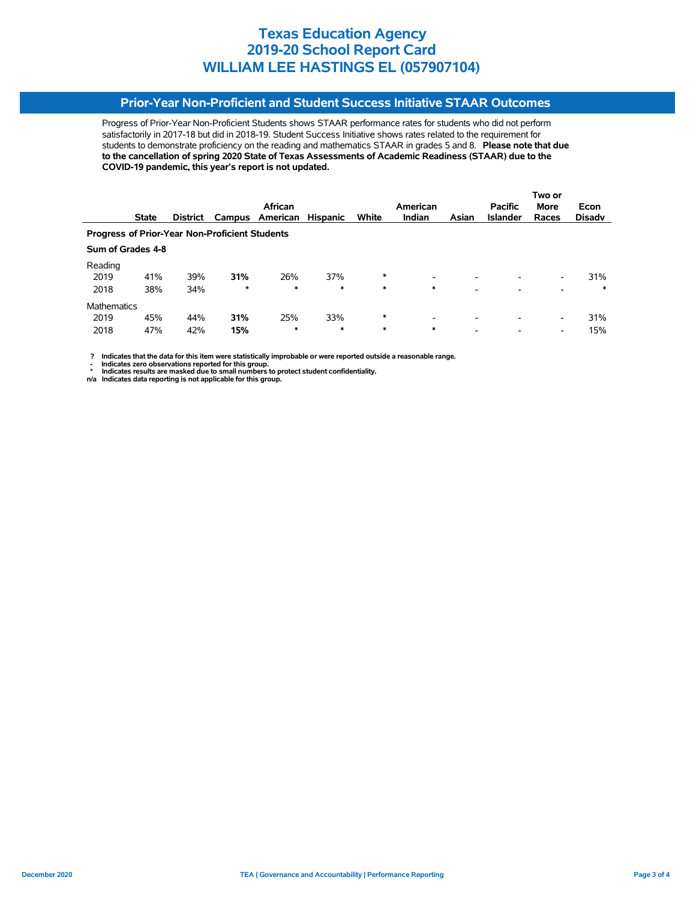# Texas Education Agency
# 2019-20 School Report Card
# WILLIAM LEE HASTINGS EL (057907104)

## Prior-Year Non-Proficient and Student Success Initiative STAAR Outcomes

Progress of Prior-Year Non-Proficient Students shows STAAR performance rates for students who did not perform satisfactorily in 2017-18 but did in 2018-19. Student Success Initiative shows rates related to the requirement for students to demonstrate proficiency on the reading and mathematics STAAR in grades 5 and 8. **Please note that due to the cancellation of spring 2020 State of Texas Assessments of Academic Readiness (STAAR) due to the COVID-19 pandemic, this year's report is not updated.**

| | State | District | Campus | African American | Hispanic | White | American Indian | Asian | Pacific Islander | Two or More Races | Econ Disadv |
|---|---|---|---|---|---|---|---|---|---|---|---|
| **Progress of Prior-Year Non-Proficient Students** | | | | | | | | | | | |
| **Sum of Grades 4-8** | | | | | | | | | | | |
| Reading | | | | | | | | | | | |
| 2019 | 41% | 39% | **31%** | 26% | 37% | * | - | - | - | - | 31% |
| 2018 | 38% | 34% | * | * | * | * | * | - | - | - | * |
| Mathematics | | | | | | | | | | | |
| 2019 | 45% | 44% | **31%** | 25% | 33% | * | - | - | - | - | 31% |
| 2018 | 47% | 42% | **15%** | * | * | * | * | - | - | - | 15% |

**? Indicates that the data for this item were statistically improbable or were reported outside a reasonable range.**
**- Indicates zero observations reported for this group.**
**\* Indicates results are masked due to small numbers to protect student confidentiality.**
**n/a Indicates data reporting is not applicable for this group.**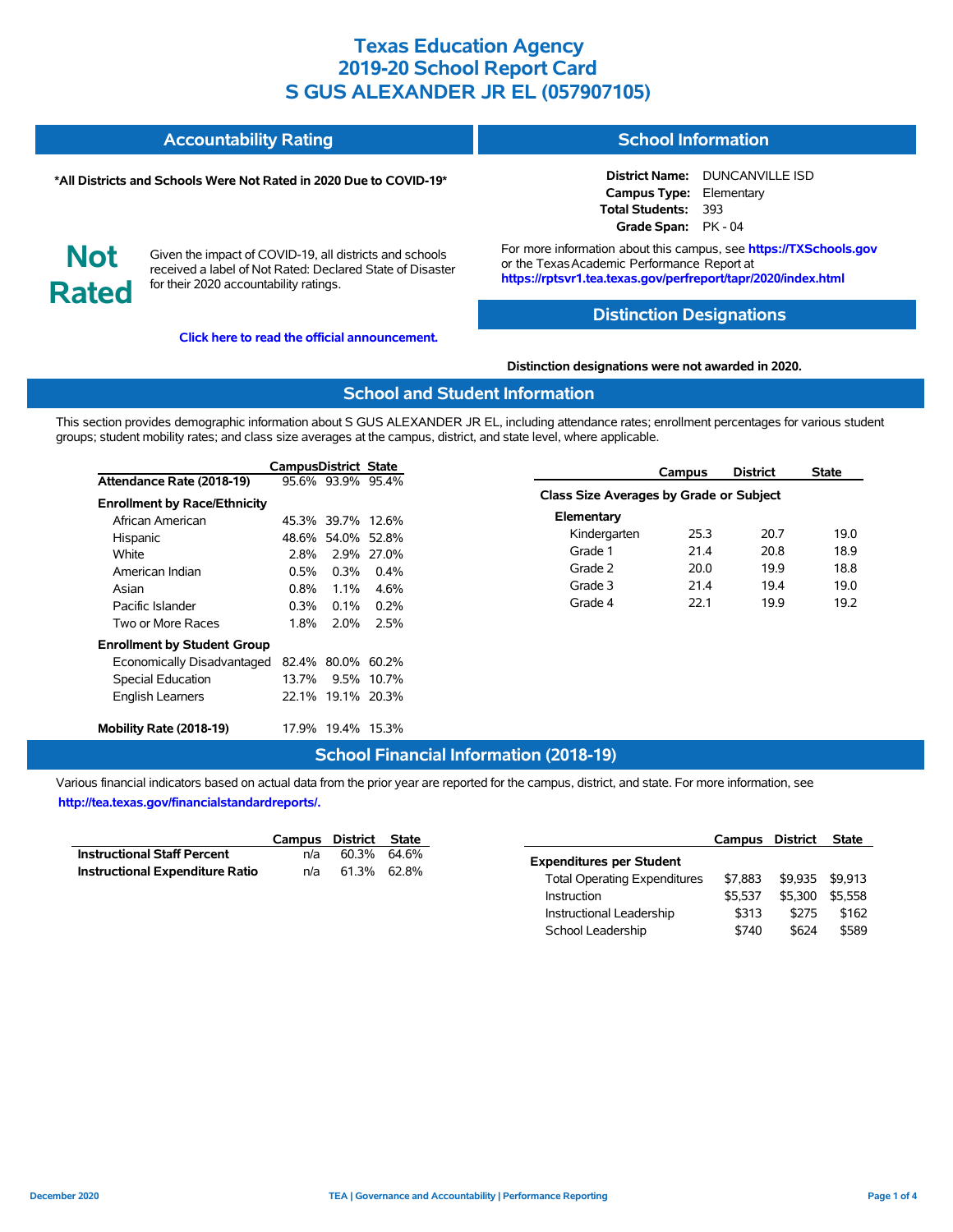# Texas Education Agency
# 2019-20 School Report Card
# S GUS ALEXANDER JR EL (057907105)

## Accountability Rating

***All Districts and Schools Were Not Rated in 2020 Due to COVID-19***

**Not Rated**

Given the impact of COVID-19, all districts and schools received a label of Not Rated: Declared State of Disaster for their 2020 accountability ratings.

**Click here to read the official announcement.**

## School Information

**District Name:** DUNCANVILLE ISD
**Campus Type:** Elementary
**Total Students:** 393
**Grade Span:** PK - 04

For more information about this campus, see **https://TXSchools.gov** or the Texas Academic Performance Report at **https://rptsvr1.tea.texas.gov/perfreport/tapr/2020/index.html**

## Distinction Designations

**Distinction designations were not awarded in 2020.**

## School and Student Information

This section provides demographic information about S GUS ALEXANDER JR EL, including attendance rates; enrollment percentages for various student groups; student mobility rates; and class size averages at the campus, district, and state level, where applicable.

| | Campus | District | State |
|---|---|---|---|
| **Attendance Rate (2018-19)** | 95.6% | 93.9% | 95.4% |
| **Enrollment by Race/Ethnicity** | | | |
| African American | 45.3% | 39.7% | 12.6% |
| Hispanic | 48.6% | 54.0% | 52.8% |
| White | 2.8% | 2.9% | 27.0% |
| American Indian | 0.5% | 0.3% | 0.4% |
| Asian | 0.8% | 1.1% | 4.6% |
| Pacific Islander | 0.3% | 0.1% | 0.2% |
| Two or More Races | 1.8% | 2.0% | 2.5% |
| **Enrollment by Student Group** | | | |
| Economically Disadvantaged | 82.4% | 80.0% | 60.2% |
| Special Education | 13.7% | 9.5% | 10.7% |
| English Learners | 22.1% | 19.1% | 20.3% |
| **Mobility Rate (2018-19)** | 17.9% | 19.4% | 15.3% |

| | Campus | District | State |
|---|---|---|---|
| **Class Size Averages by Grade or Subject** | | | |
| **Elementary** | | | |
| Kindergarten | 25.3 | 20.7 | 19.0 |
| Grade 1 | 21.4 | 20.8 | 18.9 |
| Grade 2 | 20.0 | 19.9 | 18.8 |
| Grade 3 | 21.4 | 19.4 | 19.0 |
| Grade 4 | 22.1 | 19.9 | 19.2 |

## School Financial Information (2018-19)

Various financial indicators based on actual data from the prior year are reported for the campus, district, and state. For more information, see **http://tea.texas.gov/financialstandardreports/.**

| | Campus | District | State |
|---|---|---|---|
| **Instructional Staff Percent** | n/a | 60.3% | 64.6% |
| **Instructional Expenditure Ratio** | n/a | 61.3% | 62.8% |

| | Campus | District | State |
|---|---|---|---|
| **Expenditures per Student** | | | |
| Total Operating Expenditures | $7,883 | $9,935 | $9,913 |
| Instruction | $5,537 | $5,300 | $5,558 |
| Instructional Leadership | $313 | $275 | $162 |
| School Leadership | $740 | $624 | $589 |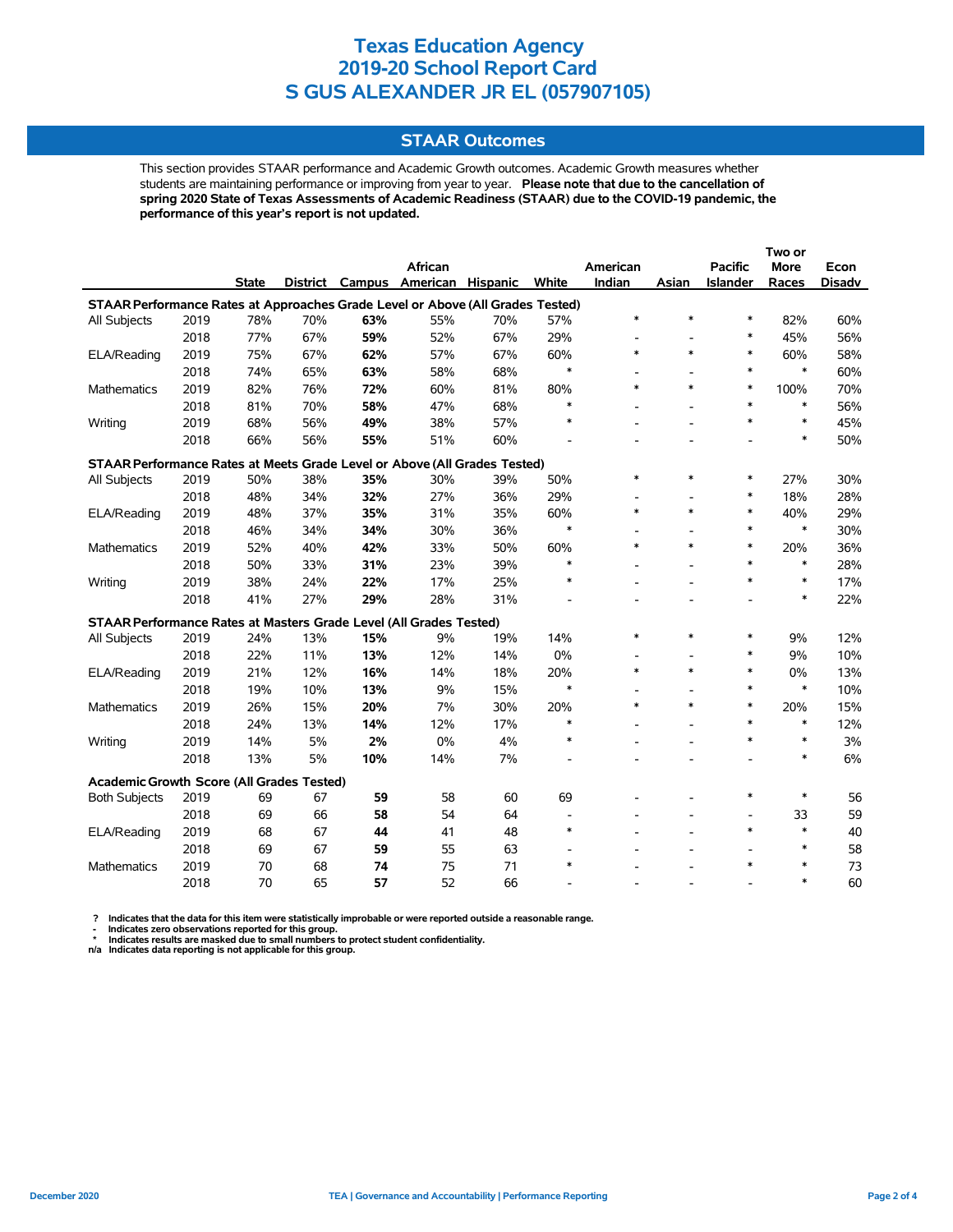# Texas Education Agency
# 2019-20 School Report Card
# S GUS ALEXANDER JR EL (057907105)

## STAAR Outcomes

This section provides STAAR performance and Academic Growth outcomes. Academic Growth measures whether students are maintaining performance or improving from year to year. **Please note that due to the cancellation of spring 2020 State of Texas Assessments of Academic Readiness (STAAR) due to the COVID-19 pandemic, the performance of this year's report is not updated.**

| | | State | District | Campus | African American | Hispanic | White | American Indian | Asian | Pacific Islander | Two or More Races | Econ Disadv |
|---|---|---|---|---|---|---|---|---|---|---|---|---|
| **STAAR Performance Rates at Approaches Grade Level or Above (All Grades Tested)** | | | | | | | | | | | | |
| All Subjects | 2019 | 78% | 70% | **63%** | 55% | 70% | 57% | * | * | * | 82% | 60% |
| | 2018 | 77% | 67% | **59%** | 52% | 67% | 29% | - | - | * | 45% | 56% |
| ELA/Reading | 2019 | 75% | 67% | **62%** | 57% | 67% | 60% | * | * | * | 60% | 58% |
| | 2018 | 74% | 65% | **63%** | 58% | 68% | * | - | - | * | * | 60% |
| Mathematics | 2019 | 82% | 76% | **72%** | 60% | 81% | 80% | * | * | * | 100% | 70% |
| | 2018 | 81% | 70% | **58%** | 47% | 68% | * | - | - | * | * | 56% |
| Writing | 2019 | 68% | 56% | **49%** | 38% | 57% | * | - | - | * | * | 45% |
| | 2018 | 66% | 56% | **55%** | 51% | 60% | - | - | - | - | * | 50% |
| **STAAR Performance Rates at Meets Grade Level or Above (All Grades Tested)** | | | | | | | | | | | | |
| All Subjects | 2019 | 50% | 38% | **35%** | 30% | 39% | 50% | * | * | * | 27% | 30% |
| | 2018 | 48% | 34% | **32%** | 27% | 36% | 29% | - | - | * | 18% | 28% |
| ELA/Reading | 2019 | 48% | 37% | **35%** | 31% | 35% | 60% | * | * | * | 40% | 29% |
| | 2018 | 46% | 34% | **34%** | 30% | 36% | * | - | - | * | * | 30% |
| Mathematics | 2019 | 52% | 40% | **42%** | 33% | 50% | 60% | * | * | * | 20% | 36% |
| | 2018 | 50% | 33% | **31%** | 23% | 39% | * | - | - | * | * | 28% |
| Writing | 2019 | 38% | 24% | **22%** | 17% | 25% | * | - | - | * | * | 17% |
| | 2018 | 41% | 27% | **29%** | 28% | 31% | - | - | - | - | * | 22% |
| **STAAR Performance Rates at Masters Grade Level (All Grades Tested)** | | | | | | | | | | | | |
| All Subjects | 2019 | 24% | 13% | **15%** | 9% | 19% | 14% | * | * | * | 9% | 12% |
| | 2018 | 22% | 11% | **13%** | 12% | 14% | 0% | - | - | * | 9% | 10% |
| ELA/Reading | 2019 | 21% | 12% | **16%** | 14% | 18% | 20% | * | * | * | 0% | 13% |
| | 2018 | 19% | 10% | **13%** | 9% | 15% | * | - | - | * | * | 10% |
| Mathematics | 2019 | 26% | 15% | **20%** | 7% | 30% | 20% | * | * | * | 20% | 15% |
| | 2018 | 24% | 13% | **14%** | 12% | 17% | * | - | - | * | * | 12% |
| Writing | 2019 | 14% | 5% | **2%** | 0% | 4% | * | - | - | * | * | 3% |
| | 2018 | 13% | 5% | **10%** | 14% | 7% | - | - | - | - | * | 6% |
| **Academic Growth Score (All Grades Tested)** | | | | | | | | | | | | |
| Both Subjects | 2019 | 69 | 67 | **59** | 58 | 60 | 69 | - | - | * | * | 56 |
| | 2018 | 69 | 66 | **58** | 54 | 64 | - | - | - | - | 33 | 59 |
| ELA/Reading | 2019 | 68 | 67 | **44** | 41 | 48 | * | - | - | * | * | 40 |
| | 2018 | 69 | 67 | **59** | 55 | 63 | - | - | - | - | * | 58 |
| Mathematics | 2019 | 70 | 68 | **74** | 75 | 71 | * | - | - | * | * | 73 |
| | 2018 | 70 | 65 | **57** | 52 | 66 | - | - | - | - | * | 60 |

**?** Indicates that the data for this item were statistically improbable or were reported outside a reasonable range.
**-** Indicates zero observations reported for this group.
**\*** Indicates results are masked due to small numbers to protect student confidentiality.
**n/a** Indicates data reporting is not applicable for this group.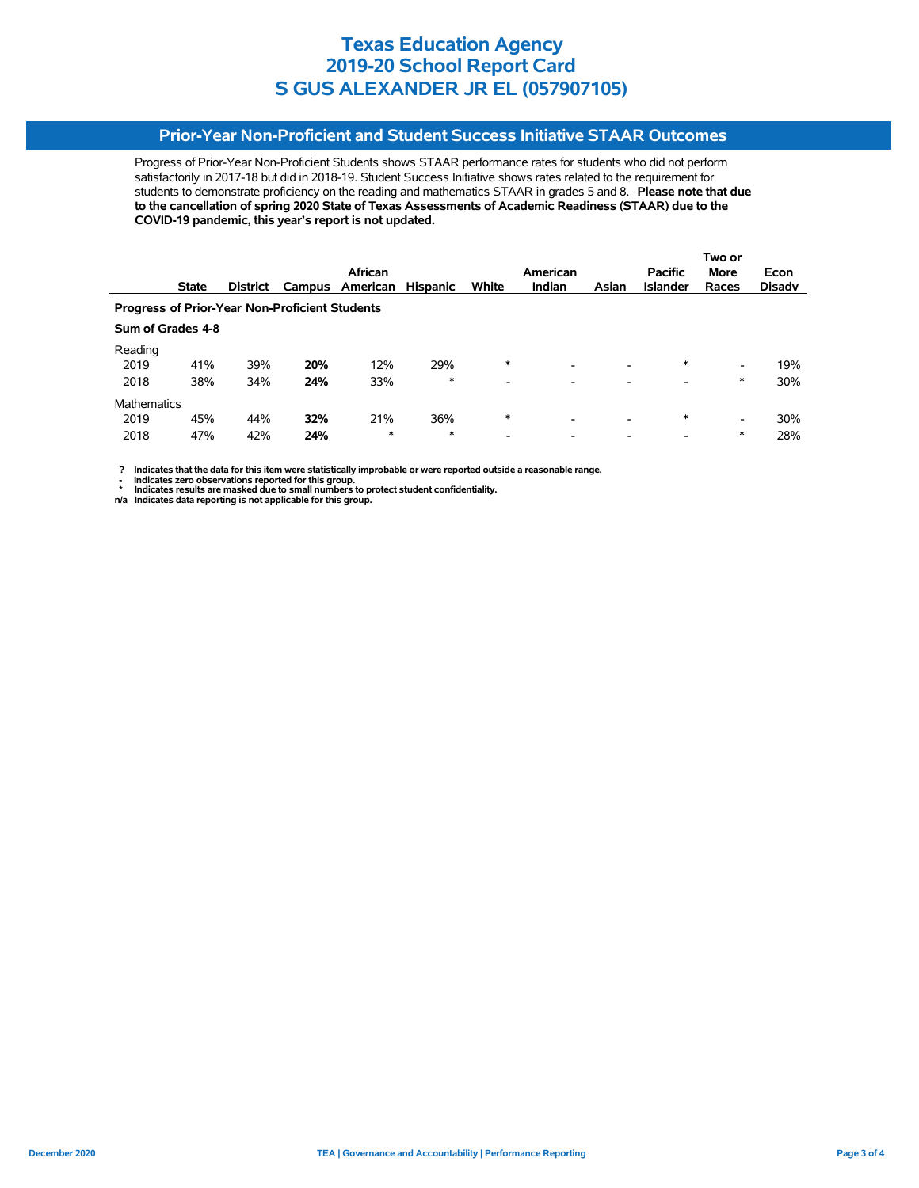# Texas Education Agency
# 2019-20 School Report Card
# S GUS ALEXANDER JR EL (057907105)

## Prior-Year Non-Proficient and Student Success Initiative STAAR Outcomes

Progress of Prior-Year Non-Proficient Students shows STAAR performance rates for students who did not perform satisfactorily in 2017-18 but did in 2018-19. Student Success Initiative shows rates related to the requirement for students to demonstrate proficiency on the reading and mathematics STAAR in grades 5 and 8. **Please note that due to the cancellation of spring 2020 State of Texas Assessments of Academic Readiness (STAAR) due to the COVID-19 pandemic, this year's report is not updated.**

| | State | District | Campus | African American | Hispanic | White | American Indian | Asian | Pacific Islander | Two or More Races | Econ Disadv |
|---|---|---|---|---|---|---|---|---|---|---|---|
| **Progress of Prior-Year Non-Proficient Students** | | | | | | | | | | | |
| **Sum of Grades 4-8** | | | | | | | | | | | |
| Reading | | | | | | | | | | | |
| 2019 | 41% | 39% | **20%** | 12% | 29% | * | - | - | * | - | 19% |
| 2018 | 38% | 34% | **24%** | 33% | * | - | - | - | - | * | 30% |
| Mathematics | | | | | | | | | | | |
| 2019 | 45% | 44% | **32%** | 21% | 36% | * | - | - | * | - | 30% |
| 2018 | 47% | 42% | **24%** | * | * | - | - | - | - | * | 28% |

**?** Indicates that the data for this item were statistically improbable or were reported outside a reasonable range.
**-** Indicates zero observations reported for this group.
**\*** Indicates results are masked due to small numbers to protect student confidentiality.
**n/a** Indicates data reporting is not applicable for this group.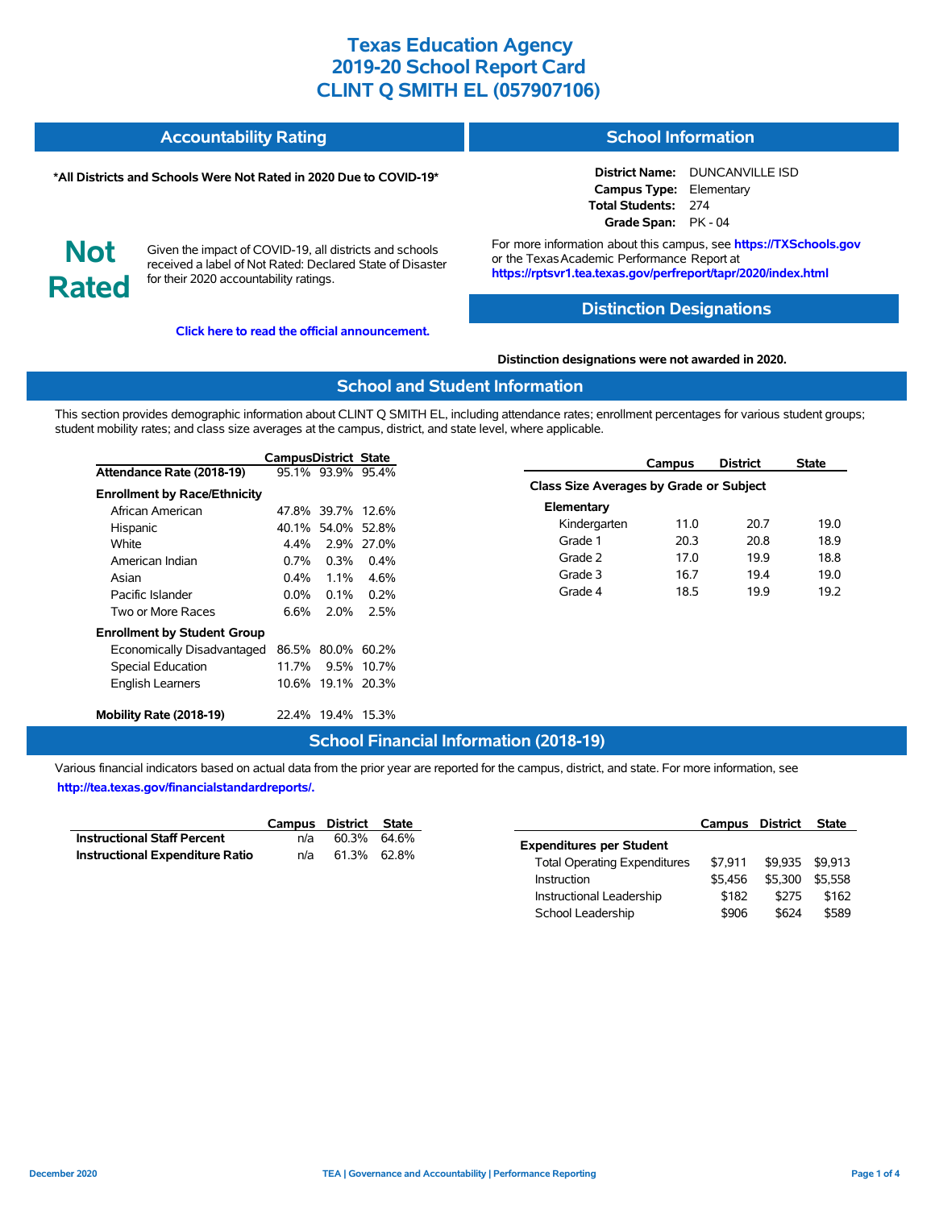# Texas Education Agency
# 2019-20 School Report Card
# CLINT Q SMITH EL (057907106)

## Accountability Rating

**\*All Districts and Schools Were Not Rated in 2020 Due to COVID-19\***

**Not Rated**

Given the impact of COVID-19, all districts and schools received a label of Not Rated: Declared State of Disaster for their 2020 accountability ratings.

**Click here to read the official announcement.**

## School Information

**District Name:** DUNCANVILLE ISD
**Campus Type:** Elementary
**Total Students:** 274
**Grade Span:** PK - 04

For more information about this campus, see **https://TXSchools.gov** or the Texas Academic Performance Report at **https://rptsvr1.tea.texas.gov/perfreport/tapr/2020/index.html**

## Distinction Designations

**Distinction designations were not awarded in 2020.**

## School and Student Information

This section provides demographic information about CLINT Q SMITH EL, including attendance rates; enrollment percentages for various student groups; student mobility rates; and class size averages at the campus, district, and state level, where applicable.

| | Campus | District | State |
|---|---|---|---|
| **Attendance Rate (2018-19)** | 95.1% | 93.9% | 95.4% |
| **Enrollment by Race/Ethnicity** | | | |
| African American | 47.8% | 39.7% | 12.6% |
| Hispanic | 40.1% | 54.0% | 52.8% |
| White | 4.4% | 2.9% | 27.0% |
| American Indian | 0.7% | 0.3% | 0.4% |
| Asian | 0.4% | 1.1% | 4.6% |
| Pacific Islander | 0.0% | 0.1% | 0.2% |
| Two or More Races | 6.6% | 2.0% | 2.5% |
| **Enrollment by Student Group** | | | |
| Economically Disadvantaged | 86.5% | 80.0% | 60.2% |
| Special Education | 11.7% | 9.5% | 10.7% |
| English Learners | 10.6% | 19.1% | 20.3% |
| **Mobility Rate (2018-19)** | 22.4% | 19.4% | 15.3% |

| | Campus | District | State |
|---|---|---|---|
| **Class Size Averages by Grade or Subject** | | | |
| **Elementary** | | | |
| Kindergarten | 11.0 | 20.7 | 19.0 |
| Grade 1 | 20.3 | 20.8 | 18.9 |
| Grade 2 | 17.0 | 19.9 | 18.8 |
| Grade 3 | 16.7 | 19.4 | 19.0 |
| Grade 4 | 18.5 | 19.9 | 19.2 |

## School Financial Information (2018-19)

Various financial indicators based on actual data from the prior year are reported for the campus, district, and state. For more information, see **http://tea.texas.gov/financialstandardreports/.**

| | Campus | District | State |
|---|---|---|---|
| **Instructional Staff Percent** | n/a | 60.3% | 64.6% |
| **Instructional Expenditure Ratio** | n/a | 61.3% | 62.8% |

| | Campus | District | State |
|---|---|---|---|
| **Expenditures per Student** | | | |
| Total Operating Expenditures | $7,911 | $9,935 | $9,913 |
| Instruction | $5,456 | $5,300 | $5,558 |
| Instructional Leadership | $182 | $275 | $162 |
| School Leadership | $906 | $624 | $589 |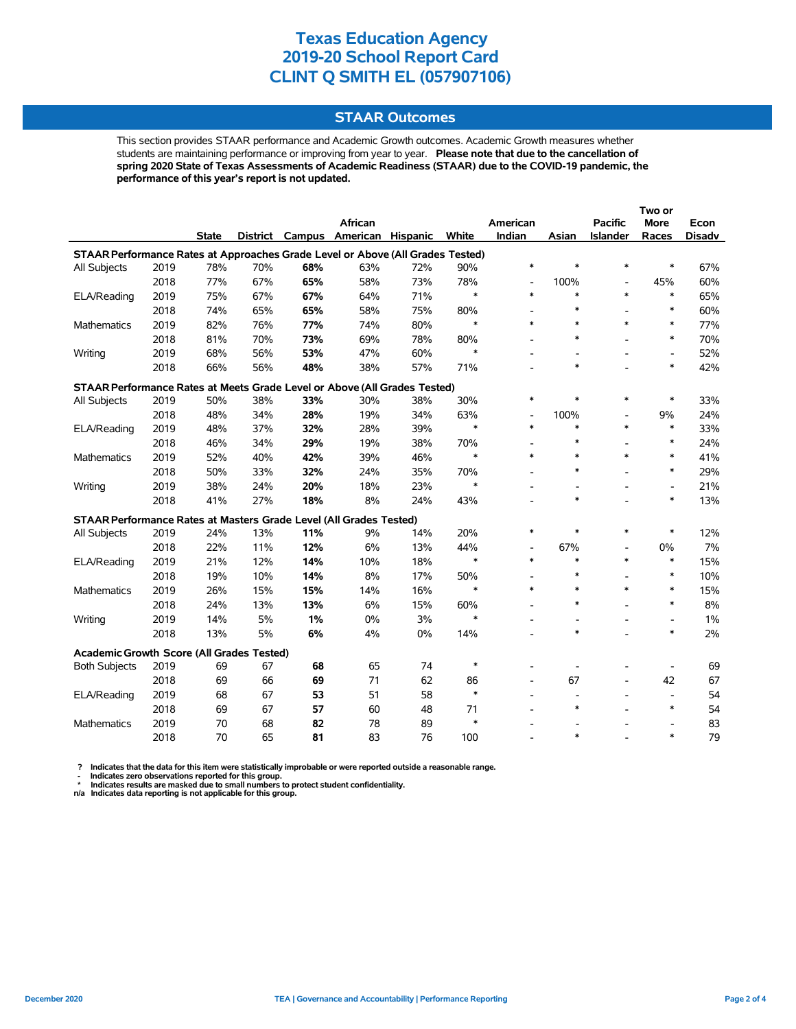# Texas Education Agency
# 2019-20 School Report Card
# CLINT Q SMITH EL (057907106)

## STAAR Outcomes

This section provides STAAR performance and Academic Growth outcomes. Academic Growth measures whether students are maintaining performance or improving from year to year. **Please note that due to the cancellation of spring 2020 State of Texas Assessments of Academic Readiness (STAAR) due to the COVID-19 pandemic, the performance of this year's report is not updated.**

| | | State | District | Campus | African American | Hispanic | White | American Indian | Asian | Pacific Islander | Two or More Races | Econ Disadv |
|---|---|---|---|---|---|---|---|---|---|---|---|---|
| **STAAR Performance Rates at Approaches Grade Level or Above (All Grades Tested)** | | | | | | | | | | | | |
| All Subjects | 2019 | 78% | 70% | **68%** | 63% | 72% | 90% | * | * | * | * | 67% |
| | 2018 | 77% | 67% | **65%** | 58% | 73% | 78% | - | 100% | - | 45% | 60% |
| ELA/Reading | 2019 | 75% | 67% | **67%** | 64% | 71% | * | * | * | * | * | 65% |
| | 2018 | 74% | 65% | **65%** | 58% | 75% | 80% | - | * | - | * | 60% |
| Mathematics | 2019 | 82% | 76% | **77%** | 74% | 80% | * | * | * | * | * | 77% |
| | 2018 | 81% | 70% | **73%** | 69% | 78% | 80% | - | * | - | * | 70% |
| Writing | 2019 | 68% | 56% | **53%** | 47% | 60% | * | - | - | - | - | 52% |
| | 2018 | 66% | 56% | **48%** | 38% | 57% | 71% | - | * | - | * | 42% |
| **STAAR Performance Rates at Meets Grade Level or Above (All Grades Tested)** | | | | | | | | | | | | |
| All Subjects | 2019 | 50% | 38% | **33%** | 30% | 38% | 30% | * | * | * | * | 33% |
| | 2018 | 48% | 34% | **28%** | 19% | 34% | 63% | - | 100% | - | 9% | 24% |
| ELA/Reading | 2019 | 48% | 37% | **32%** | 28% | 39% | * | * | * | * | * | 33% |
| | 2018 | 46% | 34% | **29%** | 19% | 38% | 70% | - | * | - | * | 24% |
| Mathematics | 2019 | 52% | 40% | **42%** | 39% | 46% | * | * | * | * | * | 41% |
| | 2018 | 50% | 33% | **32%** | 24% | 35% | 70% | - | * | - | * | 29% |
| Writing | 2019 | 38% | 24% | **20%** | 18% | 23% | * | - | - | - | - | 21% |
| | 2018 | 41% | 27% | **18%** | 8% | 24% | 43% | - | * | - | * | 13% |
| **STAAR Performance Rates at Masters Grade Level (All Grades Tested)** | | | | | | | | | | | | |
| All Subjects | 2019 | 24% | 13% | **11%** | 9% | 14% | 20% | * | * | * | * | 12% |
| | 2018 | 22% | 11% | **12%** | 6% | 13% | 44% | - | 67% | - | 0% | 7% |
| ELA/Reading | 2019 | 21% | 12% | **14%** | 10% | 18% | * | * | * | * | * | 15% |
| | 2018 | 19% | 10% | **14%** | 8% | 17% | 50% | - | * | - | * | 10% |
| Mathematics | 2019 | 26% | 15% | **15%** | 14% | 16% | * | * | * | * | * | 15% |
| | 2018 | 24% | 13% | **13%** | 6% | 15% | 60% | - | * | - | * | 8% |
| Writing | 2019 | 14% | 5% | **1%** | 0% | 3% | * | - | - | - | - | 1% |
| | 2018 | 13% | 5% | **6%** | 4% | 0% | 14% | - | * | - | * | 2% |
| **Academic Growth Score (All Grades Tested)** | | | | | | | | | | | | |
| Both Subjects | 2019 | 69 | 67 | **68** | 65 | 74 | * | - | - | - | - | 69 |
| | 2018 | 69 | 66 | **69** | 71 | 62 | 86 | - | 67 | - | 42 | 67 |
| ELA/Reading | 2019 | 68 | 67 | **53** | 51 | 58 | * | - | - | - | - | 54 |
| | 2018 | 69 | 67 | **57** | 60 | 48 | 71 | - | * | - | * | 54 |
| Mathematics | 2019 | 70 | 68 | **82** | 78 | 89 | * | - | - | - | - | 83 |
| | 2018 | 70 | 65 | **81** | 83 | 76 | 100 | - | * | - | * | 79 |

**?** Indicates that the data for this item were statistically improbable or were reported outside a reasonable range.
**-** Indicates zero observations reported for this group.
**\*** Indicates results are masked due to small numbers to protect student confidentiality.
**n/a** Indicates data reporting is not applicable for this group.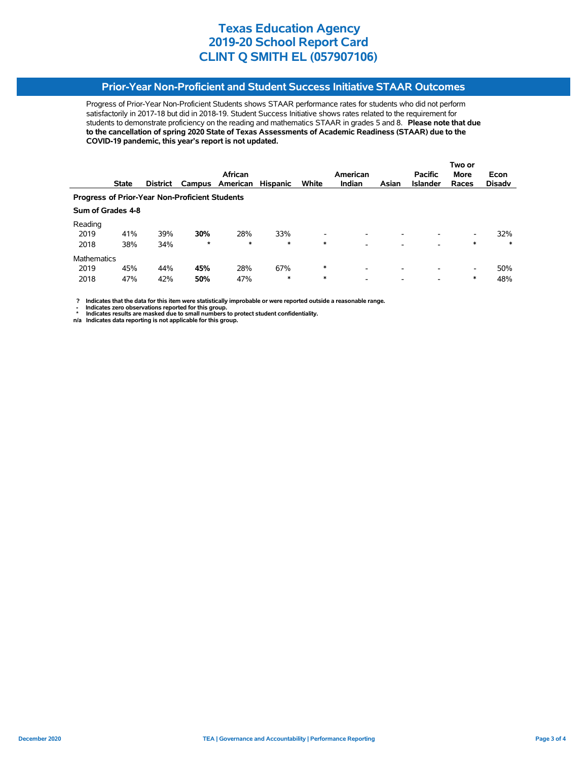# Texas Education Agency
# 2019-20 School Report Card
# CLINT Q SMITH EL (057907106)

## Prior-Year Non-Proficient and Student Success Initiative STAAR Outcomes

Progress of Prior-Year Non-Proficient Students shows STAAR performance rates for students who did not perform satisfactorily in 2017-18 but did in 2018-19. Student Success Initiative shows rates related to the requirement for students to demonstrate proficiency on the reading and mathematics STAAR in grades 5 and 8. **Please note that due to the cancellation of spring 2020 State of Texas Assessments of Academic Readiness (STAAR) due to the COVID-19 pandemic, this year's report is not updated.**

| | State | District | Campus | African American | Hispanic | White | American Indian | Asian | Pacific Islander | Two or More Races | Econ Disadv |
|---|---|---|---|---|---|---|---|---|---|---|---|
| **Progress of Prior-Year Non-Proficient Students** | | | | | | | | | | | |
| **Sum of Grades 4-8** | | | | | | | | | | | |
| Reading | | | | | | | | | | | |
| 2019 | 41% | 39% | **30%** | 28% | 33% | - | - | - | - | - | 32% |
| 2018 | 38% | 34% | * | * | * | * | - | - | - | * | * |
| Mathematics | | | | | | | | | | | |
| 2019 | 45% | 44% | **45%** | 28% | 67% | * | - | - | - | - | 50% |
| 2018 | 47% | 42% | **50%** | 47% | * | * | - | - | - | * | 48% |

? Indicates that the data for this item were statistically improbable or were reported outside a reasonable range.
- Indicates zero observations reported for this group.
* Indicates results are masked due to small numbers to protect student confidentiality.
n/a Indicates data reporting is not applicable for this group.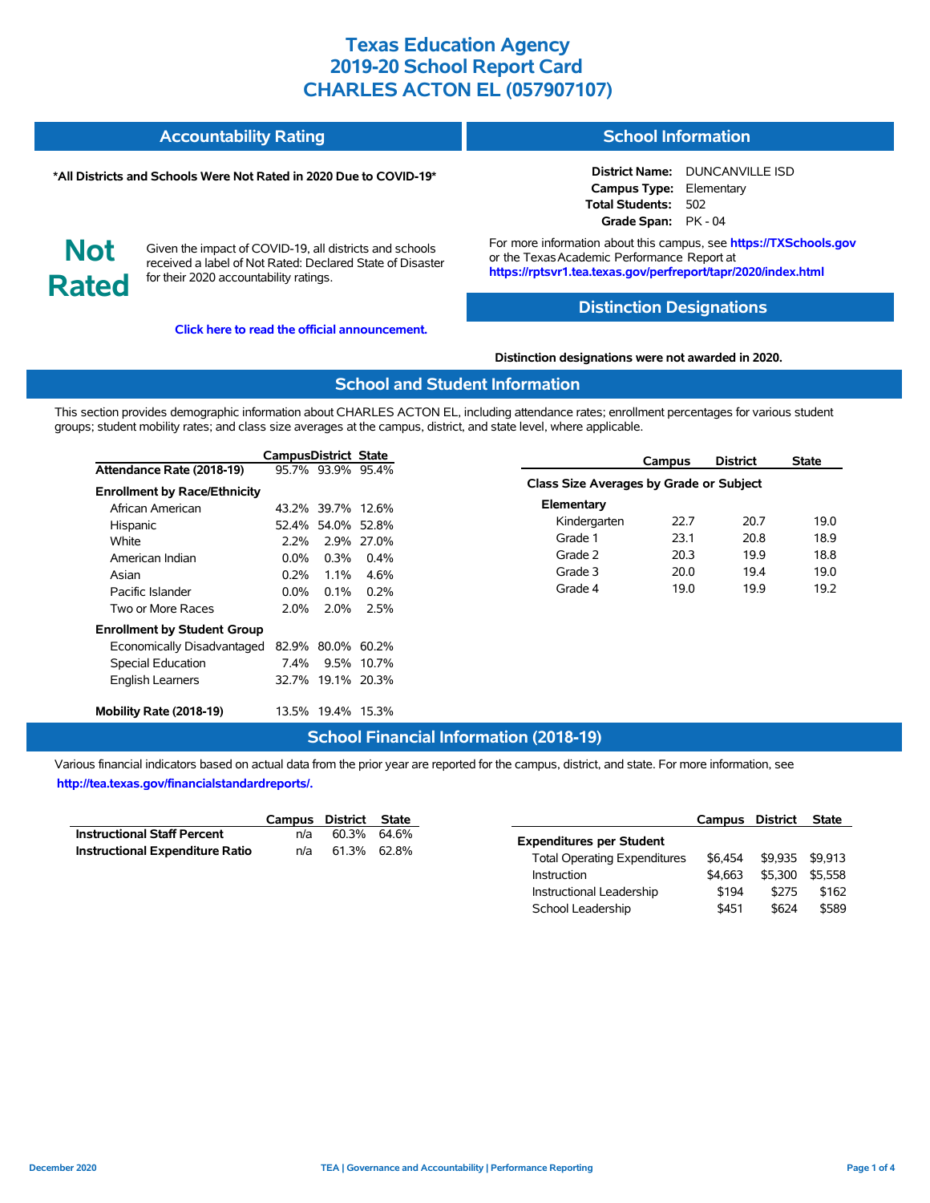# Texas Education Agency
# 2019-20 School Report Card
# CHARLES ACTON EL (057907107)

## Accountability Rating

**\*All Districts and Schools Were Not Rated in 2020 Due to COVID-19\***

**Not Rated**

Given the impact of COVID-19, all districts and schools received a label of Not Rated: Declared State of Disaster for their 2020 accountability ratings.

**Click here to read the official announcement.**

## School Information

**District Name:** DUNCANVILLE ISD
**Campus Type:** Elementary
**Total Students:** 502
**Grade Span:** PK - 04

For more information about this campus, see **https://TXSchools.gov** or the Texas Academic Performance Report at **https://rptsvr1.tea.texas.gov/perfreport/tapr/2020/index.html**

## Distinction Designations

**Distinction designations were not awarded in 2020.**

## School and Student Information

This section provides demographic information about CHARLES ACTON EL, including attendance rates; enrollment percentages for various student groups; student mobility rates; and class size averages at the campus, district, and state level, where applicable.

| | Campus | District | State |
|---|---|---|---|
| **Attendance Rate (2018-19)** | 95.7% | 93.9% | 95.4% |
| **Enrollment by Race/Ethnicity** | | | |
| African American | 43.2% | 39.7% | 12.6% |
| Hispanic | 52.4% | 54.0% | 52.8% |
| White | 2.2% | 2.9% | 27.0% |
| American Indian | 0.0% | 0.3% | 0.4% |
| Asian | 0.2% | 1.1% | 4.6% |
| Pacific Islander | 0.0% | 0.1% | 0.2% |
| Two or More Races | 2.0% | 2.0% | 2.5% |
| **Enrollment by Student Group** | | | |
| Economically Disadvantaged | 82.9% | 80.0% | 60.2% |
| Special Education | 7.4% | 9.5% | 10.7% |
| English Learners | 32.7% | 19.1% | 20.3% |
| **Mobility Rate (2018-19)** | 13.5% | 19.4% | 15.3% |

| | Campus | District | State |
|---|---|---|---|
| **Class Size Averages by Grade or Subject** | | | |
| **Elementary** | | | |
| Kindergarten | 22.7 | 20.7 | 19.0 |
| Grade 1 | 23.1 | 20.8 | 18.9 |
| Grade 2 | 20.3 | 19.9 | 18.8 |
| Grade 3 | 20.0 | 19.4 | 19.0 |
| Grade 4 | 19.0 | 19.9 | 19.2 |

## School Financial Information (2018-19)

Various financial indicators based on actual data from the prior year are reported for the campus, district, and state. For more information, see **http://tea.texas.gov/financialstandardreports/.**

| | Campus | District | State |
|---|---|---|---|
| **Instructional Staff Percent** | n/a | 60.3% | 64.6% |
| **Instructional Expenditure Ratio** | n/a | 61.3% | 62.8% |

| | Campus | District | State |
|---|---|---|---|
| **Expenditures per Student** | | | |
| Total Operating Expenditures | $6,454 | $9,935 | $9,913 |
| Instruction | $4,663 | $5,300 | $5,558 |
| Instructional Leadership | $194 | $275 | $162 |
| School Leadership | $451 | $624 | $589 |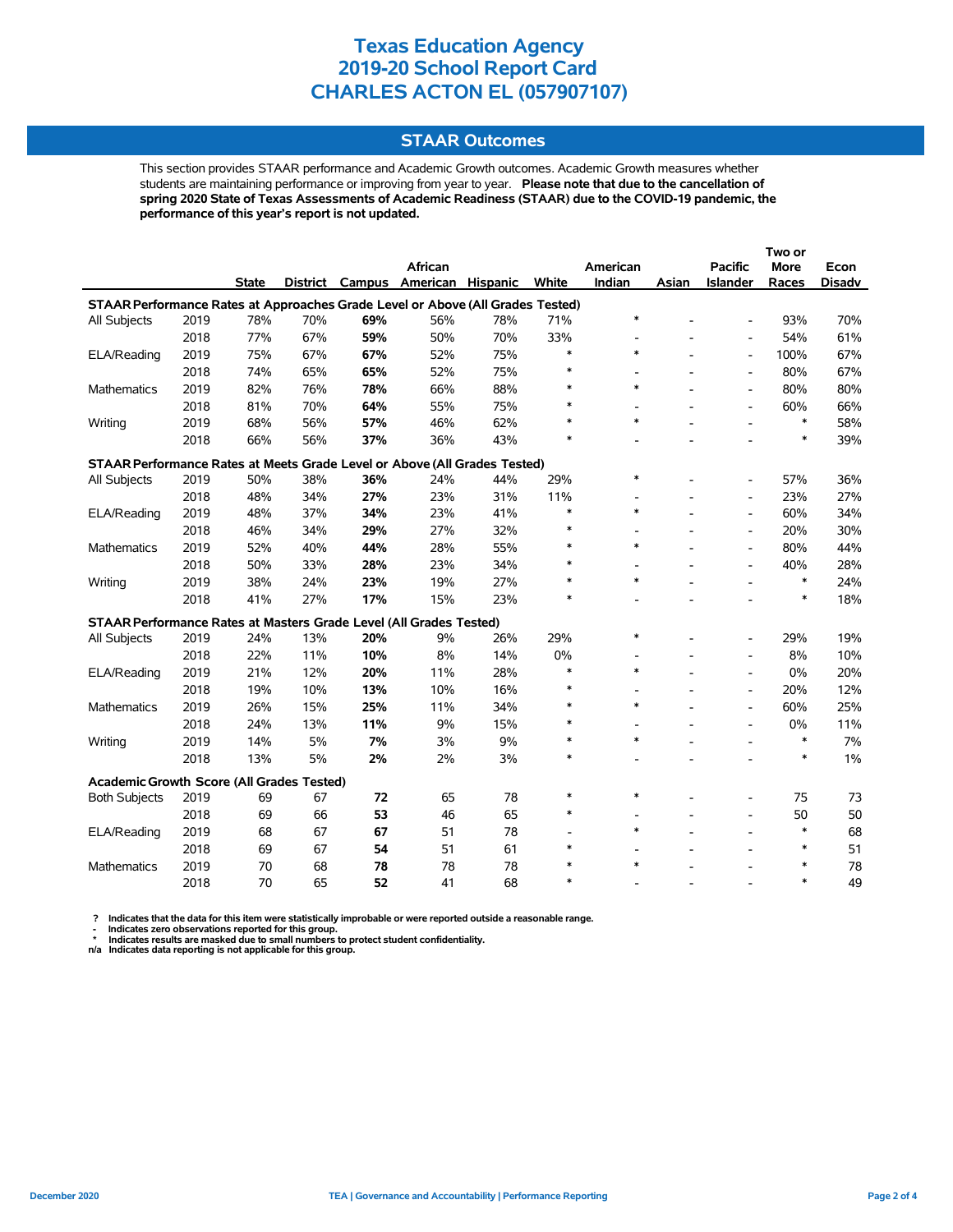# Texas Education Agency
# 2019-20 School Report Card
# CHARLES ACTON EL (057907107)

## STAAR Outcomes

This section provides STAAR performance and Academic Growth outcomes. Academic Growth measures whether students are maintaining performance or improving from year to year. **Please note that due to the cancellation of spring 2020 State of Texas Assessments of Academic Readiness (STAAR) due to the COVID-19 pandemic, the performance of this year's report is not updated.**

| | | State | District | Campus | African American | Hispanic | White | American Indian | Asian | Pacific Islander | Two or More Races | Econ Disadv |
|---|---|---|---|---|---|---|---|---|---|---|---|---|
| **STAAR Performance Rates at Approaches Grade Level or Above (All Grades Tested)** | | | | | | | | | | | | |
| All Subjects | 2019 | 78% | 70% | **69%** | 56% | 78% | 71% | * | - | - | 93% | 70% |
| | 2018 | 77% | 67% | **59%** | 50% | 70% | 33% | - | - | - | 54% | 61% |
| ELA/Reading | 2019 | 75% | 67% | **67%** | 52% | 75% | * | * | - | - | 100% | 67% |
| | 2018 | 74% | 65% | **65%** | 52% | 75% | * | - | - | - | 80% | 67% |
| Mathematics | 2019 | 82% | 76% | **78%** | 66% | 88% | * | * | - | - | 80% | 80% |
| | 2018 | 81% | 70% | **64%** | 55% | 75% | * | - | - | - | 60% | 66% |
| Writing | 2019 | 68% | 56% | **57%** | 46% | 62% | * | * | - | - | * | 58% |
| | 2018 | 66% | 56% | **37%** | 36% | 43% | * | - | - | - | * | 39% |
| **STAAR Performance Rates at Meets Grade Level or Above (All Grades Tested)** | | | | | | | | | | | | |
| All Subjects | 2019 | 50% | 38% | **36%** | 24% | 44% | 29% | * | - | - | 57% | 36% |
| | 2018 | 48% | 34% | **27%** | 23% | 31% | 11% | - | - | - | 23% | 27% |
| ELA/Reading | 2019 | 48% | 37% | **34%** | 23% | 41% | * | * | - | - | 60% | 34% |
| | 2018 | 46% | 34% | **29%** | 27% | 32% | * | - | - | - | 20% | 30% |
| Mathematics | 2019 | 52% | 40% | **44%** | 28% | 55% | * | * | - | - | 80% | 44% |
| | 2018 | 50% | 33% | **28%** | 23% | 34% | * | - | - | - | 40% | 28% |
| Writing | 2019 | 38% | 24% | **23%** | 19% | 27% | * | * | - | - | * | 24% |
| | 2018 | 41% | 27% | **17%** | 15% | 23% | * | - | - | - | * | 18% |
| **STAAR Performance Rates at Masters Grade Level (All Grades Tested)** | | | | | | | | | | | | |
| All Subjects | 2019 | 24% | 13% | **20%** | 9% | 26% | 29% | * | - | - | 29% | 19% |
| | 2018 | 22% | 11% | **10%** | 8% | 14% | 0% | - | - | - | 8% | 10% |
| ELA/Reading | 2019 | 21% | 12% | **20%** | 11% | 28% | * | * | - | - | 0% | 20% |
| | 2018 | 19% | 10% | **13%** | 10% | 16% | * | - | - | - | 20% | 12% |
| Mathematics | 2019 | 26% | 15% | **25%** | 11% | 34% | * | * | - | - | 60% | 25% |
| | 2018 | 24% | 13% | **11%** | 9% | 15% | * | - | - | - | 0% | 11% |
| Writing | 2019 | 14% | 5% | **7%** | 3% | 9% | * | * | - | - | * | 7% |
| | 2018 | 13% | 5% | **2%** | 2% | 3% | * | - | - | - | * | 1% |
| **Academic Growth Score (All Grades Tested)** | | | | | | | | | | | | |
| Both Subjects | 2019 | 69 | 67 | **72** | 65 | 78 | * | * | - | - | 75 | 73 |
| | 2018 | 69 | 66 | **53** | 46 | 65 | * | - | - | - | 50 | 50 |
| ELA/Reading | 2019 | 68 | 67 | **67** | 51 | 78 | - | * | - | - | * | 68 |
| | 2018 | 69 | 67 | **54** | 51 | 61 | * | - | - | - | * | 51 |
| Mathematics | 2019 | 70 | 68 | **78** | 78 | 78 | * | * | - | - | * | 78 |
| | 2018 | 70 | 65 | **52** | 41 | 68 | * | - | - | - | * | 49 |

**?** Indicates that the data for this item were statistically improbable or were reported outside a reasonable range.
**-** Indicates zero observations reported for this group.
**\*** Indicates results are masked due to small numbers to protect student confidentiality.
**n/a** Indicates data reporting is not applicable for this group.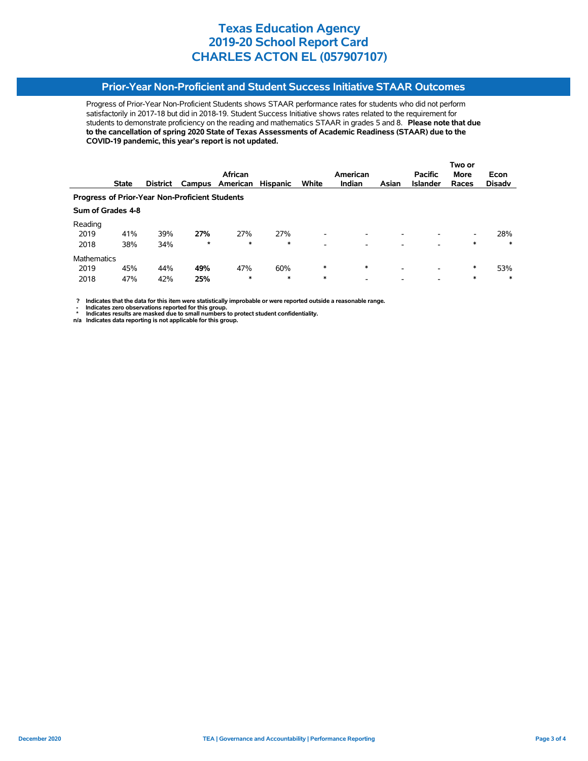# Texas Education Agency
# 2019-20 School Report Card
# CHARLES ACTON EL (057907107)

## Prior-Year Non-Proficient and Student Success Initiative STAAR Outcomes

Progress of Prior-Year Non-Proficient Students shows STAAR performance rates for students who did not perform satisfactorily in 2017-18 but did in 2018-19. Student Success Initiative shows rates related to the requirement for students to demonstrate proficiency on the reading and mathematics STAAR in grades 5 and 8. **Please note that due to the cancellation of spring 2020 State of Texas Assessments of Academic Readiness (STAAR) due to the COVID-19 pandemic, this year's report is not updated.**

| | State | District | Campus | African American | Hispanic | White | American Indian | Asian | Pacific Islander | Two or More Races | Econ Disadv |
|---|---|---|---|---|---|---|---|---|---|---|---|
| **Progress of Prior-Year Non-Proficient Students** | | | | | | | | | | | |
| **Sum of Grades 4-8** | | | | | | | | | | | |
| Reading | | | | | | | | | | | |
| 2019 | 41% | 39% | **27%** | 27% | 27% | - | - | - | - | - | 28% |
| 2018 | 38% | 34% | * | * | * | - | - | - | - | * | * |
| Mathematics | | | | | | | | | | | |
| 2019 | 45% | 44% | **49%** | 47% | 60% | * | * | - | - | * | 53% |
| 2018 | 47% | 42% | **25%** | * | * | * | - | - | - | * | * |

**?** Indicates that the data for this item were statistically improbable or were reported outside a reasonable range.
**-** Indicates zero observations reported for this group.
**\*** Indicates results are masked due to small numbers to protect student confidentiality.
**n/a** Indicates data reporting is not applicable for this group.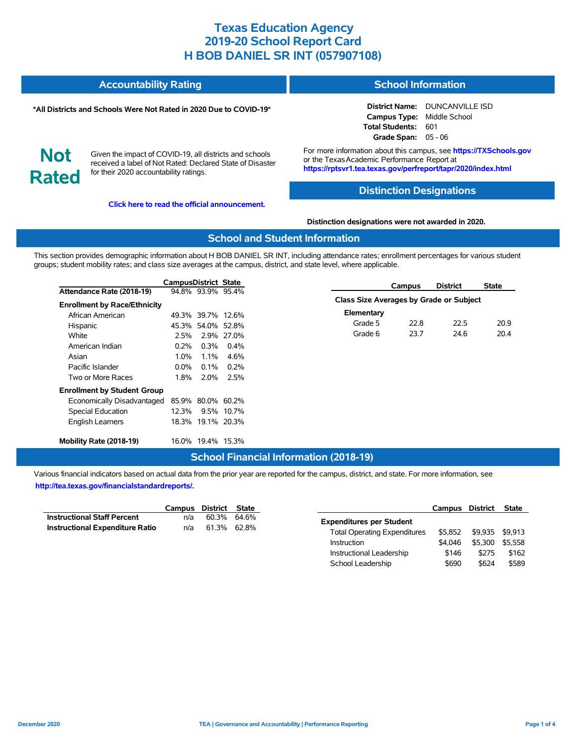# Texas Education Agency
# 2019-20 School Report Card
# H BOB DANIEL SR INT (057907108)

## Accountability Rating

**\*All Districts and Schools Were Not Rated in 2020 Due to COVID-19\***

**Not Rated**

Given the impact of COVID-19, all districts and schools received a label of Not Rated: Declared State of Disaster for their 2020 accountability ratings.

**Click here to read the official announcement.**

## School Information

**District Name:** DUNCANVILLE ISD
**Campus Type:** Middle School
**Total Students:** 601
**Grade Span:** 05 - 06

For more information about this campus, see **https://TXSchools.gov** or the Texas Academic Performance Report at **https://rptsvr1.tea.texas.gov/perfreport/tapr/2020/index.html**

## Distinction Designations

**Distinction designations were not awarded in 2020.**

## School and Student Information

This section provides demographic information about H BOB DANIEL SR INT, including attendance rates; enrollment percentages for various student groups; student mobility rates; and class size averages at the campus, district, and state level, where applicable.

| | Campus | District | State |
|---|---|---|---|
| **Attendance Rate (2018-19)** | 94.8% | 93.9% | 95.4% |
| **Enrollment by Race/Ethnicity** | | | |
| African American | 49.3% | 39.7% | 12.6% |
| Hispanic | 45.3% | 54.0% | 52.8% |
| White | 2.5% | 2.9% | 27.0% |
| American Indian | 0.2% | 0.3% | 0.4% |
| Asian | 1.0% | 1.1% | 4.6% |
| Pacific Islander | 0.0% | 0.1% | 0.2% |
| Two or More Races | 1.8% | 2.0% | 2.5% |
| **Enrollment by Student Group** | | | |
| Economically Disadvantaged | 85.9% | 80.0% | 60.2% |
| Special Education | 12.3% | 9.5% | 10.7% |
| English Learners | 18.3% | 19.1% | 20.3% |
| **Mobility Rate (2018-19)** | 16.0% | 19.4% | 15.3% |

| | Campus | District | State |
|---|---|---|---|
| **Class Size Averages by Grade or Subject** | | | |
| **Elementary** | | | |
| Grade 5 | 22.8 | 22.5 | 20.9 |
| Grade 6 | 23.7 | 24.6 | 20.4 |

## School Financial Information (2018-19)

Various financial indicators based on actual data from the prior year are reported for the campus, district, and state. For more information, see **http://tea.texas.gov/financialstandardreports/.**

| | Campus | District | State |
|---|---|---|---|
| **Instructional Staff Percent** | n/a | 60.3% | 64.6% |
| **Instructional Expenditure Ratio** | n/a | 61.3% | 62.8% |

| | Campus | District | State |
|---|---|---|---|
| **Expenditures per Student** | | | |
| Total Operating Expenditures | $5,852 | $9,935 | $9,913 |
| Instruction | $4,046 | $5,300 | $5,558 |
| Instructional Leadership | $146 | $275 | $162 |
| School Leadership | $690 | $624 | $589 |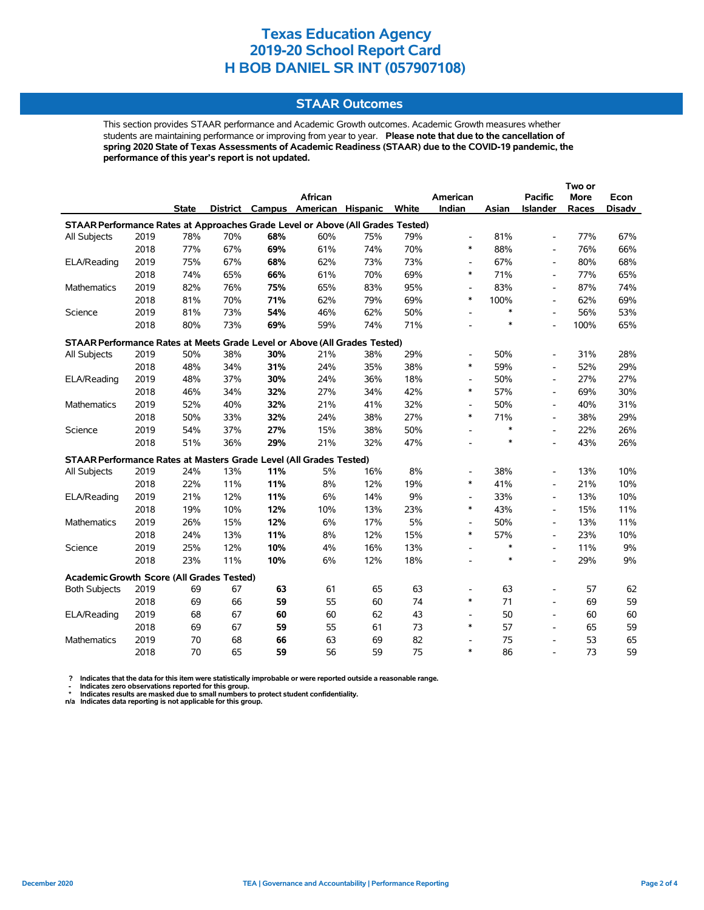# Texas Education Agency
# 2019-20 School Report Card
# H BOB DANIEL SR INT (057907108)

## STAAR Outcomes

This section provides STAAR performance and Academic Growth outcomes. Academic Growth measures whether students are maintaining performance or improving from year to year. **Please note that due to the cancellation of spring 2020 State of Texas Assessments of Academic Readiness (STAAR) due to the COVID-19 pandemic, the performance of this year's report is not updated.**

| | | State | District | Campus | African American | Hispanic | White | American Indian | Asian | Pacific Islander | Two or More Races | Econ Disadv |
|---|---|---|---|---|---|---|---|---|---|---|---|---|
| **STAAR Performance Rates at Approaches Grade Level or Above (All Grades Tested)** | | | | | | | | | | | | |
| All Subjects | 2019 | 78% | 70% | **68%** | 60% | 75% | 79% | - | 81% | - | 77% | 67% |
| | 2018 | 77% | 67% | **69%** | 61% | 74% | 70% | * | 88% | - | 76% | 66% |
| ELA/Reading | 2019 | 75% | 67% | **68%** | 62% | 73% | 73% | - | 67% | - | 80% | 68% |
| | 2018 | 74% | 65% | **66%** | 61% | 70% | 69% | * | 71% | - | 77% | 65% |
| Mathematics | 2019 | 82% | 76% | **75%** | 65% | 83% | 95% | - | 83% | - | 87% | 74% |
| | 2018 | 81% | 70% | **71%** | 62% | 79% | 69% | * | 100% | - | 62% | 69% |
| Science | 2019 | 81% | 73% | **54%** | 46% | 62% | 50% | - | * | - | 56% | 53% |
| | 2018 | 80% | 73% | **69%** | 59% | 74% | 71% | - | * | - | 100% | 65% |
| **STAAR Performance Rates at Meets Grade Level or Above (All Grades Tested)** | | | | | | | | | | | | |
| All Subjects | 2019 | 50% | 38% | **30%** | 21% | 38% | 29% | - | 50% | - | 31% | 28% |
| | 2018 | 48% | 34% | **31%** | 24% | 35% | 38% | * | 59% | - | 52% | 29% |
| ELA/Reading | 2019 | 48% | 37% | **30%** | 24% | 36% | 18% | - | 50% | - | 27% | 27% |
| | 2018 | 46% | 34% | **32%** | 27% | 34% | 42% | * | 57% | - | 69% | 30% |
| Mathematics | 2019 | 52% | 40% | **32%** | 21% | 41% | 32% | - | 50% | - | 40% | 31% |
| | 2018 | 50% | 33% | **32%** | 24% | 38% | 27% | * | 71% | - | 38% | 29% |
| Science | 2019 | 54% | 37% | **27%** | 15% | 38% | 50% | - | * | - | 22% | 26% |
| | 2018 | 51% | 36% | **29%** | 21% | 32% | 47% | - | * | - | 43% | 26% |
| **STAAR Performance Rates at Masters Grade Level (All Grades Tested)** | | | | | | | | | | | | |
| All Subjects | 2019 | 24% | 13% | **11%** | 5% | 16% | 8% | - | 38% | - | 13% | 10% |
| | 2018 | 22% | 11% | **11%** | 8% | 12% | 19% | * | 41% | - | 21% | 10% |
| ELA/Reading | 2019 | 21% | 12% | **11%** | 6% | 14% | 9% | - | 33% | - | 13% | 10% |
| | 2018 | 19% | 10% | **12%** | 10% | 13% | 23% | * | 43% | - | 15% | 11% |
| Mathematics | 2019 | 26% | 15% | **12%** | 6% | 17% | 5% | - | 50% | - | 13% | 11% |
| | 2018 | 24% | 13% | **11%** | 8% | 12% | 15% | * | 57% | - | 23% | 10% |
| Science | 2019 | 25% | 12% | **10%** | 4% | 16% | 13% | - | * | - | 11% | 9% |
| | 2018 | 23% | 11% | **10%** | 6% | 12% | 18% | - | * | - | 29% | 9% |
| **Academic Growth Score (All Grades Tested)** | | | | | | | | | | | | |
| Both Subjects | 2019 | 69 | 67 | **63** | 61 | 65 | 63 | - | 63 | - | 57 | 62 |
| | 2018 | 69 | 66 | **59** | 55 | 60 | 74 | * | 71 | - | 69 | 59 |
| ELA/Reading | 2019 | 68 | 67 | **60** | 60 | 62 | 43 | - | 50 | - | 60 | 60 |
| | 2018 | 69 | 67 | **59** | 55 | 61 | 73 | * | 57 | - | 65 | 59 |
| Mathematics | 2019 | 70 | 68 | **66** | 63 | 69 | 82 | - | 75 | - | 53 | 65 |
| | 2018 | 70 | 65 | **59** | 56 | 59 | 75 | * | 86 | - | 73 | 59 |

**?** Indicates that the data for this item were statistically improbable or were reported outside a reasonable range.
**-** Indicates zero observations reported for this group.
**\*** Indicates results are masked due to small numbers to protect student confidentiality.
**n/a** Indicates data reporting is not applicable for this group.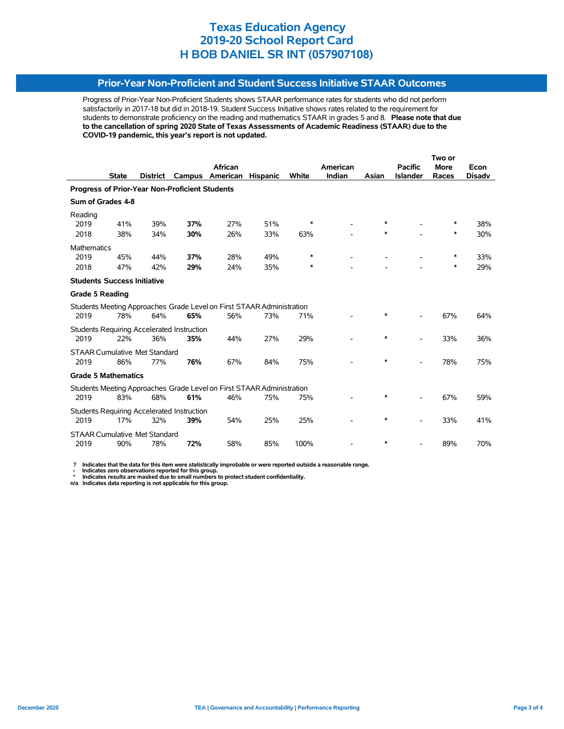# Texas Education Agency
# 2019-20 School Report Card
# H BOB DANIEL SR INT (057907108)

## Prior-Year Non-Proficient and Student Success Initiative STAAR Outcomes

Progress of Prior-Year Non-Proficient Students shows STAAR performance rates for students who did not perform satisfactorily in 2017-18 but did in 2018-19. Student Success Initiative shows rates related to the requirement for students to demonstrate proficiency on the reading and mathematics STAAR in grades 5 and 8. **Please note that due to the cancellation of spring 2020 State of Texas Assessments of Academic Readiness (STAAR) due to the COVID-19 pandemic, this year's report is not updated.**

| | State | District | Campus | African American | Hispanic | White | American Indian | Asian | Pacific Islander | Two or More Races | Econ Disadv |
|---|---|---|---|---|---|---|---|---|---|---|---|
| **Progress of Prior-Year Non-Proficient Students** | | | | | | | | | | | |
| **Sum of Grades 4-8** | | | | | | | | | | | |
| Reading | | | | | | | | | | | |
| 2019 | 41% | 39% | **37%** | 27% | 51% | * | - | * | - | * | 38% |
| 2018 | 38% | 34% | **30%** | 26% | 33% | 63% | - | * | - | * | 30% |
| Mathematics | | | | | | | | | | | |
| 2019 | 45% | 44% | **37%** | 28% | 49% | * | - | - | - | * | 33% |
| 2018 | 47% | 42% | **29%** | 24% | 35% | * | - | - | - | * | 29% |
| **Students Success Initiative** | | | | | | | | | | | |
| **Grade 5 Reading** | | | | | | | | | | | |
| Students Meeting Approaches Grade Level on First STAAR Administration | | | | | | | | | | | |
| 2019 | 78% | 64% | **65%** | 56% | 73% | 71% | - | * | - | 67% | 64% |
| Students Requiring Accelerated Instruction | | | | | | | | | | | |
| 2019 | 22% | 36% | **35%** | 44% | 27% | 29% | - | * | - | 33% | 36% |
| STAAR Cumulative Met Standard | | | | | | | | | | | |
| 2019 | 86% | 77% | **76%** | 67% | 84% | 75% | - | * | - | 78% | 75% |
| **Grade 5 Mathematics** | | | | | | | | | | | |
| Students Meeting Approaches Grade Level on First STAAR Administration | | | | | | | | | | | |
| 2019 | 83% | 68% | **61%** | 46% | 75% | 75% | - | * | - | 67% | 59% |
| Students Requiring Accelerated Instruction | | | | | | | | | | | |
| 2019 | 17% | 32% | **39%** | 54% | 25% | 25% | - | * | - | 33% | 41% |
| STAAR Cumulative Met Standard | | | | | | | | | | | |
| 2019 | 90% | 78% | **72%** | 58% | 85% | 100% | - | * | - | 89% | 70% |

**? Indicates that the data for this item were statistically improbable or were reported outside a reasonable range.**
**- Indicates zero observations reported for this group.**
**\* Indicates results are masked due to small numbers to protect student confidentiality.**
**n/a Indicates data reporting is not applicable for this group.**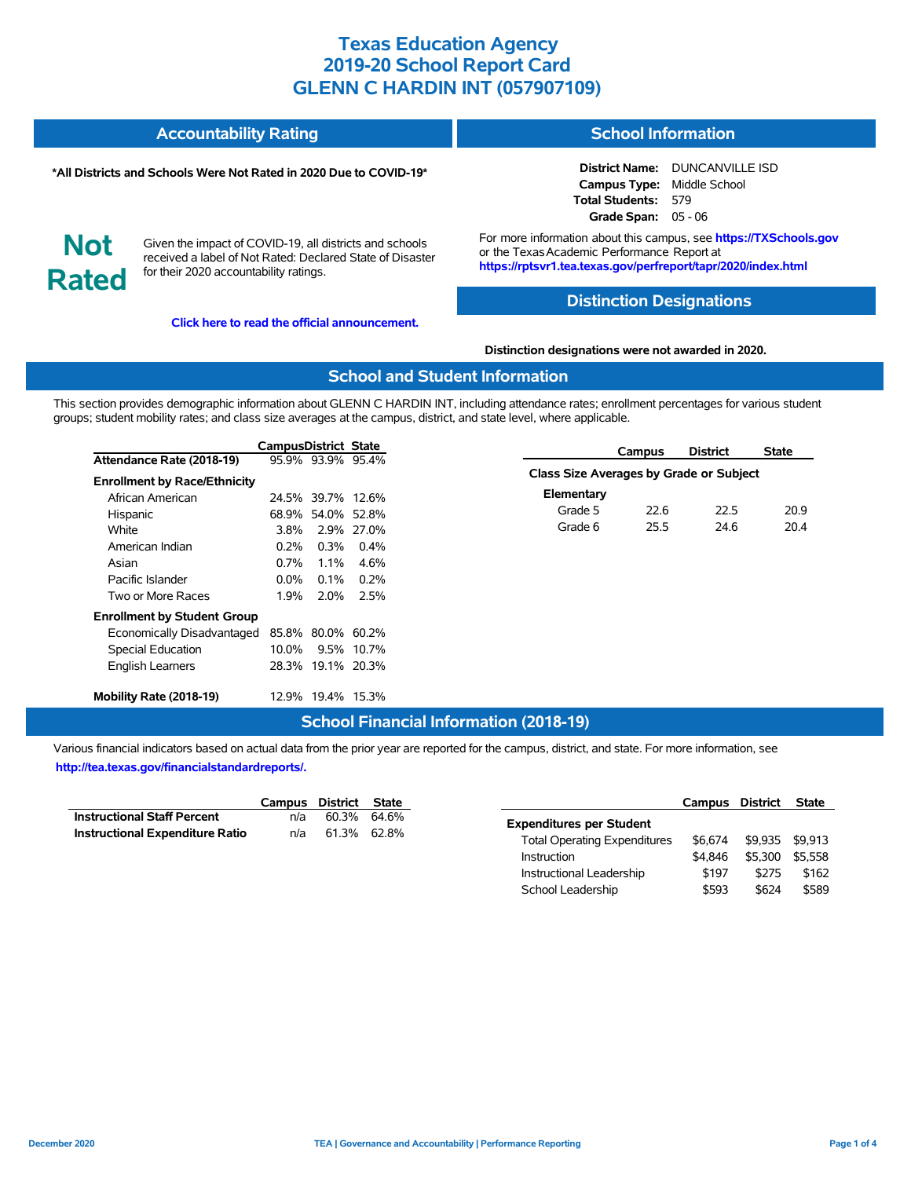# Texas Education Agency
# 2019-20 School Report Card
# GLENN C HARDIN INT (057907109)

## Accountability Rating

**\*All Districts and Schools Were Not Rated in 2020 Due to COVID-19\***

**Not Rated**

Given the impact of COVID-19, all districts and schools received a label of Not Rated: Declared State of Disaster for their 2020 accountability ratings.

**Click here to read the official announcement.**

## School Information

**District Name:** DUNCANVILLE ISD
**Campus Type:** Middle School
**Total Students:** 579
**Grade Span:** 05 - 06

For more information about this campus, see **https://TXSchools.gov** or the Texas Academic Performance Report at **https://rptsvr1.tea.texas.gov/perfreport/tapr/2020/index.html**

## Distinction Designations

**Distinction designations were not awarded in 2020.**

## School and Student Information

This section provides demographic information about GLENN C HARDIN INT, including attendance rates; enrollment percentages for various student groups; student mobility rates; and class size averages at the campus, district, and state level, where applicable.

| | Campus | District | State |
|---|---|---|---|
| **Attendance Rate (2018-19)** | 95.9% | 93.9% | 95.4% |
| **Enrollment by Race/Ethnicity** | | | |
| African American | 24.5% | 39.7% | 12.6% |
| Hispanic | 68.9% | 54.0% | 52.8% |
| White | 3.8% | 2.9% | 27.0% |
| American Indian | 0.2% | 0.3% | 0.4% |
| Asian | 0.7% | 1.1% | 4.6% |
| Pacific Islander | 0.0% | 0.1% | 0.2% |
| Two or More Races | 1.9% | 2.0% | 2.5% |
| **Enrollment by Student Group** | | | |
| Economically Disadvantaged | 85.8% | 80.0% | 60.2% |
| Special Education | 10.0% | 9.5% | 10.7% |
| English Learners | 28.3% | 19.1% | 20.3% |
| **Mobility Rate (2018-19)** | 12.9% | 19.4% | 15.3% |

| | Campus | District | State |
|---|---|---|---|
| **Class Size Averages by Grade or Subject** | | | |
| **Elementary** | | | |
| Grade 5 | 22.6 | 22.5 | 20.9 |
| Grade 6 | 25.5 | 24.6 | 20.4 |

## School Financial Information (2018-19)

Various financial indicators based on actual data from the prior year are reported for the campus, district, and state. For more information, see **http://tea.texas.gov/financialstandardreports/.**

| | Campus | District | State |
|---|---|---|---|
| **Instructional Staff Percent** | n/a | 60.3% | 64.6% |
| **Instructional Expenditure Ratio** | n/a | 61.3% | 62.8% |

| | Campus | District | State |
|---|---|---|---|
| **Expenditures per Student** | | | |
| Total Operating Expenditures | $6,674 | $9,935 | $9,913 |
| Instruction | $4,846 | $5,300 | $5,558 |
| Instructional Leadership | $197 | $275 | $162 |
| School Leadership | $593 | $624 | $589 |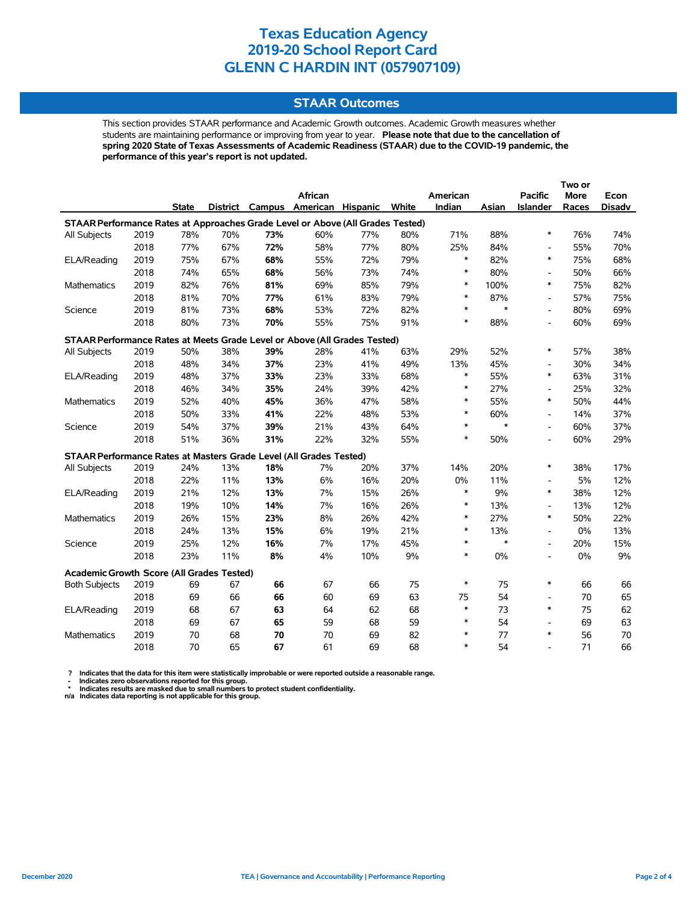# Texas Education Agency
# 2019-20 School Report Card
# GLENN C HARDIN INT (057907109)

## STAAR Outcomes

This section provides STAAR performance and Academic Growth outcomes. Academic Growth measures whether students are maintaining performance or improving from year to year. **Please note that due to the cancellation of spring 2020 State of Texas Assessments of Academic Readiness (STAAR) due to the COVID-19 pandemic, the performance of this year's report is not updated.**

| | | State | District | Campus | African American | Hispanic | White | American Indian | Asian | Pacific Islander | Two or More Races | Econ Disadv |
|---|---|---|---|---|---|---|---|---|---|---|---|---|
| **STAAR Performance Rates at Approaches Grade Level or Above (All Grades Tested)** | | | | | | | | | | | | |
| All Subjects | 2019 | 78% | 70% | **73%** | 60% | 77% | 80% | 71% | 88% | * | 76% | 74% |
| | 2018 | 77% | 67% | **72%** | 58% | 77% | 80% | 25% | 84% | - | 55% | 70% |
| ELA/Reading | 2019 | 75% | 67% | **68%** | 55% | 72% | 79% | * | 82% | * | 75% | 68% |
| | 2018 | 74% | 65% | **68%** | 56% | 73% | 74% | * | 80% | - | 50% | 66% |
| Mathematics | 2019 | 82% | 76% | **81%** | 69% | 85% | 79% | * | 100% | * | 75% | 82% |
| | 2018 | 81% | 70% | **77%** | 61% | 83% | 79% | * | 87% | - | 57% | 75% |
| Science | 2019 | 81% | 73% | **68%** | 53% | 72% | 82% | * | * | - | 80% | 69% |
| | 2018 | 80% | 73% | **70%** | 55% | 75% | 91% | * | 88% | - | 60% | 69% |
| **STAAR Performance Rates at Meets Grade Level or Above (All Grades Tested)** | | | | | | | | | | | | |
| All Subjects | 2019 | 50% | 38% | **39%** | 28% | 41% | 63% | 29% | 52% | * | 57% | 38% |
| | 2018 | 48% | 34% | **37%** | 23% | 41% | 49% | 13% | 45% | - | 30% | 34% |
| ELA/Reading | 2019 | 48% | 37% | **33%** | 23% | 33% | 68% | * | 55% | * | 63% | 31% |
| | 2018 | 46% | 34% | **35%** | 24% | 39% | 42% | * | 27% | - | 25% | 32% |
| Mathematics | 2019 | 52% | 40% | **45%** | 36% | 47% | 58% | * | 55% | * | 50% | 44% |
| | 2018 | 50% | 33% | **41%** | 22% | 48% | 53% | * | 60% | - | 14% | 37% |
| Science | 2019 | 54% | 37% | **39%** | 21% | 43% | 64% | * | * | - | 60% | 37% |
| | 2018 | 51% | 36% | **31%** | 22% | 32% | 55% | * | 50% | - | 60% | 29% |
| **STAAR Performance Rates at Masters Grade Level (All Grades Tested)** | | | | | | | | | | | | |
| All Subjects | 2019 | 24% | 13% | **18%** | 7% | 20% | 37% | 14% | 20% | * | 38% | 17% |
| | 2018 | 22% | 11% | **13%** | 6% | 16% | 20% | 0% | 11% | - | 5% | 12% |
| ELA/Reading | 2019 | 21% | 12% | **13%** | 7% | 15% | 26% | * | 9% | * | 38% | 12% |
| | 2018 | 19% | 10% | **14%** | 7% | 16% | 26% | * | 13% | - | 13% | 12% |
| Mathematics | 2019 | 26% | 15% | **23%** | 8% | 26% | 42% | * | 27% | * | 50% | 22% |
| | 2018 | 24% | 13% | **15%** | 6% | 19% | 21% | * | 13% | - | 0% | 13% |
| Science | 2019 | 25% | 12% | **16%** | 7% | 17% | 45% | * | * | - | 20% | 15% |
| | 2018 | 23% | 11% | **8%** | 4% | 10% | 9% | * | 0% | - | 0% | 9% |
| **Academic Growth Score (All Grades Tested)** | | | | | | | | | | | | |
| Both Subjects | 2019 | 69 | 67 | **66** | 67 | 66 | 75 | * | 75 | * | 66 | 66 |
| | 2018 | 69 | 66 | **66** | 60 | 69 | 63 | 75 | 54 | - | 70 | 65 |
| ELA/Reading | 2019 | 68 | 67 | **63** | 64 | 62 | 68 | * | 73 | * | 75 | 62 |
| | 2018 | 69 | 67 | **65** | 59 | 68 | 59 | * | 54 | - | 69 | 63 |
| Mathematics | 2019 | 70 | 68 | **70** | 70 | 69 | 82 | * | 77 | * | 56 | 70 |
| | 2018 | 70 | 65 | **67** | 61 | 69 | 68 | * | 54 | - | 71 | 66 |

**?** Indicates that the data for this item were statistically improbable or were reported outside a reasonable range.
**-** Indicates zero observations reported for this group.
**\*** Indicates results are masked due to small numbers to protect student confidentiality.
**n/a** Indicates data reporting is not applicable for this group.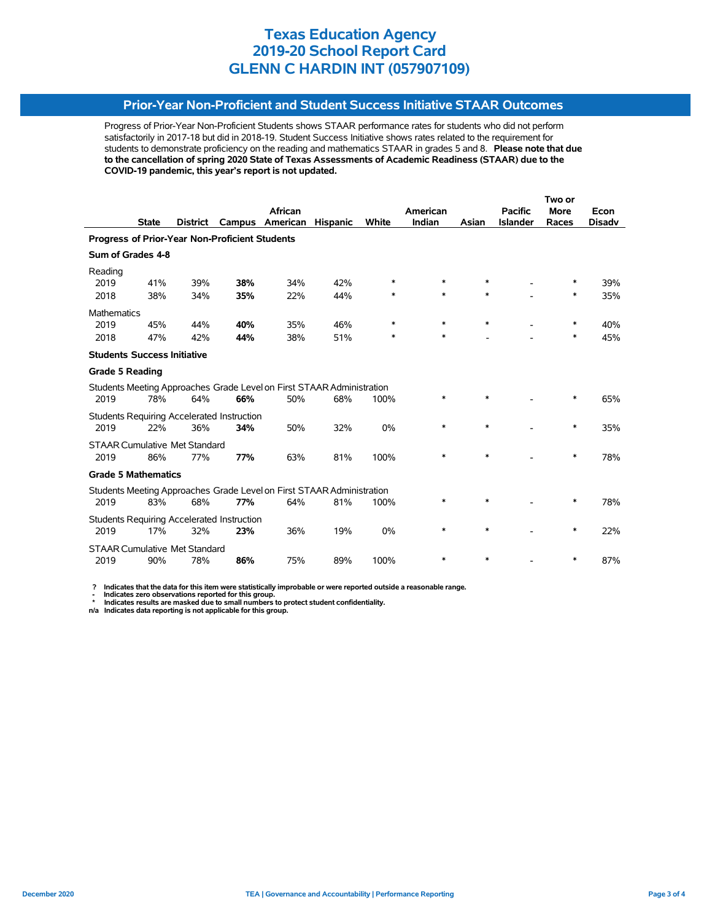# Texas Education Agency
# 2019-20 School Report Card
# GLENN C HARDIN INT (057907109)

## Prior-Year Non-Proficient and Student Success Initiative STAAR Outcomes

Progress of Prior-Year Non-Proficient Students shows STAAR performance rates for students who did not perform satisfactorily in 2017-18 but did in 2018-19. Student Success Initiative shows rates related to the requirement for students to demonstrate proficiency on the reading and mathematics STAAR in grades 5 and 8. **Please note that due to the cancellation of spring 2020 State of Texas Assessments of Academic Readiness (STAAR) due to the COVID-19 pandemic, this year's report is not updated.**

| | State | District | Campus | African American | Hispanic | White | American Indian | Asian | Pacific Islander | Two or More Races | Econ Disadv |
|---|---|---|---|---|---|---|---|---|---|---|---|
| **Progress of Prior-Year Non-Proficient Students** | | | | | | | | | | | |
| **Sum of Grades 4-8** | | | | | | | | | | | |
| Reading | | | | | | | | | | | |
| 2019 | 41% | 39% | **38%** | 34% | 42% | * | * | * | - | * | 39% |
| 2018 | 38% | 34% | **35%** | 22% | 44% | * | * | * | - | * | 35% |
| Mathematics | | | | | | | | | | | |
| 2019 | 45% | 44% | **40%** | 35% | 46% | * | * | * | - | * | 40% |
| 2018 | 47% | 42% | **44%** | 38% | 51% | * | * | - | - | * | 45% |
| **Students Success Initiative** | | | | | | | | | | | |
| **Grade 5 Reading** | | | | | | | | | | | |
| Students Meeting Approaches Grade Level on First STAAR Administration | | | | | | | | | | | |
| 2019 | 78% | 64% | **66%** | 50% | 68% | 100% | * | * | - | * | 65% |
| Students Requiring Accelerated Instruction | | | | | | | | | | | |
| 2019 | 22% | 36% | **34%** | 50% | 32% | 0% | * | * | - | * | 35% |
| STAAR Cumulative Met Standard | | | | | | | | | | | |
| 2019 | 86% | 77% | **77%** | 63% | 81% | 100% | * | * | - | * | 78% |
| **Grade 5 Mathematics** | | | | | | | | | | | |
| Students Meeting Approaches Grade Level on First STAAR Administration | | | | | | | | | | | |
| 2019 | 83% | 68% | **77%** | 64% | 81% | 100% | * | * | - | * | 78% |
| Students Requiring Accelerated Instruction | | | | | | | | | | | |
| 2019 | 17% | 32% | **23%** | 36% | 19% | 0% | * | * | - | * | 22% |
| STAAR Cumulative Met Standard | | | | | | | | | | | |
| 2019 | 90% | 78% | **86%** | 75% | 89% | 100% | * | * | - | * | 87% |

**?** Indicates that the data for this item were statistically improbable or were reported outside a reasonable range.
**-** Indicates zero observations reported for this group.
**\*** Indicates results are masked due to small numbers to protect student confidentiality.
**n/a** Indicates data reporting is not applicable for this group.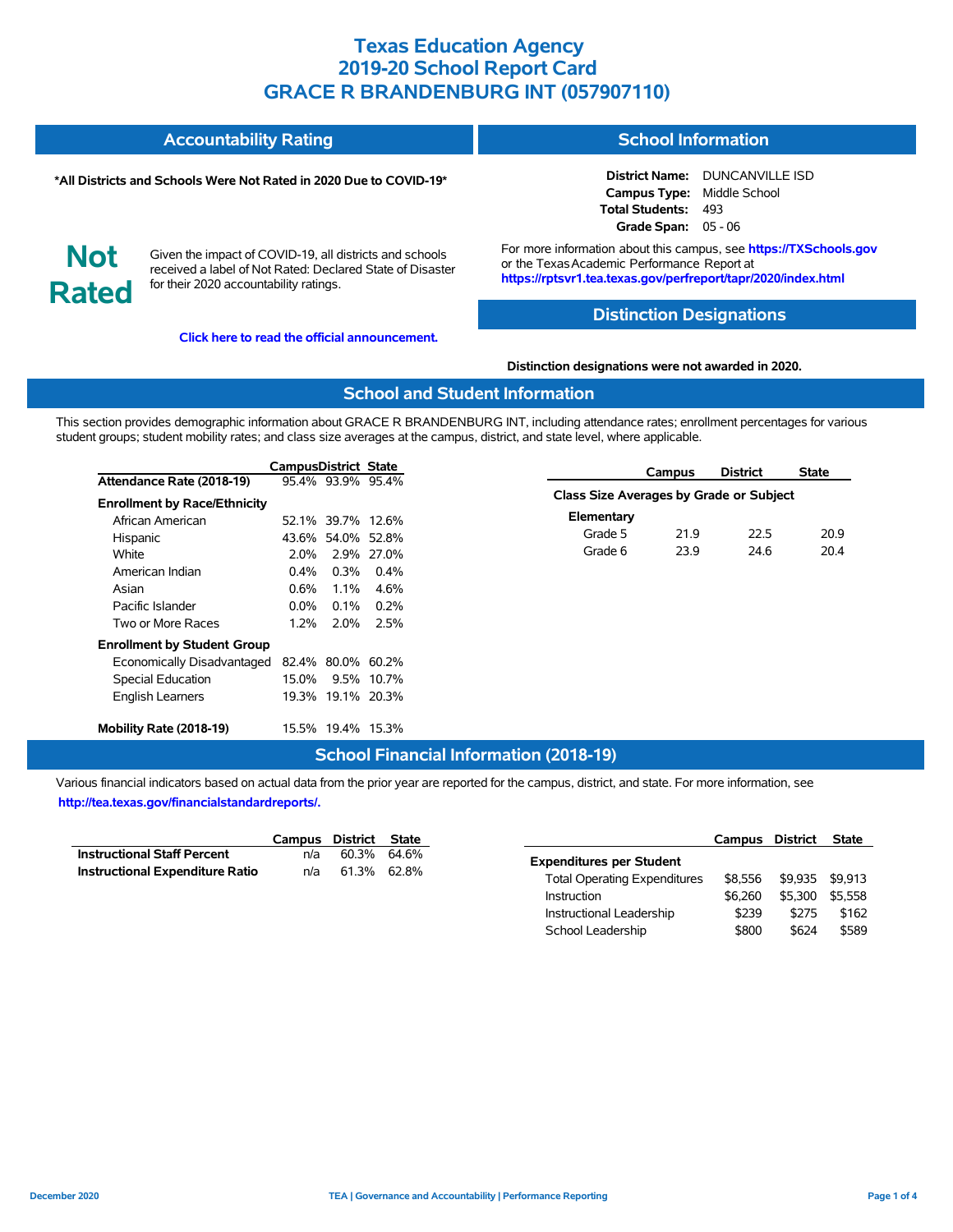# Texas Education Agency
# 2019-20 School Report Card
# GRACE R BRANDENBURG INT (057907110)

## Accountability Rating

**\*All Districts and Schools Were Not Rated in 2020 Due to COVID-19\***

**Not Rated**

Given the impact of COVID-19, all districts and schools received a label of Not Rated: Declared State of Disaster for their 2020 accountability ratings.

**Click here to read the official announcement.**

## School Information

**District Name:** DUNCANVILLE ISD
**Campus Type:** Middle School
**Total Students:** 493
**Grade Span:** 05 - 06

For more information about this campus, see **https://TXSchools.gov** or the Texas Academic Performance Report at **https://rptsvr1.tea.texas.gov/perfreport/tapr/2020/index.html**

## Distinction Designations

**Distinction designations were not awarded in 2020.**

## School and Student Information

This section provides demographic information about GRACE R BRANDENBURG INT, including attendance rates; enrollment percentages for various student groups; student mobility rates; and class size averages at the campus, district, and state level, where applicable.

| | Campus | District | State |
|---|---|---|---|
| **Attendance Rate (2018-19)** | 95.4% | 93.9% | 95.4% |
| **Enrollment by Race/Ethnicity** | | | |
| African American | 52.1% | 39.7% | 12.6% |
| Hispanic | 43.6% | 54.0% | 52.8% |
| White | 2.0% | 2.9% | 27.0% |
| American Indian | 0.4% | 0.3% | 0.4% |
| Asian | 0.6% | 1.1% | 4.6% |
| Pacific Islander | 0.0% | 0.1% | 0.2% |
| Two or More Races | 1.2% | 2.0% | 2.5% |
| **Enrollment by Student Group** | | | |
| Economically Disadvantaged | 82.4% | 80.0% | 60.2% |
| Special Education | 15.0% | 9.5% | 10.7% |
| English Learners | 19.3% | 19.1% | 20.3% |
| **Mobility Rate (2018-19)** | 15.5% | 19.4% | 15.3% |

| | Campus | District | State |
|---|---|---|---|
| **Class Size Averages by Grade or Subject** | | | |
| **Elementary** | | | |
| Grade 5 | 21.9 | 22.5 | 20.9 |
| Grade 6 | 23.9 | 24.6 | 20.4 |

## School Financial Information (2018-19)

Various financial indicators based on actual data from the prior year are reported for the campus, district, and state. For more information, see **http://tea.texas.gov/financialstandardreports/.**

| | Campus | District | State |
|---|---|---|---|
| **Instructional Staff Percent** | n/a | 60.3% | 64.6% |
| **Instructional Expenditure Ratio** | n/a | 61.3% | 62.8% |

| | Campus | District | State |
|---|---|---|---|
| **Expenditures per Student** | | | |
| Total Operating Expenditures | $8,556 | $9,935 | $9,913 |
| Instruction | $6,260 | $5,300 | $5,558 |
| Instructional Leadership | $239 | $275 | $162 |
| School Leadership | $800 | $624 | $589 |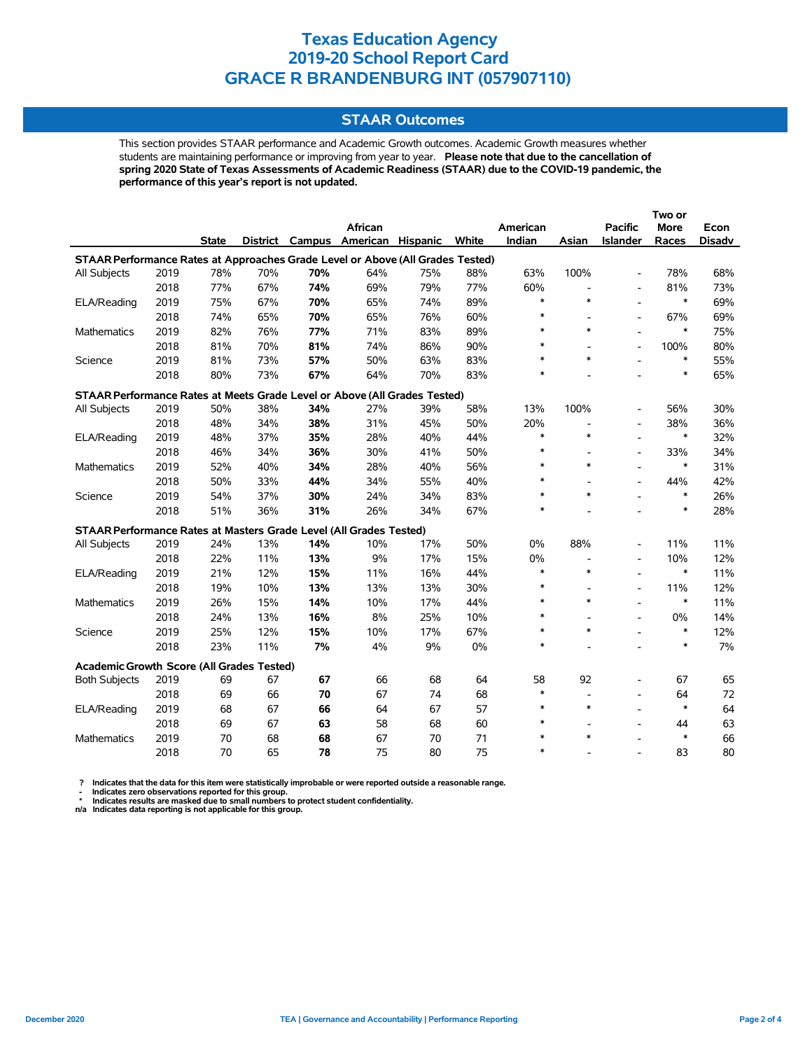# Texas Education Agency
# 2019-20 School Report Card
# GRACE R BRANDENBURG INT (057907110)

## STAAR Outcomes

This section provides STAAR performance and Academic Growth outcomes. Academic Growth measures whether students are maintaining performance or improving from year to year. **Please note that due to the cancellation of spring 2020 State of Texas Assessments of Academic Readiness (STAAR) due to the COVID-19 pandemic, the performance of this year's report is not updated.**

| | | State | District | Campus | African American | Hispanic | White | American Indian | Asian | Pacific Islander | Two or More Races | Econ Disadv |
|---|---|---|---|---|---|---|---|---|---|---|---|---|
| **STAAR Performance Rates at Approaches Grade Level or Above (All Grades Tested)** | | | | | | | | | | | | |
| All Subjects | 2019 | 78% | 70% | **70%** | 64% | 75% | 88% | 63% | 100% | - | 78% | 68% |
| | 2018 | 77% | 67% | **74%** | 69% | 79% | 77% | 60% | - | - | 81% | 73% |
| ELA/Reading | 2019 | 75% | 67% | **70%** | 65% | 74% | 89% | * | * | - | * | 69% |
| | 2018 | 74% | 65% | **70%** | 65% | 76% | 60% | * | - | - | 67% | 69% |
| Mathematics | 2019 | 82% | 76% | **77%** | 71% | 83% | 89% | * | * | - | * | 75% |
| | 2018 | 81% | 70% | **81%** | 74% | 86% | 90% | * | - | - | 100% | 80% |
| Science | 2019 | 81% | 73% | **57%** | 50% | 63% | 83% | * | * | - | * | 55% |
| | 2018 | 80% | 73% | **67%** | 64% | 70% | 83% | * | - | - | * | 65% |
| **STAAR Performance Rates at Meets Grade Level or Above (All Grades Tested)** | | | | | | | | | | | | |
| All Subjects | 2019 | 50% | 38% | **34%** | 27% | 39% | 58% | 13% | 100% | - | 56% | 30% |
| | 2018 | 48% | 34% | **38%** | 31% | 45% | 50% | 20% | - | - | 38% | 36% |
| ELA/Reading | 2019 | 48% | 37% | **35%** | 28% | 40% | 44% | * | * | - | * | 32% |
| | 2018 | 46% | 34% | **36%** | 30% | 41% | 50% | * | - | - | 33% | 34% |
| Mathematics | 2019 | 52% | 40% | **34%** | 28% | 40% | 56% | * | * | - | * | 31% |
| | 2018 | 50% | 33% | **44%** | 34% | 55% | 40% | * | - | - | 44% | 42% |
| Science | 2019 | 54% | 37% | **30%** | 24% | 34% | 83% | * | * | - | * | 26% |
| | 2018 | 51% | 36% | **31%** | 26% | 34% | 67% | * | - | - | * | 28% |
| **STAAR Performance Rates at Masters Grade Level (All Grades Tested)** | | | | | | | | | | | | |
| All Subjects | 2019 | 24% | 13% | **14%** | 10% | 17% | 50% | 0% | 88% | - | 11% | 11% |
| | 2018 | 22% | 11% | **13%** | 9% | 17% | 15% | 0% | - | - | 10% | 12% |
| ELA/Reading | 2019 | 21% | 12% | **15%** | 11% | 16% | 44% | * | * | - | * | 11% |
| | 2018 | 19% | 10% | **13%** | 13% | 13% | 30% | * | - | - | 11% | 12% |
| Mathematics | 2019 | 26% | 15% | **14%** | 10% | 17% | 44% | * | * | - | * | 11% |
| | 2018 | 24% | 13% | **16%** | 8% | 25% | 10% | * | - | - | 0% | 14% |
| Science | 2019 | 25% | 12% | **15%** | 10% | 17% | 67% | * | * | - | * | 12% |
| | 2018 | 23% | 11% | **7%** | 4% | 9% | 0% | * | - | - | * | 7% |
| **Academic Growth Score (All Grades Tested)** | | | | | | | | | | | | |
| Both Subjects | 2019 | 69 | 67 | **67** | 66 | 68 | 64 | 58 | 92 | - | 67 | 65 |
| | 2018 | 69 | 66 | **70** | 67 | 74 | 68 | * | - | - | 64 | 72 |
| ELA/Reading | 2019 | 68 | 67 | **66** | 64 | 67 | 57 | * | * | - | * | 64 |
| | 2018 | 69 | 67 | **63** | 58 | 68 | 60 | * | - | - | 44 | 63 |
| Mathematics | 2019 | 70 | 68 | **68** | 67 | 70 | 71 | * | * | - | * | 66 |
| | 2018 | 70 | 65 | **78** | 75 | 80 | 75 | * | - | - | 83 | 80 |

**?** Indicates that the data for this item were statistically improbable or were reported outside a reasonable range.
**-** Indicates zero observations reported for this group.
**\*** Indicates results are masked due to small numbers to protect student confidentiality.
**n/a** Indicates data reporting is not applicable for this group.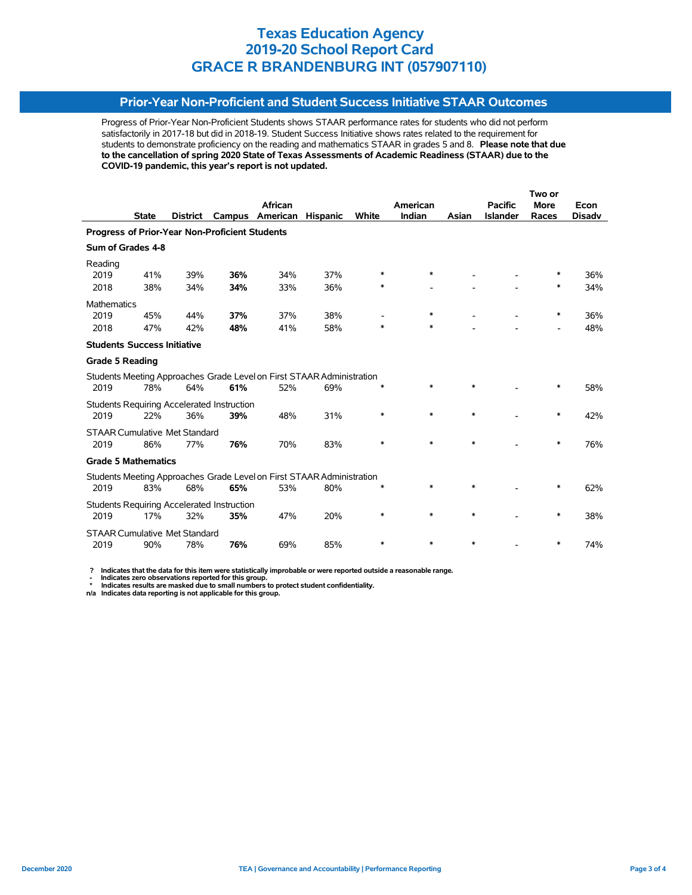# Texas Education Agency
# 2019-20 School Report Card
# GRACE R BRANDENBURG INT (057907110)

## Prior-Year Non-Proficient and Student Success Initiative STAAR Outcomes

Progress of Prior-Year Non-Proficient Students shows STAAR performance rates for students who did not perform satisfactorily in 2017-18 but did in 2018-19. Student Success Initiative shows rates related to the requirement for students to demonstrate proficiency on the reading and mathematics STAAR in grades 5 and 8. **Please note that due to the cancellation of spring 2020 State of Texas Assessments of Academic Readiness (STAAR) due to the COVID-19 pandemic, this year's report is not updated.**

| | State | District | Campus | African American | Hispanic | White | American Indian | Asian | Pacific Islander | Two or More Races | Econ Disadv |
|---|---|---|---|---|---|---|---|---|---|---|---|
| **Progress of Prior-Year Non-Proficient Students** | | | | | | | | | | | |
| **Sum of Grades 4-8** | | | | | | | | | | | |
| Reading | | | | | | | | | | | |
| 2019 | 41% | 39% | **36%** | 34% | 37% | * | * | - | - | * | 36% |
| 2018 | 38% | 34% | **34%** | 33% | 36% | * | - | - | - | * | 34% |
| Mathematics | | | | | | | | | | | |
| 2019 | 45% | 44% | **37%** | 37% | 38% | - | * | - | - | * | 36% |
| 2018 | 47% | 42% | **48%** | 41% | 58% | * | * | - | - | - | 48% |
| **Students Success Initiative** | | | | | | | | | | | |
| **Grade 5 Reading** | | | | | | | | | | | |
| Students Meeting Approaches Grade Level on First STAAR Administration | | | | | | | | | | | |
| 2019 | 78% | 64% | **61%** | 52% | 69% | * | * | * | - | * | 58% |
| Students Requiring Accelerated Instruction | | | | | | | | | | | |
| 2019 | 22% | 36% | **39%** | 48% | 31% | * | * | * | - | * | 42% |
| STAAR Cumulative Met Standard | | | | | | | | | | | |
| 2019 | 86% | 77% | **76%** | 70% | 83% | * | * | * | - | * | 76% |
| **Grade 5 Mathematics** | | | | | | | | | | | |
| Students Meeting Approaches Grade Level on First STAAR Administration | | | | | | | | | | | |
| 2019 | 83% | 68% | **65%** | 53% | 80% | * | * | * | - | * | 62% |
| Students Requiring Accelerated Instruction | | | | | | | | | | | |
| 2019 | 17% | 32% | **35%** | 47% | 20% | * | * | * | - | * | 38% |
| STAAR Cumulative Met Standard | | | | | | | | | | | |
| 2019 | 90% | 78% | **76%** | 69% | 85% | * | * | * | - | * | 74% |

**?** Indicates that the data for this item were statistically improbable or were reported outside a reasonable range.
**-** Indicates zero observations reported for this group.
**\*** Indicates results are masked due to small numbers to protect student confidentiality.
**n/a** Indicates data reporting is not applicable for this group.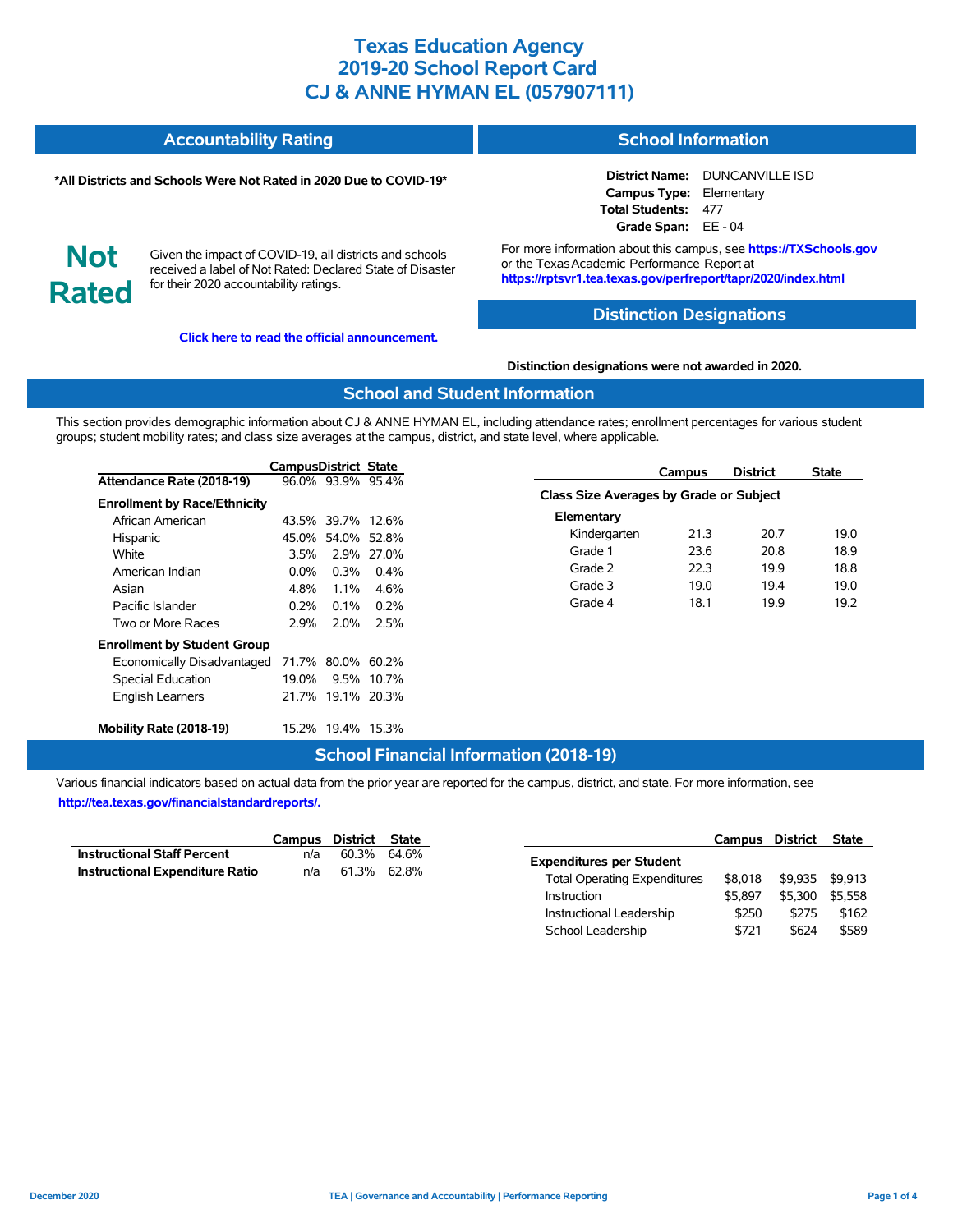# Texas Education Agency
# 2019-20 School Report Card
# CJ & ANNE HYMAN EL (057907111)

## Accountability Rating

**\*All Districts and Schools Were Not Rated in 2020 Due to COVID-19\***

**Not Rated**

Given the impact of COVID-19, all districts and schools received a label of Not Rated: Declared State of Disaster for their 2020 accountability ratings.

**Click here to read the official announcement.**

## School Information

**District Name:** DUNCANVILLE ISD
**Campus Type:** Elementary
**Total Students:** 477
**Grade Span:** EE - 04

For more information about this campus, see **https://TXSchools.gov** or the Texas Academic Performance Report at **https://rptsvr1.tea.texas.gov/perfreport/tapr/2020/index.html**

## Distinction Designations

**Distinction designations were not awarded in 2020.**

## School and Student Information

This section provides demographic information about CJ & ANNE HYMAN EL, including attendance rates; enrollment percentages for various student groups; student mobility rates; and class size averages at the campus, district, and state level, where applicable.

| | Campus | District | State |
|---|---|---|---|
| **Attendance Rate (2018-19)** | 96.0% | 93.9% | 95.4% |
| **Enrollment by Race/Ethnicity** | | | |
| African American | 43.5% | 39.7% | 12.6% |
| Hispanic | 45.0% | 54.0% | 52.8% |
| White | 3.5% | 2.9% | 27.0% |
| American Indian | 0.0% | 0.3% | 0.4% |
| Asian | 4.8% | 1.1% | 4.6% |
| Pacific Islander | 0.2% | 0.1% | 0.2% |
| Two or More Races | 2.9% | 2.0% | 2.5% |
| **Enrollment by Student Group** | | | |
| Economically Disadvantaged | 71.7% | 80.0% | 60.2% |
| Special Education | 19.0% | 9.5% | 10.7% |
| English Learners | 21.7% | 19.1% | 20.3% |
| **Mobility Rate (2018-19)** | 15.2% | 19.4% | 15.3% |

| | Campus | District | State |
|---|---|---|---|
| **Class Size Averages by Grade or Subject** | | | |
| **Elementary** | | | |
| Kindergarten | 21.3 | 20.7 | 19.0 |
| Grade 1 | 23.6 | 20.8 | 18.9 |
| Grade 2 | 22.3 | 19.9 | 18.8 |
| Grade 3 | 19.0 | 19.4 | 19.0 |
| Grade 4 | 18.1 | 19.9 | 19.2 |

## School Financial Information (2018-19)

Various financial indicators based on actual data from the prior year are reported for the campus, district, and state. For more information, see **http://tea.texas.gov/financialstandardreports/.**

| | Campus | District | State |
|---|---|---|---|
| **Instructional Staff Percent** | n/a | 60.3% | 64.6% |
| **Instructional Expenditure Ratio** | n/a | 61.3% | 62.8% |

| | Campus | District | State |
|---|---|---|---|
| **Expenditures per Student** | | | |
| Total Operating Expenditures | $8,018 | $9,935 | $9,913 |
| Instruction | $5,897 | $5,300 | $5,558 |
| Instructional Leadership | $250 | $275 | $162 |
| School Leadership | $721 | $624 | $589 |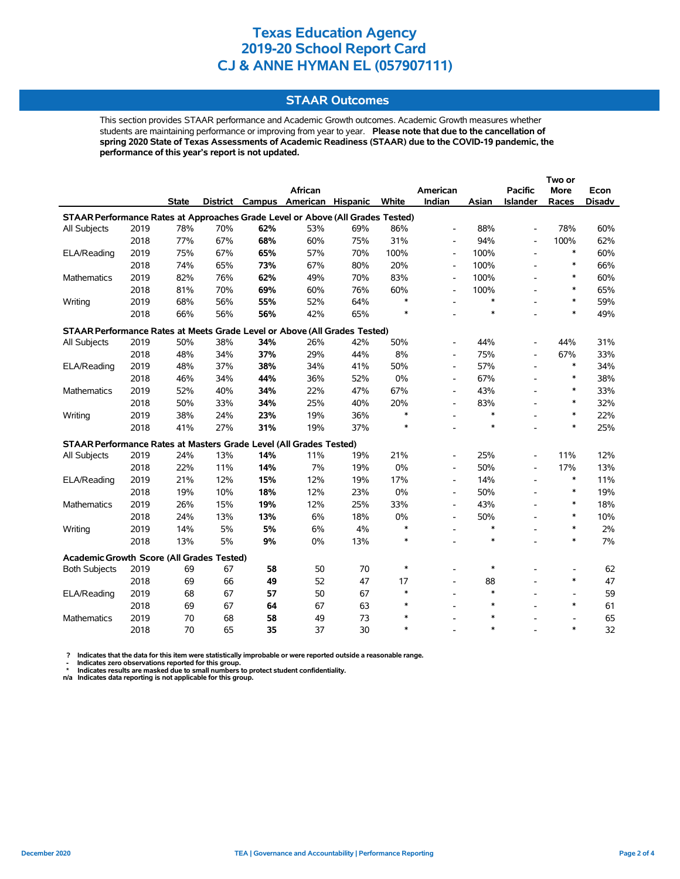# Texas Education Agency
# 2019-20 School Report Card
# CJ & ANNE HYMAN EL (057907111)

## STAAR Outcomes

This section provides STAAR performance and Academic Growth outcomes. Academic Growth measures whether students are maintaining performance or improving from year to year. **Please note that due to the cancellation of spring 2020 State of Texas Assessments of Academic Readiness (STAAR) due to the COVID-19 pandemic, the performance of this year's report is not updated.**

| | | State | District | Campus | African American | Hispanic | White | American Indian | Asian | Pacific Islander | Two or More Races | Econ Disadv |
|---|---|---|---|---|---|---|---|---|---|---|---|---|
| **STAAR Performance Rates at Approaches Grade Level or Above (All Grades Tested)** | | | | | | | | | | | | |
| All Subjects | 2019 | 78% | 70% | **62%** | 53% | 69% | 86% | - | 88% | - | 78% | 60% |
| | 2018 | 77% | 67% | **68%** | 60% | 75% | 31% | - | 94% | - | 100% | 62% |
| ELA/Reading | 2019 | 75% | 67% | **65%** | 57% | 70% | 100% | - | 100% | - | * | 60% |
| | 2018 | 74% | 65% | **73%** | 67% | 80% | 20% | - | 100% | - | * | 66% |
| Mathematics | 2019 | 82% | 76% | **62%** | 49% | 70% | 83% | - | 100% | - | * | 60% |
| | 2018 | 81% | 70% | **69%** | 60% | 76% | 60% | - | 100% | - | * | 65% |
| Writing | 2019 | 68% | 56% | **55%** | 52% | 64% | * | - | * | - | * | 59% |
| | 2018 | 66% | 56% | **56%** | 42% | 65% | * | - | * | - | * | 49% |
| **STAAR Performance Rates at Meets Grade Level or Above (All Grades Tested)** | | | | | | | | | | | | |
| All Subjects | 2019 | 50% | 38% | **34%** | 26% | 42% | 50% | - | 44% | - | 44% | 31% |
| | 2018 | 48% | 34% | **37%** | 29% | 44% | 8% | - | 75% | - | 67% | 33% |
| ELA/Reading | 2019 | 48% | 37% | **38%** | 34% | 41% | 50% | - | 57% | - | * | 34% |
| | 2018 | 46% | 34% | **44%** | 36% | 52% | 0% | - | 67% | - | * | 38% |
| Mathematics | 2019 | 52% | 40% | **34%** | 22% | 47% | 67% | - | 43% | - | * | 33% |
| | 2018 | 50% | 33% | **34%** | 25% | 40% | 20% | - | 83% | - | * | 32% |
| Writing | 2019 | 38% | 24% | **23%** | 19% | 36% | * | - | * | - | * | 22% |
| | 2018 | 41% | 27% | **31%** | 19% | 37% | * | - | * | - | * | 25% |
| **STAAR Performance Rates at Masters Grade Level (All Grades Tested)** | | | | | | | | | | | | |
| All Subjects | 2019 | 24% | 13% | **14%** | 11% | 19% | 21% | - | 25% | - | 11% | 12% |
| | 2018 | 22% | 11% | **14%** | 7% | 19% | 0% | - | 50% | - | 17% | 13% |
| ELA/Reading | 2019 | 21% | 12% | **15%** | 12% | 19% | 17% | - | 14% | - | * | 11% |
| | 2018 | 19% | 10% | **18%** | 12% | 23% | 0% | - | 50% | - | * | 19% |
| Mathematics | 2019 | 26% | 15% | **19%** | 12% | 25% | 33% | - | 43% | - | * | 18% |
| | 2018 | 24% | 13% | **13%** | 6% | 18% | 0% | - | 50% | - | * | 10% |
| Writing | 2019 | 14% | 5% | **5%** | 6% | 4% | * | - | * | - | * | 2% |
| | 2018 | 13% | 5% | **9%** | 0% | 13% | * | - | * | - | * | 7% |
| **Academic Growth Score (All Grades Tested)** | | | | | | | | | | | | |
| Both Subjects | 2019 | 69 | 67 | **58** | 50 | 70 | * | - | * | - | - | 62 |
| | 2018 | 69 | 66 | **49** | 52 | 47 | 17 | - | 88 | - | * | 47 |
| ELA/Reading | 2019 | 68 | 67 | **57** | 50 | 67 | * | - | * | - | - | 59 |
| | 2018 | 69 | 67 | **64** | 67 | 63 | * | - | * | - | * | 61 |
| Mathematics | 2019 | 70 | 68 | **58** | 49 | 73 | * | - | * | - | - | 65 |
| | 2018 | 70 | 65 | **35** | 37 | 30 | * | - | * | - | * | 32 |

**?** Indicates that the data for this item were statistically improbable or were reported outside a reasonable range.
**-** Indicates zero observations reported for this group.
**\*** Indicates results are masked due to small numbers to protect student confidentiality.
**n/a** Indicates data reporting is not applicable for this group.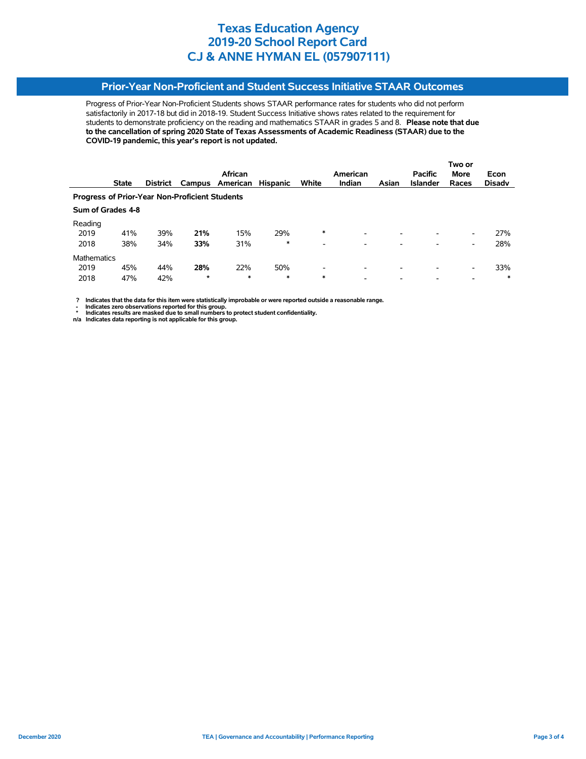# Texas Education Agency
# 2019-20 School Report Card
# CJ & ANNE HYMAN EL (057907111)

## Prior-Year Non-Proficient and Student Success Initiative STAAR Outcomes

Progress of Prior-Year Non-Proficient Students shows STAAR performance rates for students who did not perform satisfactorily in 2017-18 but did in 2018-19. Student Success Initiative shows rates related to the requirement for students to demonstrate proficiency on the reading and mathematics STAAR in grades 5 and 8. **Please note that due to the cancellation of spring 2020 State of Texas Assessments of Academic Readiness (STAAR) due to the COVID-19 pandemic, this year's report is not updated.**

| | State | District | Campus | African American | Hispanic | White | American Indian | Asian | Pacific Islander | Two or More Races | Econ Disadv |
|---|---|---|---|---|---|---|---|---|---|---|---|
| **Progress of Prior-Year Non-Proficient Students** | | | | | | | | | | | |
| **Sum of Grades 4-8** | | | | | | | | | | | |
| Reading | | | | | | | | | | | |
| 2019 | 41% | 39% | **21%** | 15% | 29% | * | - | - | - | - | 27% |
| 2018 | 38% | 34% | **33%** | 31% | * | - | - | - | - | - | 28% |
| Mathematics | | | | | | | | | | | |
| 2019 | 45% | 44% | **28%** | 22% | 50% | - | - | - | - | - | 33% |
| 2018 | 47% | 42% | * | * | * | * | - | - | - | - | * |

**?** Indicates that the data for this item were statistically improbable or were reported outside a reasonable range.
**-** Indicates zero observations reported for this group.
**\*** Indicates results are masked due to small numbers to protect student confidentiality.
**n/a** Indicates data reporting is not applicable for this group.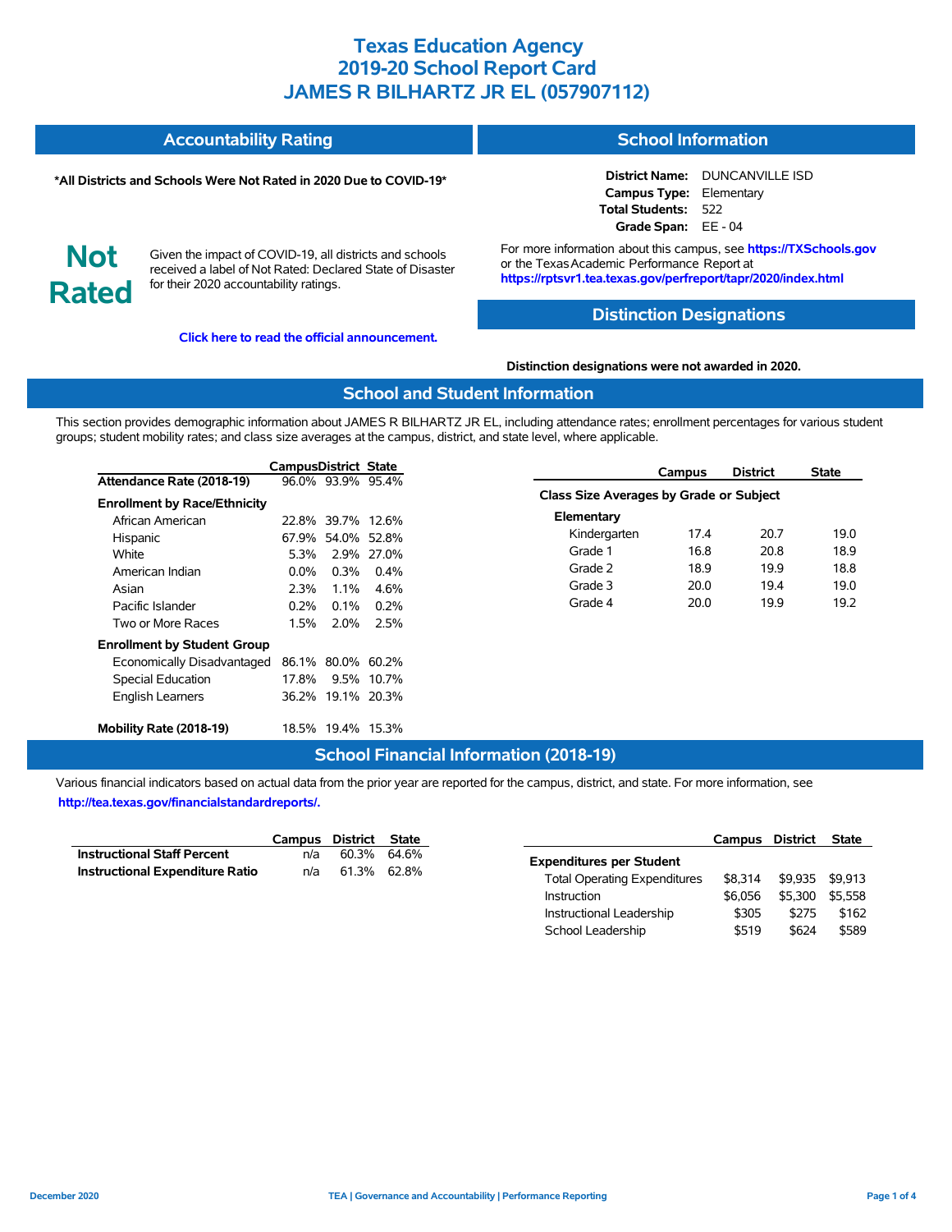# Texas Education Agency
# 2019-20 School Report Card
# JAMES R BILHARTZ JR EL (057907112)

## Accountability Rating

**\*All Districts and Schools Were Not Rated in 2020 Due to COVID-19\***

**Not Rated**

Given the impact of COVID-19, all districts and schools received a label of Not Rated: Declared State of Disaster for their 2020 accountability ratings.

**Click here to read the official announcement.**

## School Information

**District Name:** DUNCANVILLE ISD
**Campus Type:** Elementary
**Total Students:** 522
**Grade Span:** EE - 04

For more information about this campus, see **https://TXSchools.gov** or the Texas Academic Performance Report at **https://rptsvr1.tea.texas.gov/perfreport/tapr/2020/index.html**

## Distinction Designations

**Distinction designations were not awarded in 2020.**

## School and Student Information

This section provides demographic information about JAMES R BILHARTZ JR EL, including attendance rates; enrollment percentages for various student groups; student mobility rates; and class size averages at the campus, district, and state level, where applicable.

| | Campus | District | State |
|---|---|---|---|
| **Attendance Rate (2018-19)** | 96.0% | 93.9% | 95.4% |
| **Enrollment by Race/Ethnicity** | | | |
| African American | 22.8% | 39.7% | 12.6% |
| Hispanic | 67.9% | 54.0% | 52.8% |
| White | 5.3% | 2.9% | 27.0% |
| American Indian | 0.0% | 0.3% | 0.4% |
| Asian | 2.3% | 1.1% | 4.6% |
| Pacific Islander | 0.2% | 0.1% | 0.2% |
| Two or More Races | 1.5% | 2.0% | 2.5% |
| **Enrollment by Student Group** | | | |
| Economically Disadvantaged | 86.1% | 80.0% | 60.2% |
| Special Education | 17.8% | 9.5% | 10.7% |
| English Learners | 36.2% | 19.1% | 20.3% |
| **Mobility Rate (2018-19)** | 18.5% | 19.4% | 15.3% |

| | Campus | District | State |
|---|---|---|---|
| **Class Size Averages by Grade or Subject** | | | |
| **Elementary** | | | |
| Kindergarten | 17.4 | 20.7 | 19.0 |
| Grade 1 | 16.8 | 20.8 | 18.9 |
| Grade 2 | 18.9 | 19.9 | 18.8 |
| Grade 3 | 20.0 | 19.4 | 19.0 |
| Grade 4 | 20.0 | 19.9 | 19.2 |

## School Financial Information (2018-19)

Various financial indicators based on actual data from the prior year are reported for the campus, district, and state. For more information, see **http://tea.texas.gov/financialstandardreports/.**

| | Campus | District | State |
|---|---|---|---|
| **Instructional Staff Percent** | n/a | 60.3% | 64.6% |
| **Instructional Expenditure Ratio** | n/a | 61.3% | 62.8% |

| | Campus | District | State |
|---|---|---|---|
| **Expenditures per Student** | | | |
| Total Operating Expenditures | $8,314 | $9,935 | $9,913 |
| Instruction | $6,056 | $5,300 | $5,558 |
| Instructional Leadership | $305 | $275 | $162 |
| School Leadership | $519 | $624 | $589 |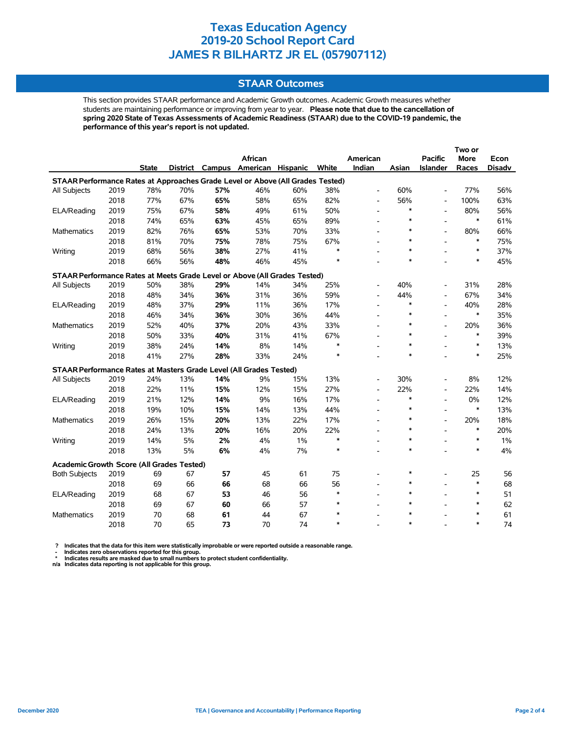# Texas Education Agency
# 2019-20 School Report Card
# JAMES R BILHARTZ JR EL (057907112)

## STAAR Outcomes

This section provides STAAR performance and Academic Growth outcomes. Academic Growth measures whether students are maintaining performance or improving from year to year. **Please note that due to the cancellation of spring 2020 State of Texas Assessments of Academic Readiness (STAAR) due to the COVID-19 pandemic, the performance of this year's report is not updated.**

| | | State | District | Campus | African American | Hispanic | White | American Indian | Asian | Pacific Islander | Two or More Races | Econ Disadv |
|---|---|---|---|---|---|---|---|---|---|---|---|---|
| **STAAR Performance Rates at Approaches Grade Level or Above (All Grades Tested)** | | | | | | | | | | | | |
| All Subjects | 2019 | 78% | 70% | **57%** | 46% | 60% | 38% | - | 60% | - | 77% | 56% |
| | 2018 | 77% | 67% | **65%** | 58% | 65% | 82% | - | 56% | - | 100% | 63% |
| ELA/Reading | 2019 | 75% | 67% | **58%** | 49% | 61% | 50% | - | * | - | 80% | 56% |
| | 2018 | 74% | 65% | **63%** | 45% | 65% | 89% | - | * | - | * | 61% |
| Mathematics | 2019 | 82% | 76% | **65%** | 53% | 70% | 33% | - | * | - | 80% | 66% |
| | 2018 | 81% | 70% | **75%** | 78% | 75% | 67% | - | * | - | * | 75% |
| Writing | 2019 | 68% | 56% | **38%** | 27% | 41% | * | - | * | - | * | 37% |
| | 2018 | 66% | 56% | **48%** | 46% | 45% | * | - | * | - | * | 45% |
| **STAAR Performance Rates at Meets Grade Level or Above (All Grades Tested)** | | | | | | | | | | | | |
| All Subjects | 2019 | 50% | 38% | **29%** | 14% | 34% | 25% | - | 40% | - | 31% | 28% |
| | 2018 | 48% | 34% | **36%** | 31% | 36% | 59% | - | 44% | - | 67% | 34% |
| ELA/Reading | 2019 | 48% | 37% | **29%** | 11% | 36% | 17% | - | * | - | 40% | 28% |
| | 2018 | 46% | 34% | **36%** | 30% | 36% | 44% | - | * | - | * | 35% |
| Mathematics | 2019 | 52% | 40% | **37%** | 20% | 43% | 33% | - | * | - | 20% | 36% |
| | 2018 | 50% | 33% | **40%** | 31% | 41% | 67% | - | * | - | * | 39% |
| Writing | 2019 | 38% | 24% | **14%** | 8% | 14% | * | - | * | - | * | 13% |
| | 2018 | 41% | 27% | **28%** | 33% | 24% | * | - | * | - | * | 25% |
| **STAAR Performance Rates at Masters Grade Level (All Grades Tested)** | | | | | | | | | | | | |
| All Subjects | 2019 | 24% | 13% | **14%** | 9% | 15% | 13% | - | 30% | - | 8% | 12% |
| | 2018 | 22% | 11% | **15%** | 12% | 15% | 27% | - | 22% | - | 22% | 14% |
| ELA/Reading | 2019 | 21% | 12% | **14%** | 9% | 16% | 17% | - | * | - | 0% | 12% |
| | 2018 | 19% | 10% | **15%** | 14% | 13% | 44% | - | * | - | * | 13% |
| Mathematics | 2019 | 26% | 15% | **20%** | 13% | 22% | 17% | - | * | - | 20% | 18% |
| | 2018 | 24% | 13% | **20%** | 16% | 20% | 22% | - | * | - | * | 20% |
| Writing | 2019 | 14% | 5% | **2%** | 4% | 1% | * | - | * | - | * | 1% |
| | 2018 | 13% | 5% | **6%** | 4% | 7% | * | - | * | - | * | 4% |
| **Academic Growth Score (All Grades Tested)** | | | | | | | | | | | | |
| Both Subjects | 2019 | 69 | 67 | **57** | 45 | 61 | 75 | - | * | - | 25 | 56 |
| | 2018 | 69 | 66 | **66** | 68 | 66 | 56 | - | * | - | * | 68 |
| ELA/Reading | 2019 | 68 | 67 | **53** | 46 | 56 | * | - | * | - | * | 51 |
| | 2018 | 69 | 67 | **60** | 66 | 57 | * | - | * | - | * | 62 |
| Mathematics | 2019 | 70 | 68 | **61** | 44 | 67 | * | - | * | - | * | 61 |
| | 2018 | 70 | 65 | **73** | 70 | 74 | * | - | * | - | * | 74 |

**?** Indicates that the data for this item were statistically improbable or were reported outside a reasonable range.
**-** Indicates zero observations reported for this group.
**\*** Indicates results are masked due to small numbers to protect student confidentiality.
**n/a** Indicates data reporting is not applicable for this group.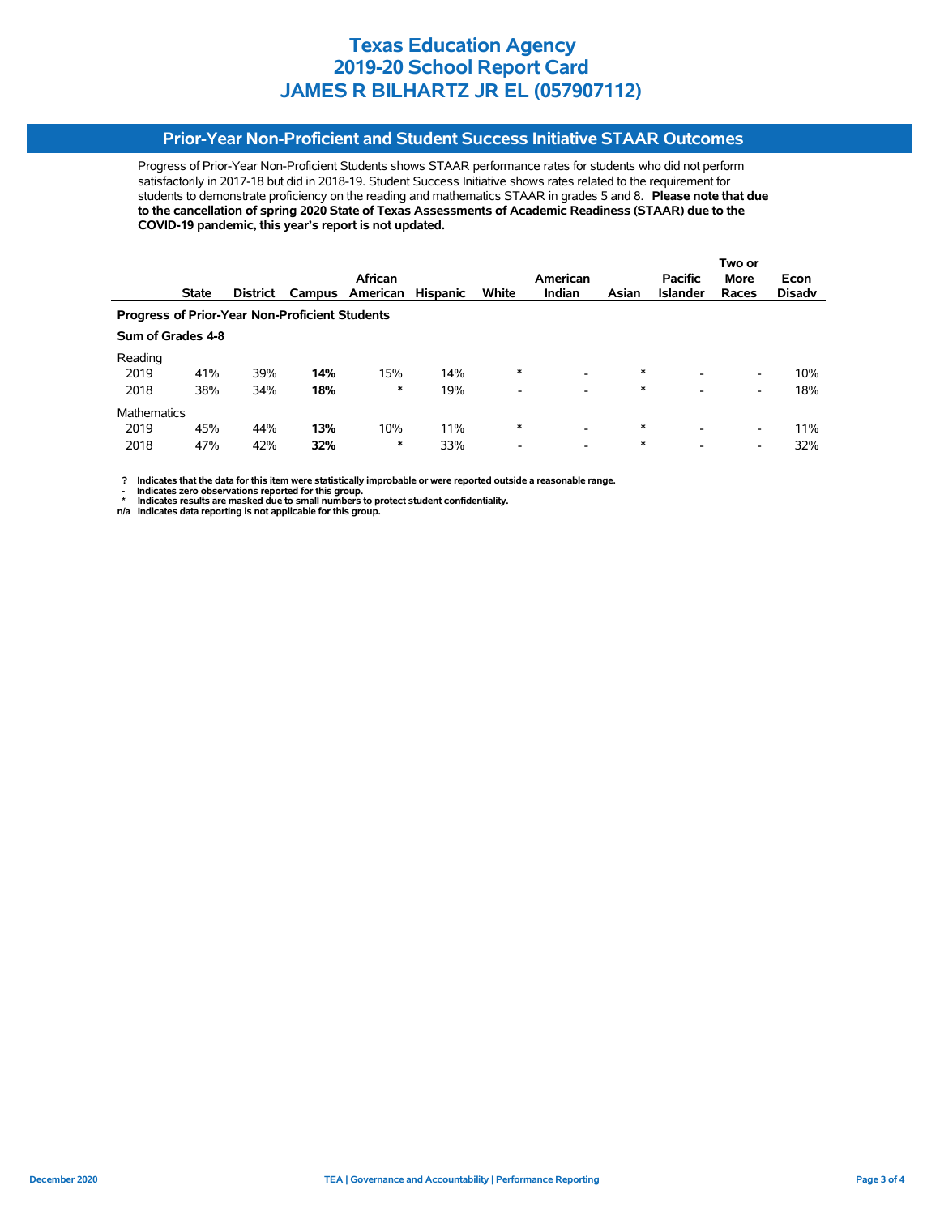# Texas Education Agency
# 2019-20 School Report Card
# JAMES R BILHARTZ JR EL (057907112)

## Prior-Year Non-Proficient and Student Success Initiative STAAR Outcomes

Progress of Prior-Year Non-Proficient Students shows STAAR performance rates for students who did not perform satisfactorily in 2017-18 but did in 2018-19. Student Success Initiative shows rates related to the requirement for students to demonstrate proficiency on the reading and mathematics STAAR in grades 5 and 8. **Please note that due to the cancellation of spring 2020 State of Texas Assessments of Academic Readiness (STAAR) due to the COVID-19 pandemic, this year's report is not updated.**

| | State | District | Campus | African American | Hispanic | White | American Indian | Asian | Pacific Islander | Two or More Races | Econ Disadv |
|---|---|---|---|---|---|---|---|---|---|---|---|
| **Progress of Prior-Year Non-Proficient Students** | | | | | | | | | | | |
| **Sum of Grades 4-8** | | | | | | | | | | | |
| Reading | | | | | | | | | | | |
| 2019 | 41% | 39% | **14%** | 15% | 14% | * | - | * | - | - | 10% |
| 2018 | 38% | 34% | **18%** | * | 19% | - | - | * | - | - | 18% |
| Mathematics | | | | | | | | | | | |
| 2019 | 45% | 44% | **13%** | 10% | 11% | * | - | * | - | - | 11% |
| 2018 | 47% | 42% | **32%** | * | 33% | - | - | * | - | - | 32% |

**? Indicates that the data for this item were statistically improbable or were reported outside a reasonable range.**
**- Indicates zero observations reported for this group.**
**\* Indicates results are masked due to small numbers to protect student confidentiality.**
**n/a Indicates data reporting is not applicable for this group.**